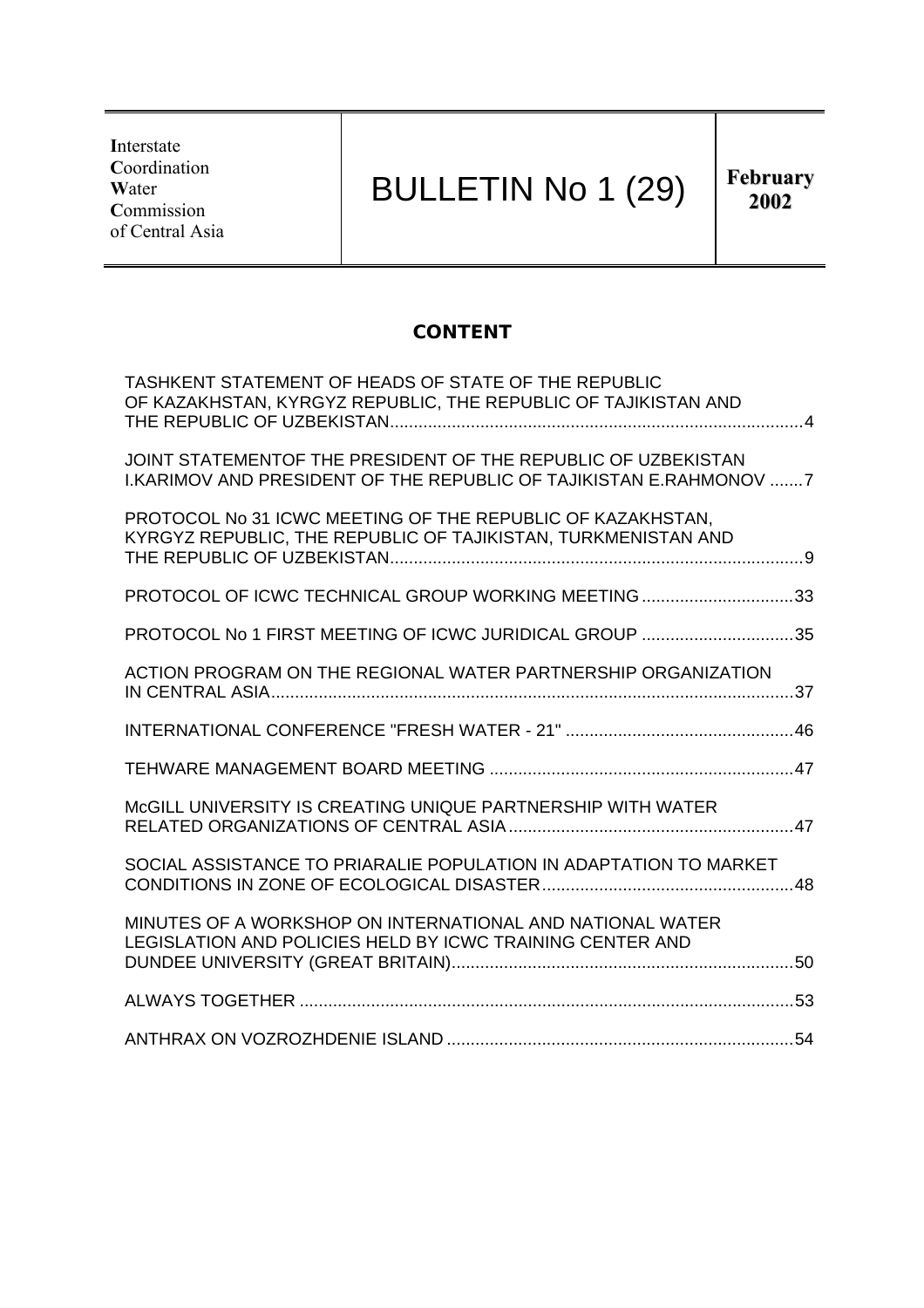| **I**nterstate<br>**C**oordination<br>**W**ater<br>**C**ommission<br>of Central Asia | BULLETIN No 1 (29) | **February 2002** |
|---|---|---|

## CONTENT

TASHKENT STATEMENT OF HEADS OF STATE OF THE REPUBLIC OF KAZAKHSTAN, KYRGYZ REPUBLIC, THE REPUBLIC OF TAJIKISTAN AND THE REPUBLIC OF UZBEKISTAN....................................................................................4

JOINT STATEMENTOF THE PRESIDENT OF THE REPUBLIC OF UZBEKISTAN I.KARIMOV AND PRESIDENT OF THE REPUBLIC OF TAJIKISTAN E.RAHMONOV .......7

PROTOCOL No 31 ICWC MEETING OF THE REPUBLIC OF KAZAKHSTAN, KYRGYZ REPUBLIC, THE REPUBLIC OF TAJIKISTAN, TURKMENISTAN AND THE REPUBLIC OF UZBEKISTAN....................................................................................9

PROTOCOL OF ICWC TECHNICAL GROUP WORKING MEETING ................................33

PROTOCOL No 1 FIRST MEETING OF ICWC JURIDICAL GROUP ................................35

ACTION PROGRAM ON THE REGIONAL WATER PARTNERSHIP ORGANIZATION IN CENTRAL ASIA.............................................................................................................37

INTERNATIONAL CONFERENCE "FRESH WATER - 21" ................................................46

TEHWARE MANAGEMENT BOARD MEETING ................................................................47

McGILL UNIVERSITY IS CREATING UNIQUE PARTNERSHIP WITH WATER RELATED ORGANIZATIONS OF CENTRAL ASIA............................................................47

SOCIAL ASSISTANCE TO PRIARALIE POPULATION IN ADAPTATION TO MARKET CONDITIONS IN ZONE OF ECOLOGICAL DISASTER.....................................................48

MINUTES OF A WORKSHOP ON INTERNATIONAL AND NATIONAL WATER LEGISLATION AND POLICIES HELD BY ICWC TRAINING CENTER AND DUNDEE UNIVERSITY (GREAT BRITAIN)........................................................................50

ALWAYS TOGETHER .......................................................................................................53

ANTHRAX ON VOZROZHDENIE ISLAND .........................................................................54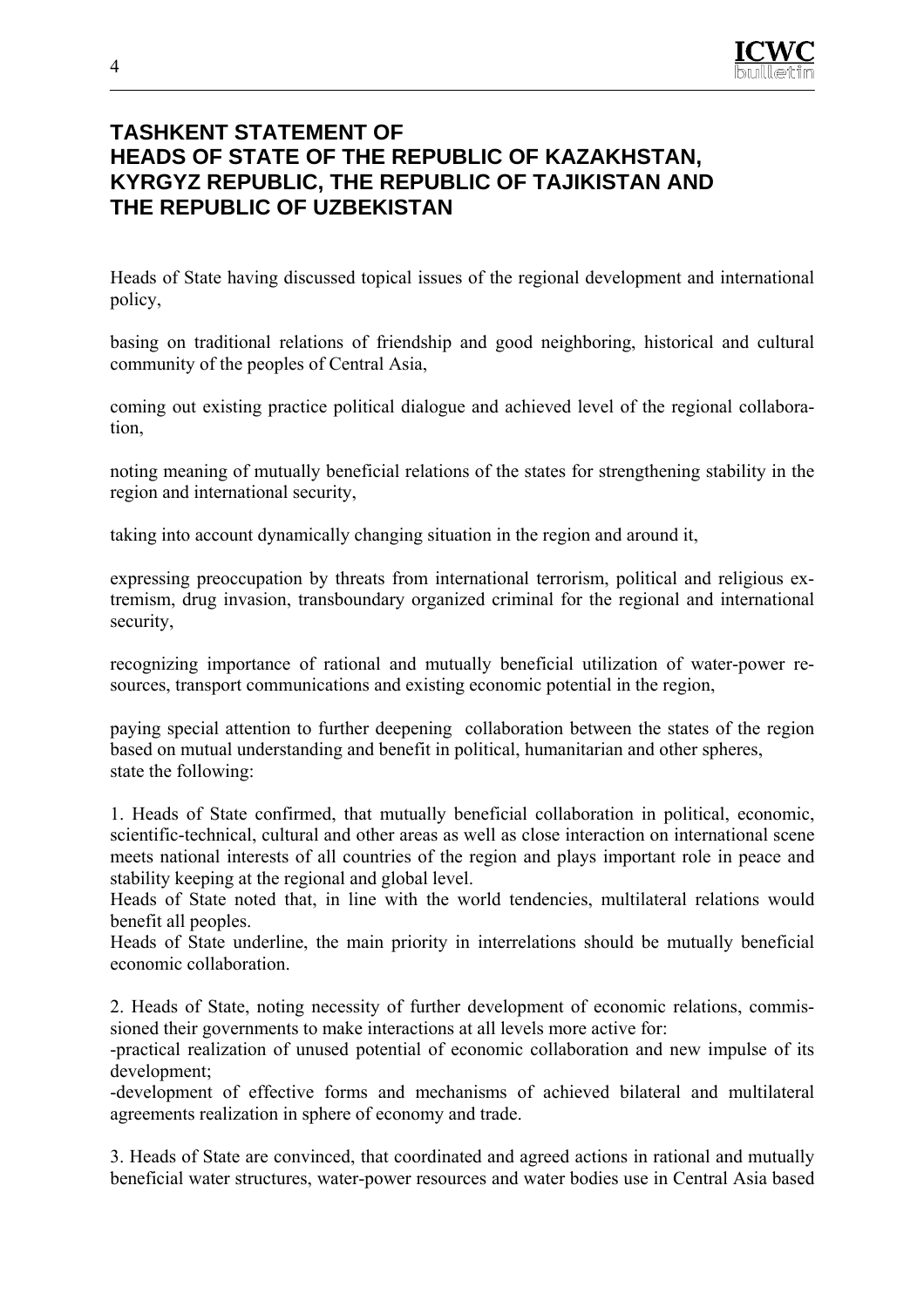# TASHKENT STATEMENT OF HEADS OF STATE OF THE REPUBLIC OF KAZAKHSTAN, KYRGYZ REPUBLIC, THE REPUBLIC OF TAJIKISTAN AND THE REPUBLIC OF UZBEKISTAN

Heads of State having discussed topical issues of the regional development and international policy,

basing on traditional relations of friendship and good neighboring, historical and cultural community of the peoples of Central Asia,

coming out existing practice political dialogue and achieved level of the regional collaboration,

noting meaning of mutually beneficial relations of the states for strengthening stability in the region and international security,

taking into account dynamically changing situation in the region and around it,

expressing preoccupation by threats from international terrorism, political and religious extremism, drug invasion, transboundary organized criminal for the regional and international security,

recognizing importance of rational and mutually beneficial utilization of water-power resources, transport communications and existing economic potential in the region,

paying special attention to further deepening collaboration between the states of the region based on mutual understanding and benefit in political, humanitarian and other spheres,
state the following:

1. Heads of State confirmed, that mutually beneficial collaboration in political, economic, scientific-technical, cultural and other areas as well as close interaction on international scene meets national interests of all countries of the region and plays important role in peace and stability keeping at the regional and global level.
Heads of State noted that, in line with the world tendencies, multilateral relations would benefit all peoples.
Heads of State underline, the main priority in interrelations should be mutually beneficial economic collaboration.

2. Heads of State, noting necessity of further development of economic relations, commissioned their governments to make interactions at all levels more active for:
-practical realization of unused potential of economic collaboration and new impulse of its development;
-development of effective forms and mechanisms of achieved bilateral and multilateral agreements realization in sphere of economy and trade.

3. Heads of State are convinced, that coordinated and agreed actions in rational and mutually beneficial water structures, water-power resources and water bodies use in Central Asia based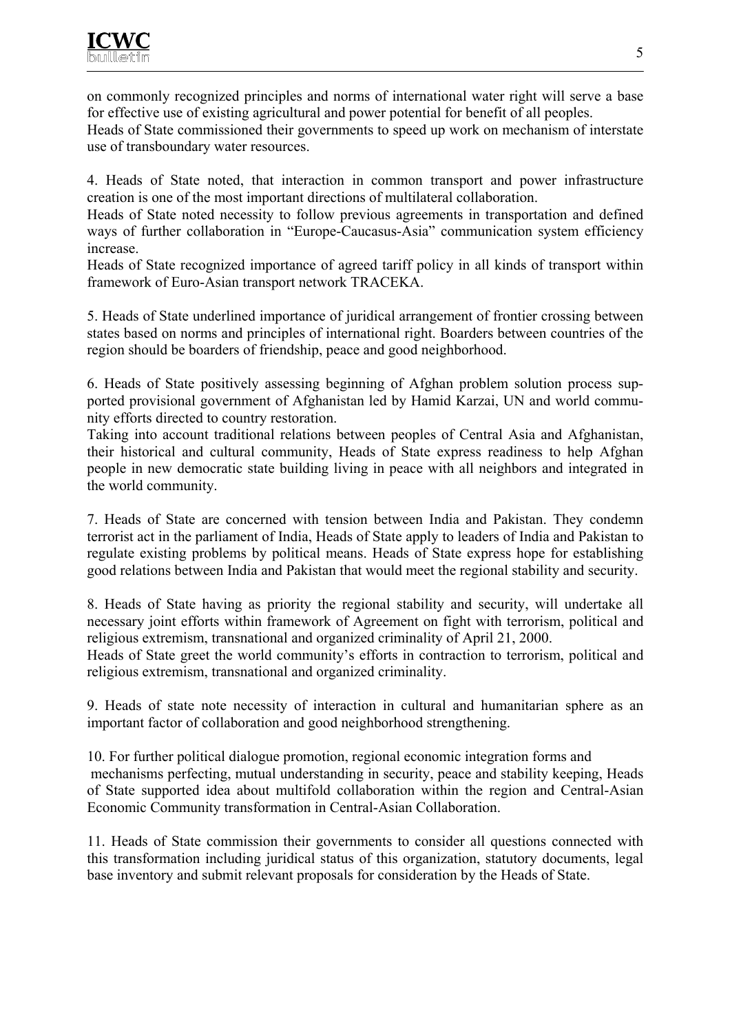on commonly recognized principles and norms of international water right will serve a base for effective use of existing agricultural and power potential for benefit of all peoples.
Heads of State commissioned their governments to speed up work on mechanism of interstate use of transboundary water resources.

4. Heads of State noted, that interaction in common transport and power infrastructure creation is one of the most important directions of multilateral collaboration.
Heads of State noted necessity to follow previous agreements in transportation and defined ways of further collaboration in “Europe-Caucasus-Asia” communication system efficiency increase.
Heads of State recognized importance of agreed tariff policy in all kinds of transport within framework of Euro-Asian transport network TRACEKA.

5. Heads of State underlined importance of juridical arrangement of frontier crossing between states based on norms and principles of international right. Boarders between countries of the region should be boarders of friendship, peace and good neighborhood.

6. Heads of State positively assessing beginning of Afghan problem solution process supported provisional government of Afghanistan led by Hamid Karzai, UN and world community efforts directed to country restoration.
Taking into account traditional relations between peoples of Central Asia and Afghanistan, their historical and cultural community, Heads of State express readiness to help Afghan people in new democratic state building living in peace with all neighbors and integrated in the world community.

7. Heads of State are concerned with tension between India and Pakistan. They condemn terrorist act in the parliament of India, Heads of State apply to leaders of India and Pakistan to regulate existing problems by political means. Heads of State express hope for establishing good relations between India and Pakistan that would meet the regional stability and security.

8. Heads of State having as priority the regional stability and security, will undertake all necessary joint efforts within framework of Agreement on fight with terrorism, political and religious extremism, transnational and organized criminality of April 21, 2000.
Heads of State greet the world community’s efforts in contraction to terrorism, political and religious extremism, transnational and organized criminality.

9. Heads of state note necessity of interaction in cultural and humanitarian sphere as an important factor of collaboration and good neighborhood strengthening.

10. For further political dialogue promotion, regional economic integration forms and mechanisms perfecting, mutual understanding in security, peace and stability keeping, Heads of State supported idea about multifold collaboration within the region and Central-Asian Economic Community transformation in Central-Asian Collaboration.

11. Heads of State commission their governments to consider all questions connected with this transformation including juridical status of this organization, statutory documents, legal base inventory and submit relevant proposals for consideration by the Heads of State.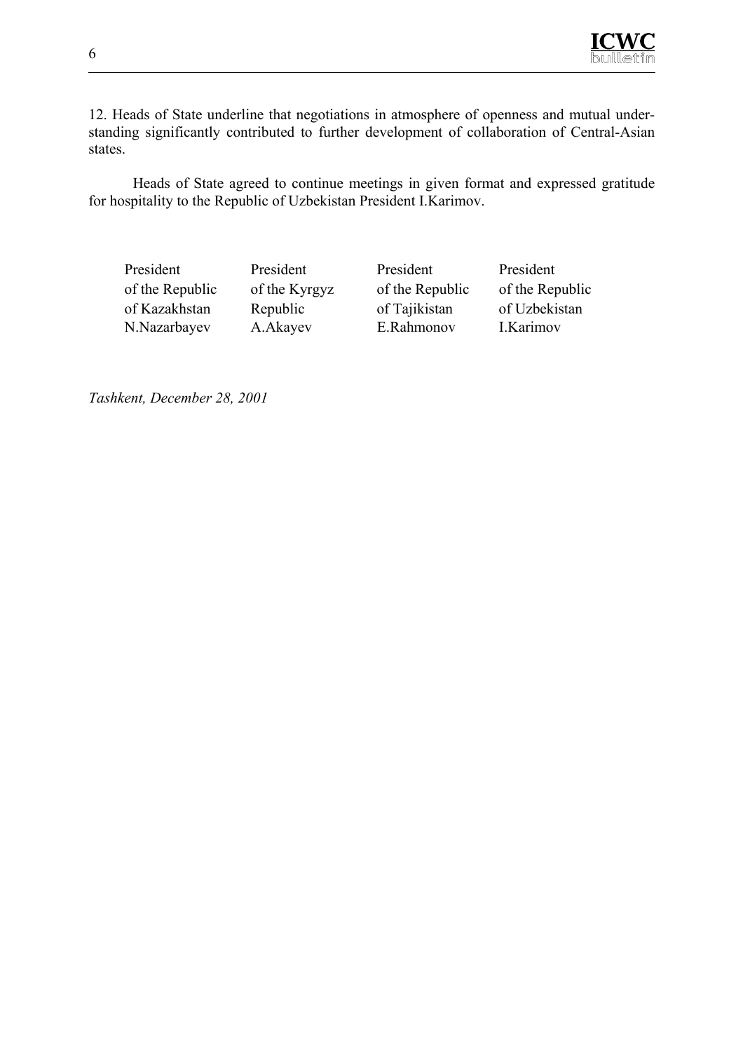12. Heads of State underline that negotiations in atmosphere of openness and mutual understanding significantly contributed to further development of collaboration of Central-Asian states.

Heads of State agreed to continue meetings in given format and expressed gratitude for hospitality to the Republic of Uzbekistan President I.Karimov.

| President of the Republic of Kazakhstan N.Nazarbayev | President of the Kyrgyz Republic A.Akayev | President of the Republic of Tajikistan E.Rahmonov | President of the Republic of Uzbekistan I.Karimov |
|---|---|---|---|

*Tashkent, December 28, 2001*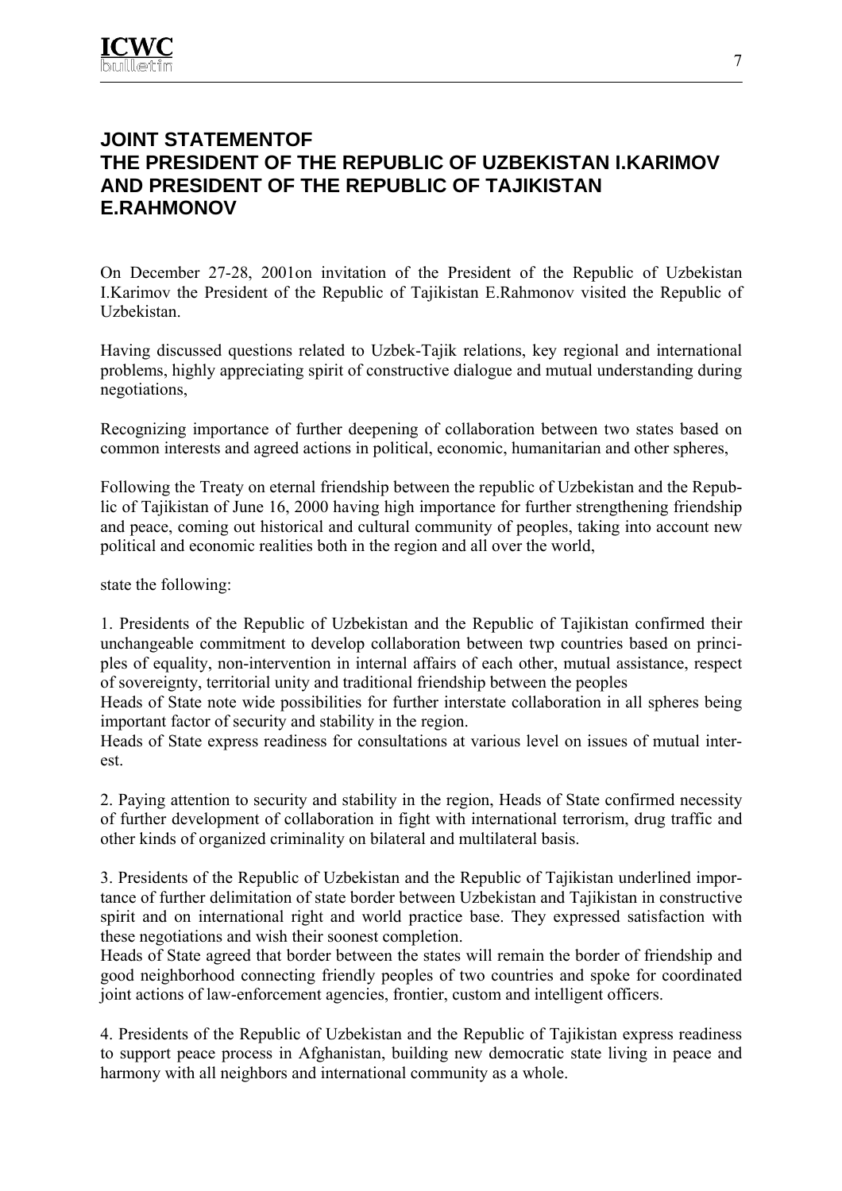## JOINT STATEMENTOF THE PRESIDENT OF THE REPUBLIC OF UZBEKISTAN I.KARIMOV AND PRESIDENT OF THE REPUBLIC OF TAJIKISTAN E.RAHMONOV

On December 27-28, 2001on invitation of the President of the Republic of Uzbekistan I.Karimov the President of the Republic of Tajikistan E.Rahmonov visited the Republic of Uzbekistan.

Having discussed questions related to Uzbek-Tajik relations, key regional and international problems, highly appreciating spirit of constructive dialogue and mutual understanding during negotiations,

Recognizing importance of further deepening of collaboration between two states based on common interests and agreed actions in political, economic, humanitarian and other spheres,

Following the Treaty on eternal friendship between the republic of Uzbekistan and the Republic of Tajikistan of June 16, 2000 having high importance for further strengthening friendship and peace, coming out historical and cultural community of peoples, taking into account new political and economic realities both in the region and all over the world,

state the following:

1. Presidents of the Republic of Uzbekistan and the Republic of Tajikistan confirmed their unchangeable commitment to develop collaboration between twp countries based on principles of equality, non-intervention in internal affairs of each other, mutual assistance, respect of sovereignty, territorial unity and traditional friendship between the peoples

Heads of State note wide possibilities for further interstate collaboration in all spheres being important factor of security and stability in the region.

Heads of State express readiness for consultations at various level on issues of mutual interest.

2. Paying attention to security and stability in the region, Heads of State confirmed necessity of further development of collaboration in fight with international terrorism, drug traffic and other kinds of organized criminality on bilateral and multilateral basis.

3. Presidents of the Republic of Uzbekistan and the Republic of Tajikistan underlined importance of further delimitation of state border between Uzbekistan and Tajikistan in constructive spirit and on international right and world practice base. They expressed satisfaction with these negotiations and wish their soonest completion.

Heads of State agreed that border between the states will remain the border of friendship and good neighborhood connecting friendly peoples of two countries and spoke for coordinated joint actions of law-enforcement agencies, frontier, custom and intelligent officers.

4. Presidents of the Republic of Uzbekistan and the Republic of Tajikistan express readiness to support peace process in Afghanistan, building new democratic state living in peace and harmony with all neighbors and international community as a whole.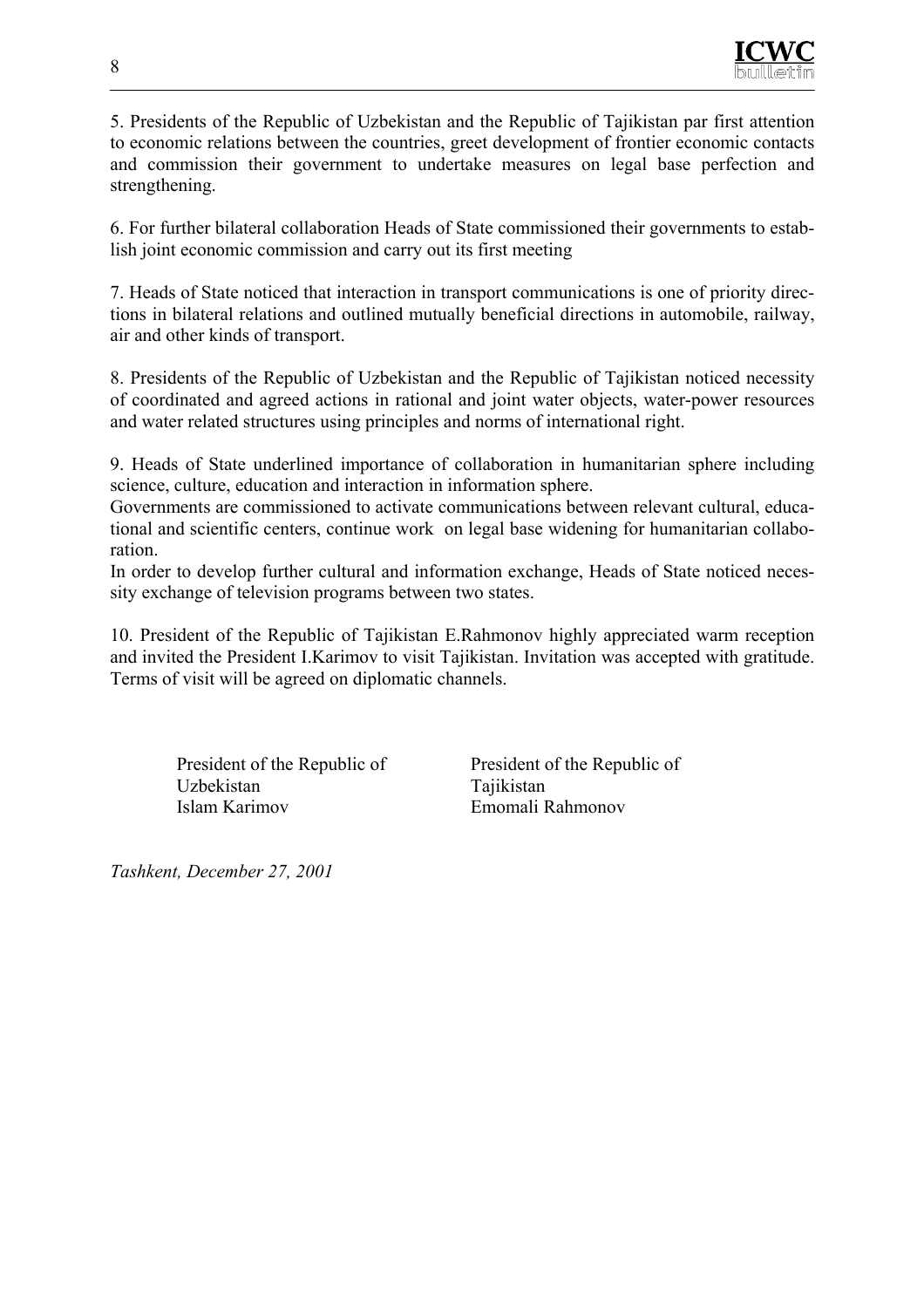5. Presidents of the Republic of Uzbekistan and the Republic of Tajikistan par first attention to economic relations between the countries, greet development of frontier economic contacts and commission their government to undertake measures on legal base perfection and strengthening.

6. For further bilateral collaboration Heads of State commissioned their governments to establish joint economic commission and carry out its first meeting

7. Heads of State noticed that interaction in transport communications is one of priority directions in bilateral relations and outlined mutually beneficial directions in automobile, railway, air and other kinds of transport.

8. Presidents of the Republic of Uzbekistan and the Republic of Tajikistan noticed necessity of coordinated and agreed actions in rational and joint water objects, water-power resources and water related structures using principles and norms of international right.

9. Heads of State underlined importance of collaboration in humanitarian sphere including science, culture, education and interaction in information sphere.
Governments are commissioned to activate communications between relevant cultural, educational and scientific centers, continue work on legal base widening for humanitarian collaboration.
In order to develop further cultural and information exchange, Heads of State noticed necessity exchange of television programs between two states.

10. President of the Republic of Tajikistan E.Rahmonov highly appreciated warm reception and invited the President I.Karimov to visit Tajikistan. Invitation was accepted with gratitude. Terms of visit will be agreed on diplomatic channels.

President of the Republic of Uzbekistan
Islam Karimov

President of the Republic of Tajikistan
Emomali Rahmonov

*Tashkent, December 27, 2001*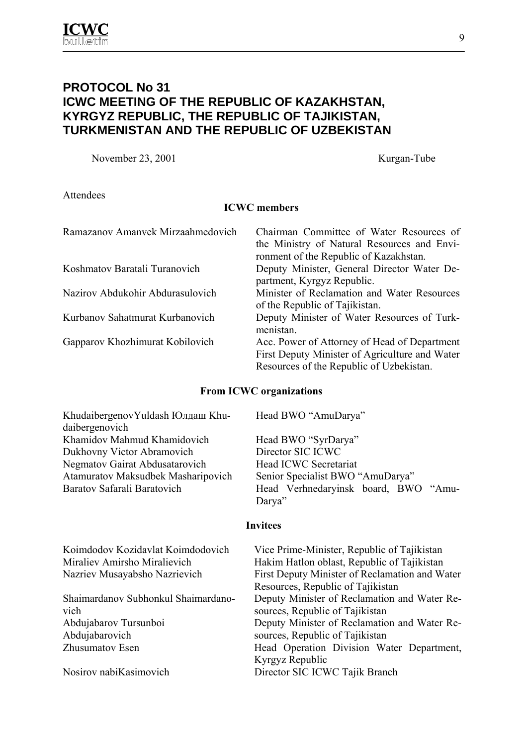## PROTOCOL No 31
## ICWC MEETING OF THE REPUBLIC OF KAZAKHSTAN, KYRGYZ REPUBLIC, THE REPUBLIC OF TAJIKISTAN, TURKMENISTAN AND THE REPUBLIC OF UZBEKISTAN

November 23, 2001 Kurgan-Tube

Attendees

**ICWC members**

| | |
|---|---|
| Ramazanov Amanvek Mirzaahmedovich | Chairman Committee of Water Resources of the Ministry of Natural Resources and Environment of the Republic of Kazakhstan. |
| Koshmatov Baratali Turanovich | Deputy Minister, General Director Water Department, Kyrgyz Republic. |
| Nazirov Abdukohir Abdurasulovich | Minister of Reclamation and Water Resources of the Republic of Tajikistan. |
| Kurbanov Sahatmurat Kurbanovich | Deputy Minister of Water Resources of Turkmenistan. |
| Gapparov Khozhimurat Kobilovich | Acc. Power of Attorney of Head of Department First Deputy Minister of Agriculture and Water Resources of the Republic of Uzbekistan. |

**From ICWC organizations**

| | |
|---|---|
| KhudaibergenovYuldash Юлдаш Khudaibergenovich | Head BWO "AmuDarya" |
| Khamidov Mahmud Khamidovich | Head BWO "SyrDarya" |
| Dukhovny Victor Abramovich | Director SIC ICWC |
| Negmatov Gairat Abdusatarovich | Head ICWC Secretariat |
| Atamuratov Maksudbek Masharipovich | Senior Specialist BWO "AmuDarya" |
| Baratov Safarali Baratovich | Head Verhnedaryinsk board, BWO "AmuDarya" |

**Invitees**

| | |
|---|---|
| Koimdodov Kozidavlat Koimdodovich | Vice Prime-Minister, Republic of Tajikistan |
| Miraliev Amirsho Miralievich | Hakim Hatlon oblast, Republic of Tajikistan |
| Nazriev Musayabsho Nazrievich | First Deputy Minister of Reclamation and Water Resources, Republic of Tajikistan |
| Shaimardanov Subhonkul Shaimardanovich | Deputy Minister of Reclamation and Water Resources, Republic of Tajikistan |
| Abdujabarov Tursunboi Abdujabarovich | Deputy Minister of Reclamation and Water Resources, Republic of Tajikistan |
| Zhusumatov Esen | Head Operation Division Water Department, Kyrgyz Republic |
| Nosirov nabiKasimovich | Director SIC ICWC Tajik Branch |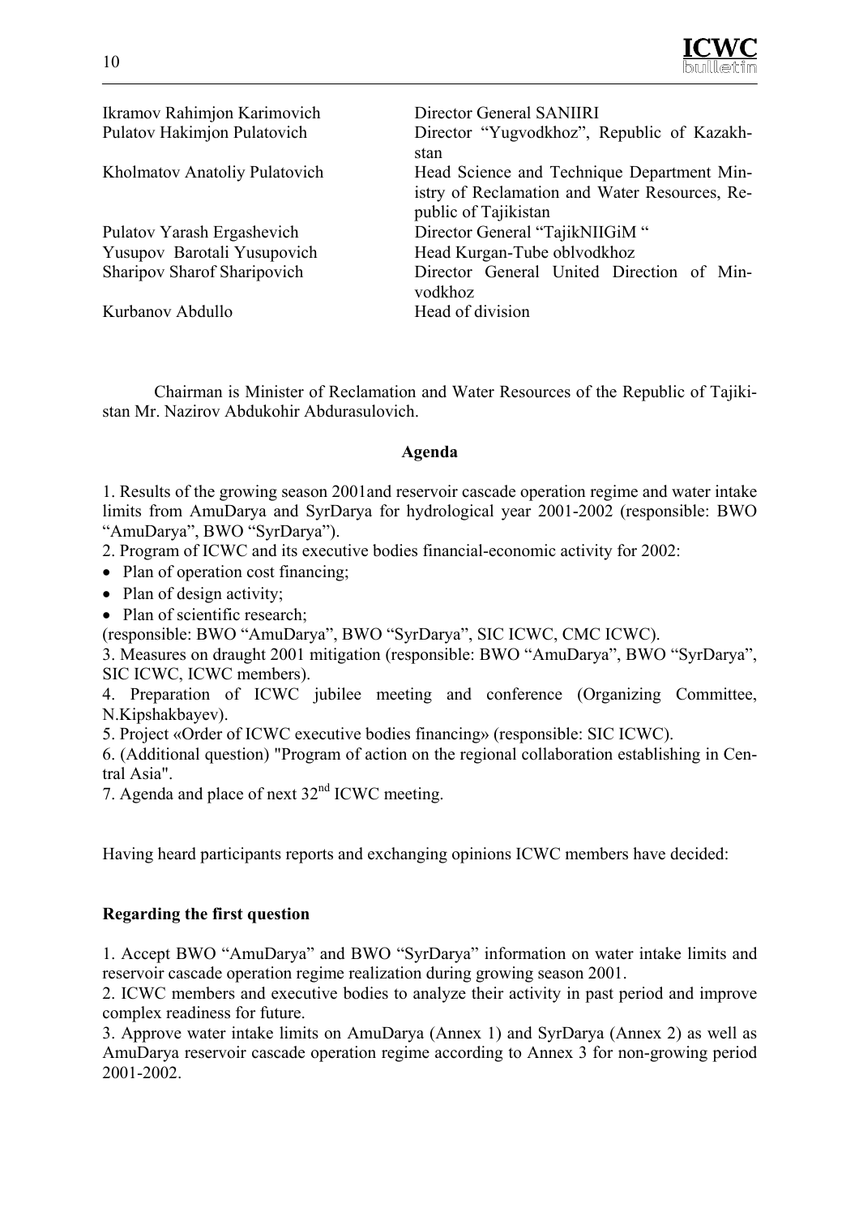| | |
|---|---|
| Ikramov Rahimjon Karimovich | Director General SANIIRI |
| Pulatov Hakimjon Pulatovich | Director "Yugvodkhoz", Republic of Kazakhstan |
| Kholmatov Anatoliy Pulatovich | Head Science and Technique Department Ministry of Reclamation and Water Resources, Republic of Tajikistan |
| Pulatov Yarash Ergashevich | Director General "TajikNIIGiM " |
| Yusupov Barotali Yusupovich | Head Kurgan-Tube oblvodkhoz |
| Sharipov Sharof Sharipovich | Director General United Direction of Minvodkhoz |
| Kurbanov Abdullo | Head of division |

Chairman is Minister of Reclamation and Water Resources of the Republic of Tajikistan Mr. Nazirov Abdukohir Abdurasulovich.

**Agenda**

1. Results of the growing season 2001and reservoir cascade operation regime and water intake limits from AmuDarya and SyrDarya for hydrological year 2001-2002 (responsible: BWO "AmuDarya", BWO "SyrDarya").
2. Program of ICWC and its executive bodies financial-economic activity for 2002:
- Plan of operation cost financing;
- Plan of design activity;
- Plan of scientific research;

(responsible: BWO "AmuDarya", BWO "SyrDarya", SIC ICWC, CMC ICWC).
3. Measures on draught 2001 mitigation (responsible: BWO "AmuDarya", BWO "SyrDarya", SIC ICWC, ICWC members).
4. Preparation of ICWC jubilee meeting and conference (Organizing Committee, N.Kipshakbayev).
5. Project «Order of ICWC executive bodies financing» (responsible: SIC ICWC).
6. (Additional question) "Program of action on the regional collaboration establishing in Central Asia".
7. Agenda and place of next 32nd ICWC meeting.

Having heard participants reports and exchanging opinions ICWC members have decided:

**Regarding the first question**

1. Accept BWO "AmuDarya" and BWO "SyrDarya" information on water intake limits and reservoir cascade operation regime realization during growing season 2001.
2. ICWC members and executive bodies to analyze their activity in past period and improve complex readiness for future.
3. Approve water intake limits on AmuDarya (Annex 1) and SyrDarya (Annex 2) as well as AmuDarya reservoir cascade operation regime according to Annex 3 for non-growing period 2001-2002.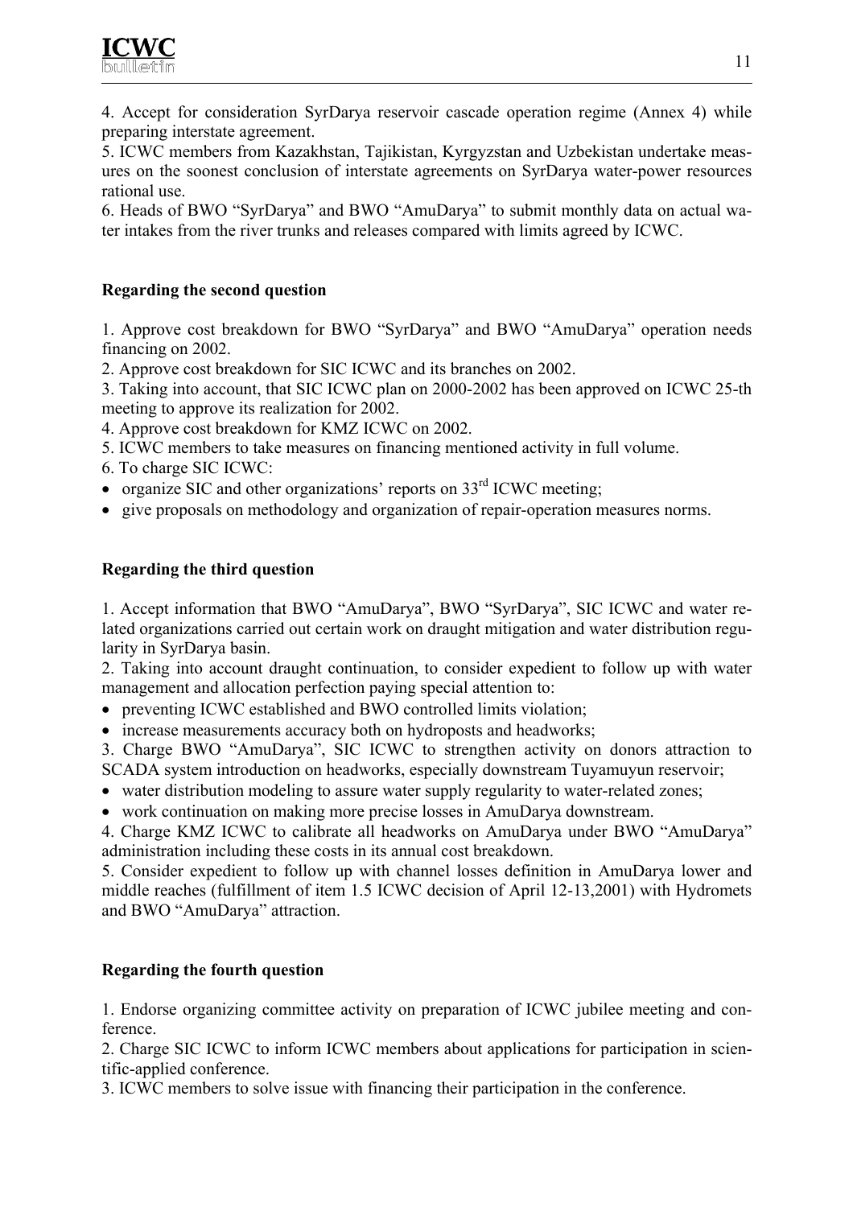4. Accept for consideration SyrDarya reservoir cascade operation regime (Annex 4) while preparing interstate agreement.
5. ICWC members from Kazakhstan, Tajikistan, Kyrgyzstan and Uzbekistan undertake measures on the soonest conclusion of interstate agreements on SyrDarya water-power resources rational use.
6. Heads of BWO "SyrDarya" and BWO "AmuDarya" to submit monthly data on actual water intakes from the river trunks and releases compared with limits agreed by ICWC.

**Regarding the second question**

1. Approve cost breakdown for BWO "SyrDarya" and BWO "AmuDarya" operation needs financing on 2002.
2. Approve cost breakdown for SIC ICWC and its branches on 2002.
3. Taking into account, that SIC ICWC plan on 2000-2002 has been approved on ICWC 25-th meeting to approve its realization for 2002.
4. Approve cost breakdown for KMZ ICWC on 2002.
5. ICWC members to take measures on financing mentioned activity in full volume.
6. To charge SIC ICWC:
- organize SIC and other organizations' reports on 33rd ICWC meeting;
- give proposals on methodology and organization of repair-operation measures norms.

**Regarding the third question**

1. Accept information that BWO "AmuDarya", BWO "SyrDarya", SIC ICWC and water related organizations carried out certain work on draught mitigation and water distribution regularity in SyrDarya basin.
2. Taking into account draught continuation, to consider expedient to follow up with water management and allocation perfection paying special attention to:
- preventing ICWC established and BWO controlled limits violation;
- increase measurements accuracy both on hydroposts and headworks;
3. Charge BWO "AmuDarya", SIC ICWC to strengthen activity on donors attraction to SCADA system introduction on headworks, especially downstream Tuyamuyun reservoir;
- water distribution modeling to assure water supply regularity to water-related zones;
- work continuation on making more precise losses in AmuDarya downstream.
4. Charge KMZ ICWC to calibrate all headworks on AmuDarya under BWO "AmuDarya" administration including these costs in its annual cost breakdown.
5. Consider expedient to follow up with channel losses definition in AmuDarya lower and middle reaches (fulfillment of item 1.5 ICWC decision of April 12-13,2001) with Hydromets and BWO "AmuDarya" attraction.

**Regarding the fourth question**

1. Endorse organizing committee activity on preparation of ICWC jubilee meeting and conference.
2. Charge SIC ICWC to inform ICWC members about applications for participation in scientific-applied conference.
3. ICWC members to solve issue with financing their participation in the conference.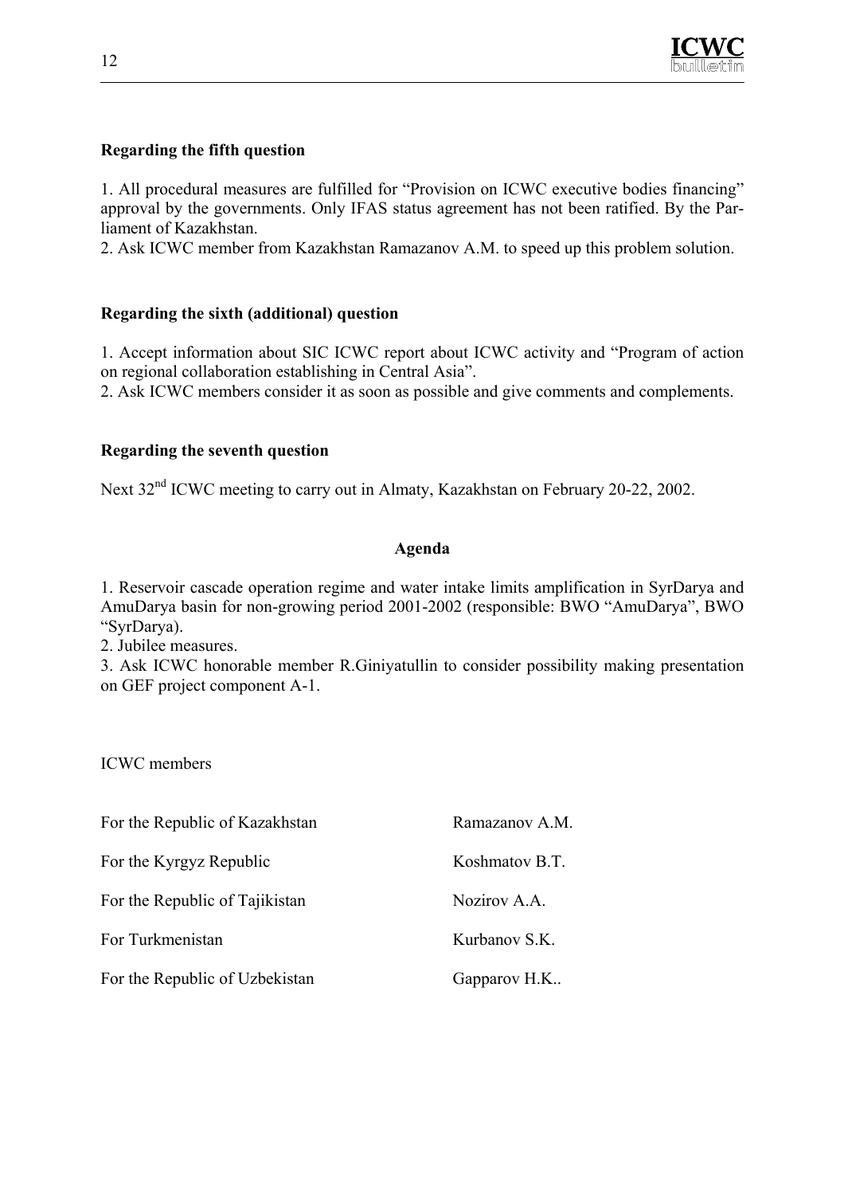**Regarding the fifth question**

1. All procedural measures are fulfilled for "Provision on ICWC executive bodies financing" approval by the governments. Only IFAS status agreement has not been ratified. By the Parliament of Kazakhstan.
2. Ask ICWC member from Kazakhstan Ramazanov A.M. to speed up this problem solution.

**Regarding the sixth (additional) question**

1. Accept information about SIC ICWC report about ICWC activity and "Program of action on regional collaboration establishing in Central Asia".
2. Ask ICWC members consider it as soon as possible and give comments and complements.

**Regarding the seventh question**

Next 32nd ICWC meeting to carry out in Almaty, Kazakhstan on February 20-22, 2002.

**Agenda**

1. Reservoir cascade operation regime and water intake limits amplification in SyrDarya and AmuDarya basin for non-growing period 2001-2002 (responsible: BWO "AmuDarya", BWO "SyrDarya).
2. Jubilee measures.
3. Ask ICWC honorable member R.Giniyatullin to consider possibility making presentation on GEF project component A-1.

ICWC members

| | |
|---|---|
| For the Republic of Kazakhstan | Ramazanov A.M. |
| For the Kyrgyz Republic | Koshmatov B.T. |
| For the Republic of Tajikistan | Nozirov A.A. |
| For Turkmenistan | Kurbanov S.K. |
| For the Republic of Uzbekistan | Gapparov H.K.. |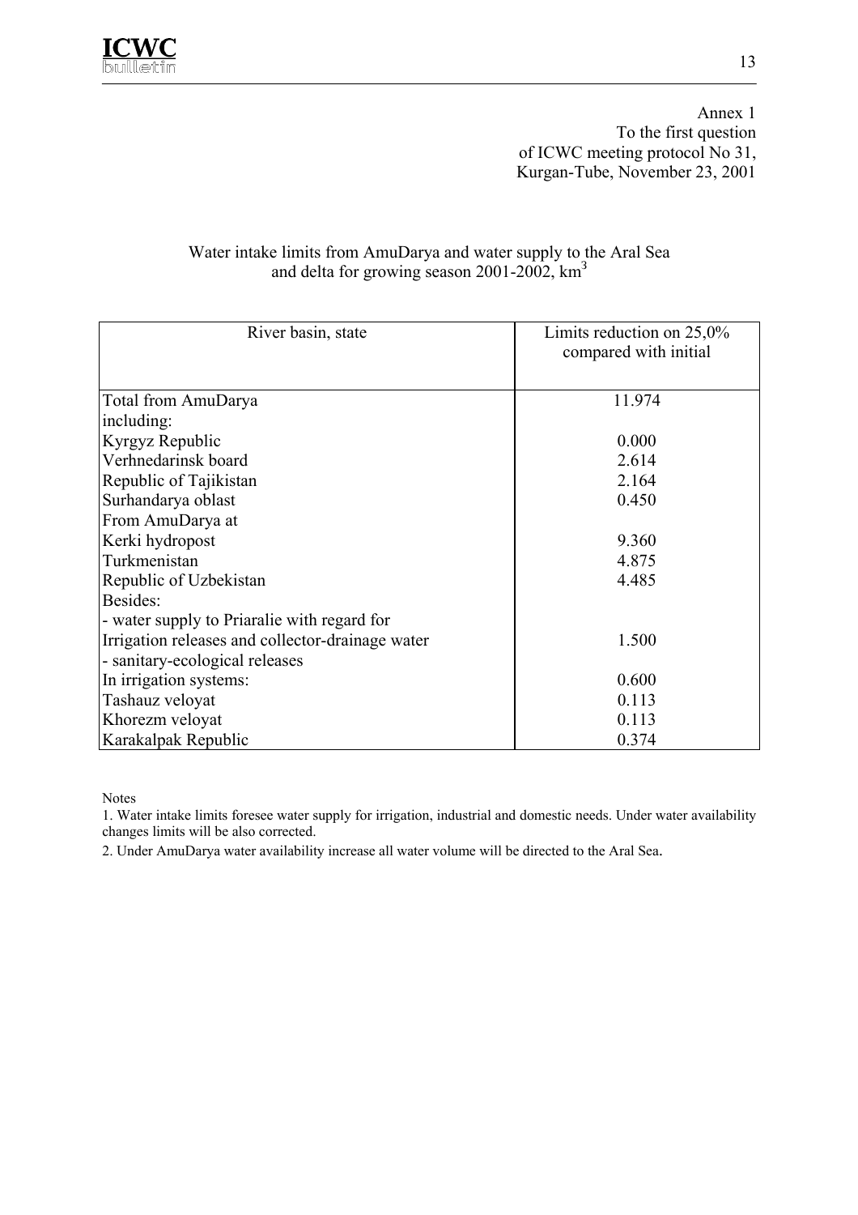Annex 1
To the first question
of ICWC meeting protocol No 31,
Kurgan-Tube, November 23, 2001

Water intake limits from AmuDarya and water supply to the Aral Sea and delta for growing season 2001-2002, $km^3$

| River basin, state | Limits reduction on 25,0% compared with initial |
|---|---|
| Total from AmuDarya | 11.974 |
| including: | |
| Kyrgyz Republic | 0.000 |
| Verhnedarinsk board | 2.614 |
| Republic of Tajikistan | 2.164 |
| Surhandarya oblast | 0.450 |
| From AmuDarya at | |
| Kerki hydropost | 9.360 |
| Turkmenistan | 4.875 |
| Republic of Uzbekistan | 4.485 |
| Besides: | |
| - water supply to Priaralie with regard for | |
| Irrigation releases and collector-drainage water | 1.500 |
| - sanitary-ecological releases | |
| In irrigation systems: | 0.600 |
| Tashauz veloyat | 0.113 |
| Khorezm veloyat | 0.113 |
| Karakalpak Republic | 0.374 |

Notes

1. Water intake limits foresee water supply for irrigation, industrial and domestic needs. Under water availability changes limits will be also corrected.

2. Under AmuDarya water availability increase all water volume will be directed to the Aral Sea.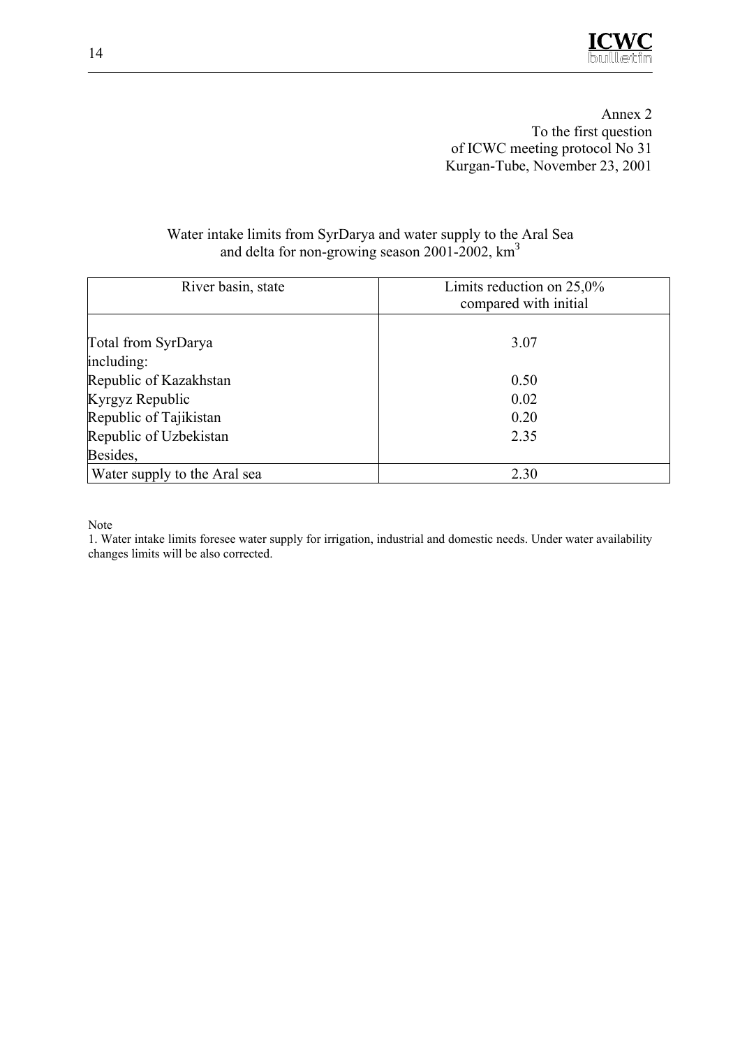Annex 2
To the first question
of ICWC meeting protocol No 31
Kurgan-Tube, November 23, 2001

Water intake limits from SyrDarya and water supply to the Aral Sea and delta for non-growing season 2001-2002, $km^3$

| River basin, state | Limits reduction on 25,0% compared with initial |
|---|---|
| Total from SyrDarya | 3.07 |
| including: | |
| Republic of Kazakhstan | 0.50 |
| Kyrgyz Republic | 0.02 |
| Republic of Tajikistan | 0.20 |
| Republic of Uzbekistan | 2.35 |
| Besides, | |
| Water supply to the Aral sea | 2.30 |

Note

1. Water intake limits foresee water supply for irrigation, industrial and domestic needs. Under water availability changes limits will be also corrected.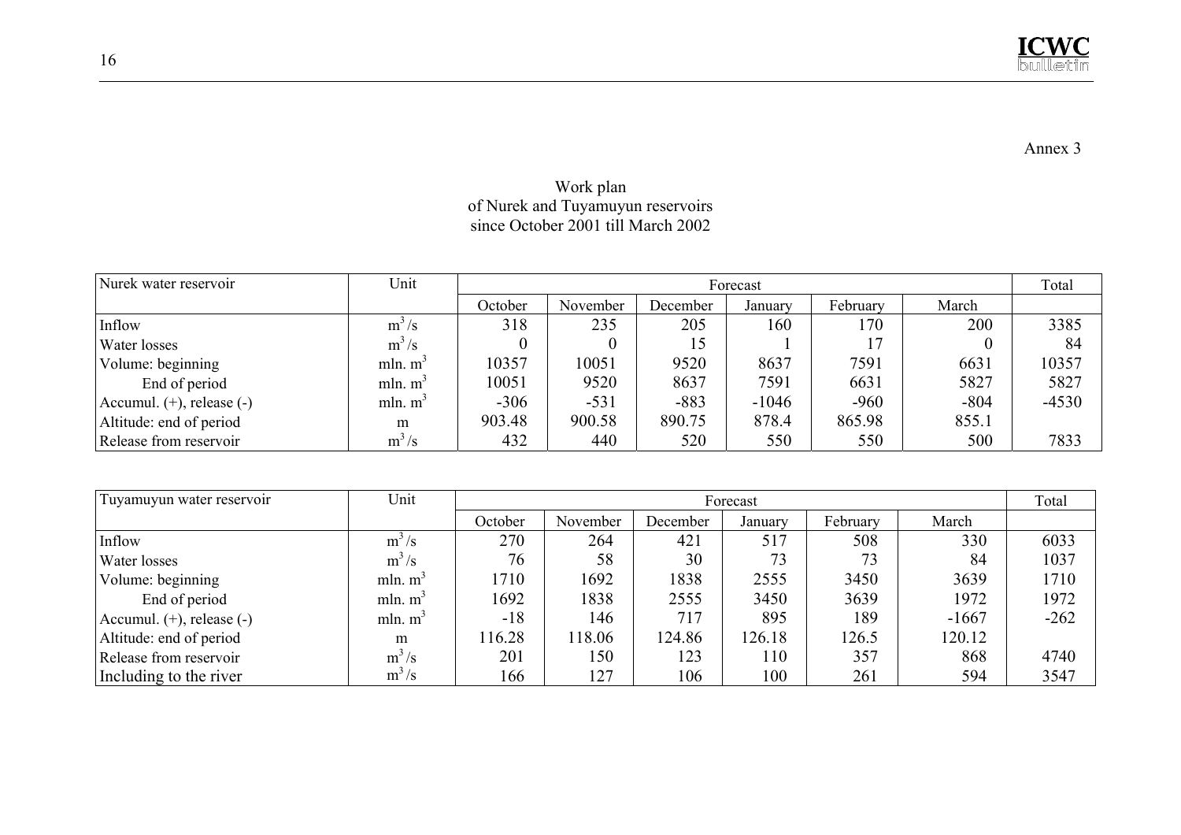Annex 3

Work plan
of Nurek and Tuyamuyun reservoirs
since October 2001 till March 2002

| Nurek water reservoir | Unit | Forecast | | | | | | Total |
|---|---|---|---|---|---|---|---|---|
| | | October | November | December | January | February | March | |
| Inflow | $m^3/s$ | 318 | 235 | 205 | 160 | 170 | 200 | 3385 |
| Water losses | $m^3/s$ | 0 | 0 | 15 | 1 | 17 | 0 | 84 |
| Volume: beginning | mln. $m^3$ | 10357 | 10051 | 9520 | 8637 | 7591 | 6631 | 10357 |
| End of period | mln. $m^3$ | 10051 | 9520 | 8637 | 7591 | 6631 | 5827 | 5827 |
| Accumul. (+), release (-) | mln. $m^3$ | -306 | -531 | -883 | -1046 | -960 | -804 | -4530 |
| Altitude: end of period | m | 903.48 | 900.58 | 890.75 | 878.4 | 865.98 | 855.1 | |
| Release from reservoir | $m^3/s$ | 432 | 440 | 520 | 550 | 550 | 500 | 7833 |

| Tuyamuyun water reservoir | Unit | Forecast | | | | | | Total |
|---|---|---|---|---|---|---|---|---|
| | | October | November | December | January | February | March | |
| Inflow | $m^3/s$ | 270 | 264 | 421 | 517 | 508 | 330 | 6033 |
| Water losses | $m^3/s$ | 76 | 58 | 30 | 73 | 73 | 84 | 1037 |
| Volume: beginning | mln. $m^3$ | 1710 | 1692 | 1838 | 2555 | 3450 | 3639 | 1710 |
| End of period | mln. $m^3$ | 1692 | 1838 | 2555 | 3450 | 3639 | 1972 | 1972 |
| Accumul. (+), release (-) | mln. $m^3$ | -18 | 146 | 717 | 895 | 189 | -1667 | -262 |
| Altitude: end of period | m | 116.28 | 118.06 | 124.86 | 126.18 | 126.5 | 120.12 | |
| Release from reservoir | $m^3/s$ | 201 | 150 | 123 | 110 | 357 | 868 | 4740 |
| Including to the river | $m^3/s$ | 166 | 127 | 106 | 100 | 261 | 594 | 3547 |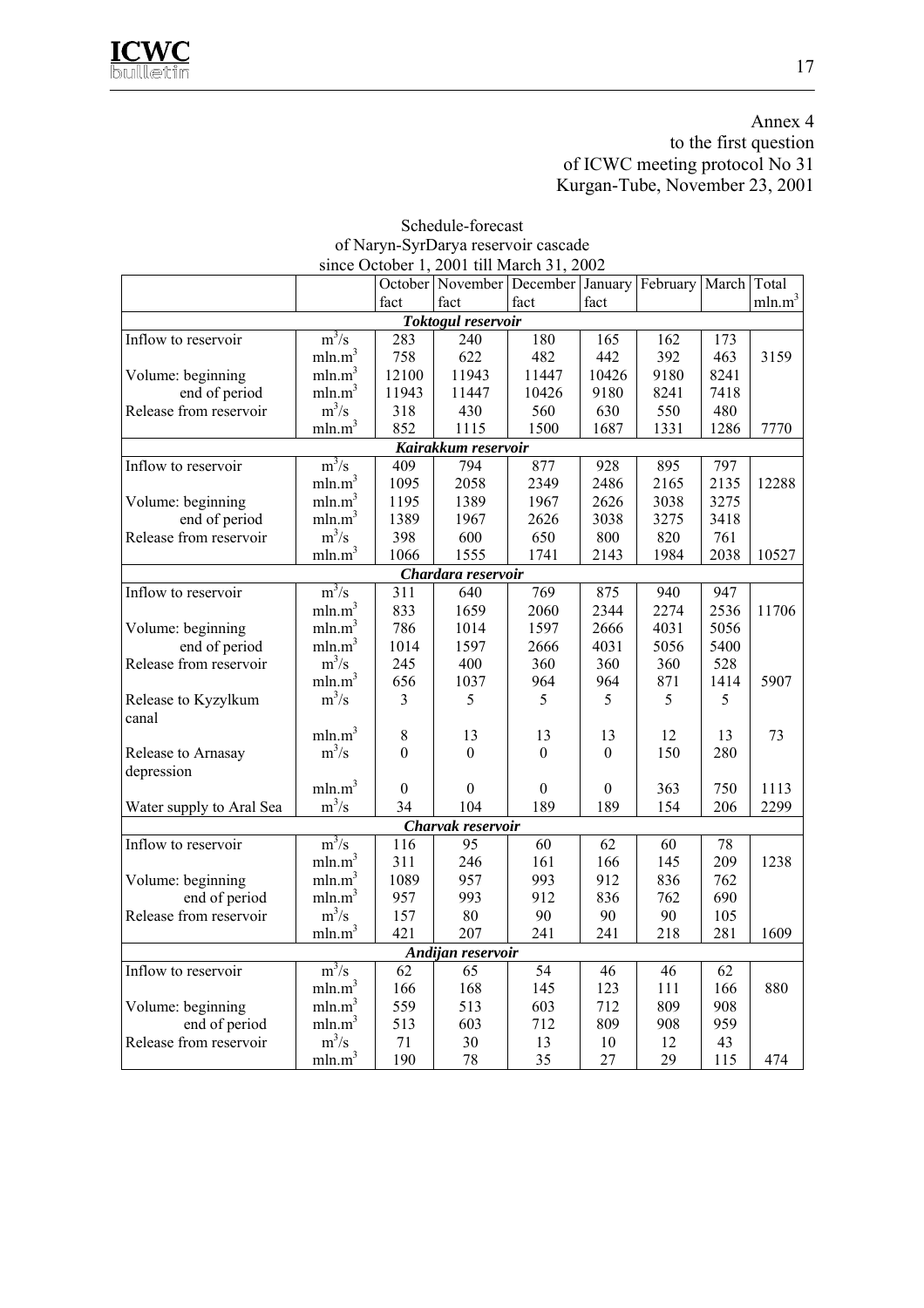Annex 4
to the first question
of ICWC meeting protocol No 31
Kurgan-Tube, November 23, 2001

Schedule-forecast
of Naryn-SyrDarya reservoir cascade
since October 1, 2001 till March 31, 2002

| | | October fact | November fact | December fact | January fact | February | March | Total $mln.m^3$ |
|---|---|---|---|---|---|---|---|---|
| ***Toktogul reservoir*** | | | | | | | | |
| Inflow to reservoir | $m^3/s$ | 283 | 240 | 180 | 165 | 162 | 173 | |
| | $mln.m^3$ | 758 | 622 | 482 | 442 | 392 | 463 | 3159 |
| Volume: beginning | $mln.m^3$ | 12100 | 11943 | 11447 | 10426 | 9180 | 8241 | |
| end of period | $mln.m^3$ | 11943 | 11447 | 10426 | 9180 | 8241 | 7418 | |
| Release from reservoir | $m^3/s$ | 318 | 430 | 560 | 630 | 550 | 480 | |
| | $mln.m^3$ | 852 | 1115 | 1500 | 1687 | 1331 | 1286 | 7770 |
| ***Kairakkum reservoir*** | | | | | | | | |
| Inflow to reservoir | $m^3/s$ | 409 | 794 | 877 | 928 | 895 | 797 | |
| | $mln.m^3$ | 1095 | 2058 | 2349 | 2486 | 2165 | 2135 | 12288 |
| Volume: beginning | $mln.m^3$ | 1195 | 1389 | 1967 | 2626 | 3038 | 3275 | |
| end of period | $mln.m^3$ | 1389 | 1967 | 2626 | 3038 | 3275 | 3418 | |
| Release from reservoir | $m^3/s$ | 398 | 600 | 650 | 800 | 820 | 761 | |
| | $mln.m^3$ | 1066 | 1555 | 1741 | 2143 | 1984 | 2038 | 10527 |
| ***Chardara reservoir*** | | | | | | | | |
| Inflow to reservoir | $m^3/s$ | 311 | 640 | 769 | 875 | 940 | 947 | |
| | $mln.m^3$ | 833 | 1659 | 2060 | 2344 | 2274 | 2536 | 11706 |
| Volume: beginning | $mln.m^3$ | 786 | 1014 | 1597 | 2666 | 4031 | 5056 | |
| end of period | $mln.m^3$ | 1014 | 1597 | 2666 | 4031 | 5056 | 5400 | |
| Release from reservoir | $m^3/s$ | 245 | 400 | 360 | 360 | 360 | 528 | |
| | $mln.m^3$ | 656 | 1037 | 964 | 964 | 871 | 1414 | 5907 |
| Release to Kyzylkum canal | $m^3/s$ | 3 | 5 | 5 | 5 | 5 | 5 | |
| | $mln.m^3$ | 8 | 13 | 13 | 13 | 12 | 13 | 73 |
| Release to Arnasay depression | $m^3/s$ | 0 | 0 | 0 | 0 | 150 | 280 | |
| | $mln.m^3$ | 0 | 0 | 0 | 0 | 363 | 750 | 1113 |
| Water supply to Aral Sea | $m^3/s$ | 34 | 104 | 189 | 189 | 154 | 206 | 2299 |
| ***Charvak reservoir*** | | | | | | | | |
| Inflow to reservoir | $m^3/s$ | 116 | 95 | 60 | 62 | 60 | 78 | |
| | $mln.m^3$ | 311 | 246 | 161 | 166 | 145 | 209 | 1238 |
| Volume: beginning | $mln.m^3$ | 1089 | 957 | 993 | 912 | 836 | 762 | |
| end of period | $mln.m^3$ | 957 | 993 | 912 | 836 | 762 | 690 | |
| Release from reservoir | $m^3/s$ | 157 | 80 | 90 | 90 | 90 | 105 | |
| | $mln.m^3$ | 421 | 207 | 241 | 241 | 218 | 281 | 1609 |
| ***Andijan reservoir*** | | | | | | | | |
| Inflow to reservoir | $m^3/s$ | 62 | 65 | 54 | 46 | 46 | 62 | |
| | $mln.m^3$ | 166 | 168 | 145 | 123 | 111 | 166 | 880 |
| Volume: beginning | $mln.m^3$ | 559 | 513 | 603 | 712 | 809 | 908 | |
| end of period | $mln.m^3$ | 513 | 603 | 712 | 809 | 908 | 959 | |
| Release from reservoir | $m^3/s$ | 71 | 30 | 13 | 10 | 12 | 43 | |
| | $mln.m^3$ | 190 | 78 | 35 | 27 | 29 | 115 | 474 |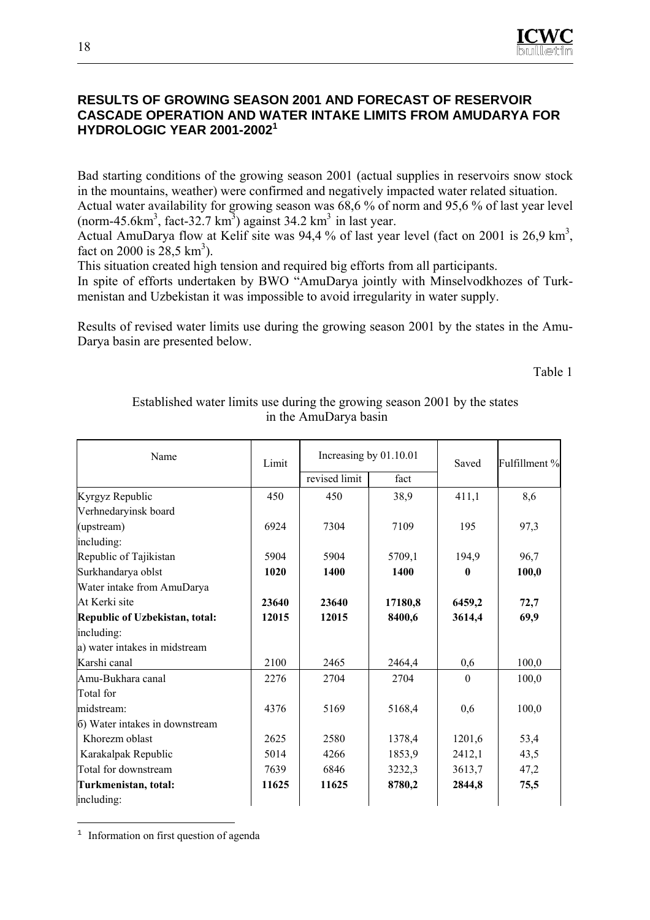## RESULTS OF GROWING SEASON 2001 AND FORECAST OF RESERVOIR CASCADE OPERATION AND WATER INTAKE LIMITS FROM AMUDARYA FOR HYDROLOGIC YEAR 2001-2002[1]

Bad starting conditions of the growing season 2001 (actual supplies in reservoirs snow stock in the mountains, weather) were confirmed and negatively impacted water related situation.
Actual water availability for growing season was 68,6 % of norm and 95,6 % of last year level (norm-45.6km$^3$, fact-32.7 km$^3$) against 34.2 km$^3$ in last year.
Actual AmuDarya flow at Kelif site was 94,4 % of last year level (fact on 2001 is 26,9 km$^3$, fact on 2000 is 28,5 km$^3$).
This situation created high tension and required big efforts from all participants.
In spite of efforts undertaken by BWO "AmuDarya jointly with Minselvodkhozes of Turkmenistan and Uzbekistan it was impossible to avoid irregularity in water supply.

Results of revised water limits use during the growing season 2001 by the states in the AmuDarya basin are presented below.

Table 1

Established water limits use during the growing season 2001 by the states in the AmuDarya basin

| Name | Limit | Increasing by 01.10.01 | | Saved | Fulfillment % |
|---|---|---|---|---|---|
| | | revised limit | fact | | |
| Kyrgyz Republic | 450 | 450 | 38,9 | 411,1 | 8,6 |
| Verhnedaryinsk board (upstream) | 6924 | 7304 | 7109 | 195 | 97,3 |
| including: | | | | | |
| Republic of Tajikistan | 5904 | 5904 | 5709,1 | 194,9 | 96,7 |
| Surkhandarya oblst | **1020** | **1400** | **1400** | **0** | **100,0** |
| Water intake from AmuDarya At Kerki site | **23640** | **23640** | **17180,8** | **6459,2** | **72,7** |
| **Republic of Uzbekistan, total:** | **12015** | **12015** | **8400,6** | **3614,4** | **69,9** |
| including: | | | | | |
| a) water intakes in midstream Karshi canal | 2100 | 2465 | 2464,4 | 0,6 | 100,0 |
| Amu-Bukhara canal | 2276 | 2704 | 2704 | 0 | 100,0 |
| Total for midstream: | 4376 | 5169 | 5168,4 | 0,6 | 100,0 |
| б) Water intakes in downstream | | | | | |
| Khorezm oblast | 2625 | 2580 | 1378,4 | 1201,6 | 53,4 |
| Karakalpak Republic | 5014 | 4266 | 1853,9 | 2412,1 | 43,5 |
| Total for downstream | 7639 | 6846 | 3232,3 | 3613,7 | 47,2 |
| **Turkmenistan, total:** | **11625** | **11625** | **8780,2** | **2844,8** | **75,5** |
| including: | | | | | |

[1] Information on first question of agenda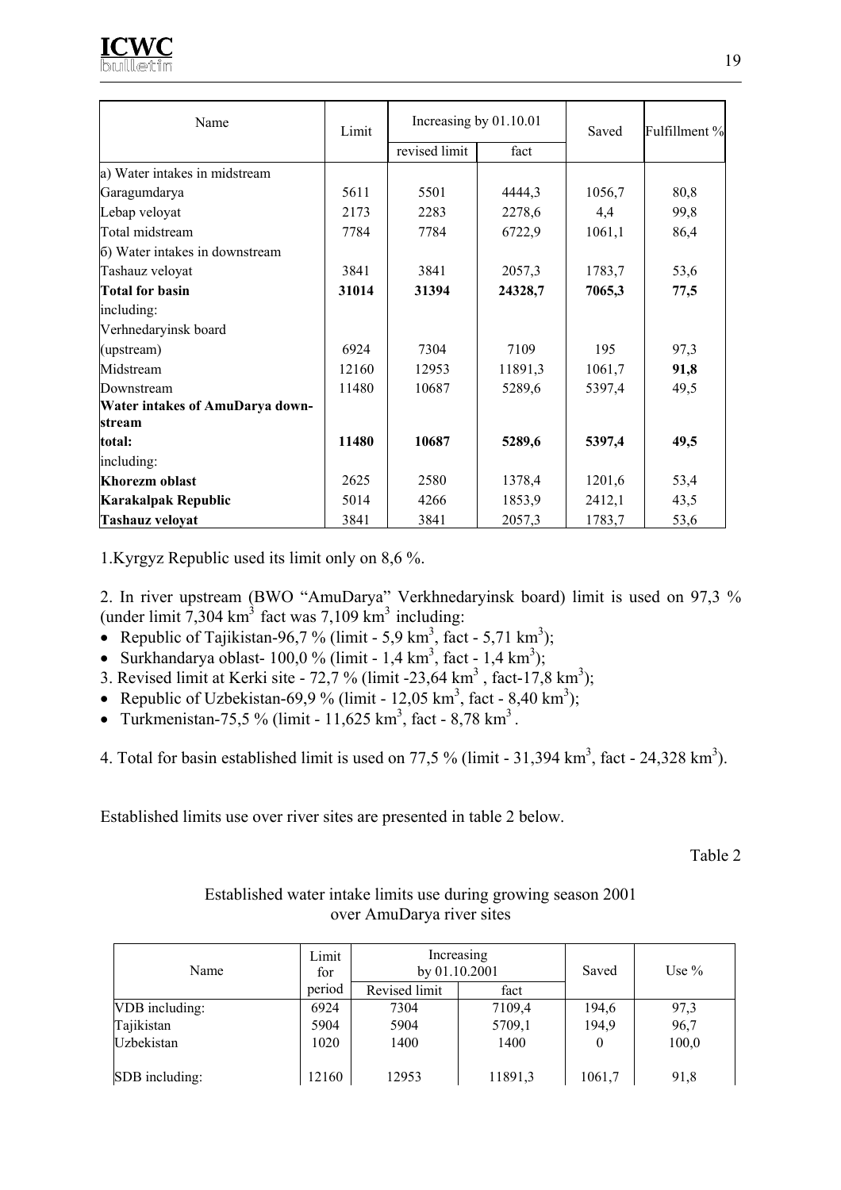| Name | Limit | Increasing by 01.10.01 | | Saved | Fulfillment % |
|---|---|---|---|---|---|
| | | revised limit | fact | | |
| a) Water intakes in midstream | | | | | |
| Garagumdarya | 5611 | 5501 | 4444,3 | 1056,7 | 80,8 |
| Lebap veloyat | 2173 | 2283 | 2278,6 | 4,4 | 99,8 |
| Total midstream | 7784 | 7784 | 6722,9 | 1061,1 | 86,4 |
| б) Water intakes in downstream | | | | | |
| Tashauz veloyat | 3841 | 3841 | 2057,3 | 1783,7 | 53,6 |
| **Total for basin** | **31014** | **31394** | **24328,7** | **7065,3** | **77,5** |
| including: | | | | | |
| Verhnedaryinsk board (upstream) | 6924 | 7304 | 7109 | 195 | 97,3 |
| Midstream | 12160 | 12953 | 11891,3 | 1061,7 | **91,8** |
| Downstream | 11480 | 10687 | 5289,6 | 5397,4 | 49,5 |
| **Water intakes of AmuDarya downstream total:** | **11480** | **10687** | **5289,6** | **5397,4** | **49,5** |
| including: | | | | | |
| **Khorezm oblast** | 2625 | 2580 | 1378,4 | 1201,6 | 53,4 |
| **Karakalpak Republic** | 5014 | 4266 | 1853,9 | 2412,1 | 43,5 |
| **Tashauz veloyat** | 3841 | 3841 | 2057,3 | 1783,7 | 53,6 |

1.Kyrgyz Republic used its limit only on 8,6 %.

2. In river upstream (BWO "AmuDarya" Verkhnedaryinsk board) limit is used on 97,3 % (under limit 7,304 km$^3$ fact was 7,109 km$^3$ including:

- Republic of Tajikistan-96,7 % (limit - 5,9 km$^3$, fact - 5,71 km$^3$);
- Surkhandarya oblast- 100,0 % (limit - 1,4 km$^3$, fact - 1,4 km$^3$);

3. Revised limit at Kerki site - 72,7 % (limit -23,64 km$^3$ , fact-17,8 km$^3$);

- Republic of Uzbekistan-69,9 % (limit - 12,05 km$^3$, fact - 8,40 km$^3$);
- Turkmenistan-75,5 % (limit - 11,625 km$^3$, fact - 8,78 km$^3$ .

4. Total for basin established limit is used on 77,5 % (limit - 31,394 km$^3$, fact - 24,328 km$^3$).

Established limits use over river sites are presented in table 2 below.

Table 2

Established water intake limits use during growing season 2001 over AmuDarya river sites

| Name | Limit for period | Increasing by 01.10.2001 | | Saved | Use % |
|---|---|---|---|---|---|
| | | Revised limit | fact | | |
| VDB including: | 6924 | 7304 | 7109,4 | 194,6 | 97,3 |
| Tajikistan | 5904 | 5904 | 5709,1 | 194,9 | 96,7 |
| Uzbekistan | 1020 | 1400 | 1400 | 0 | 100,0 |
| SDB including: | 12160 | 12953 | 11891,3 | 1061,7 | 91,8 |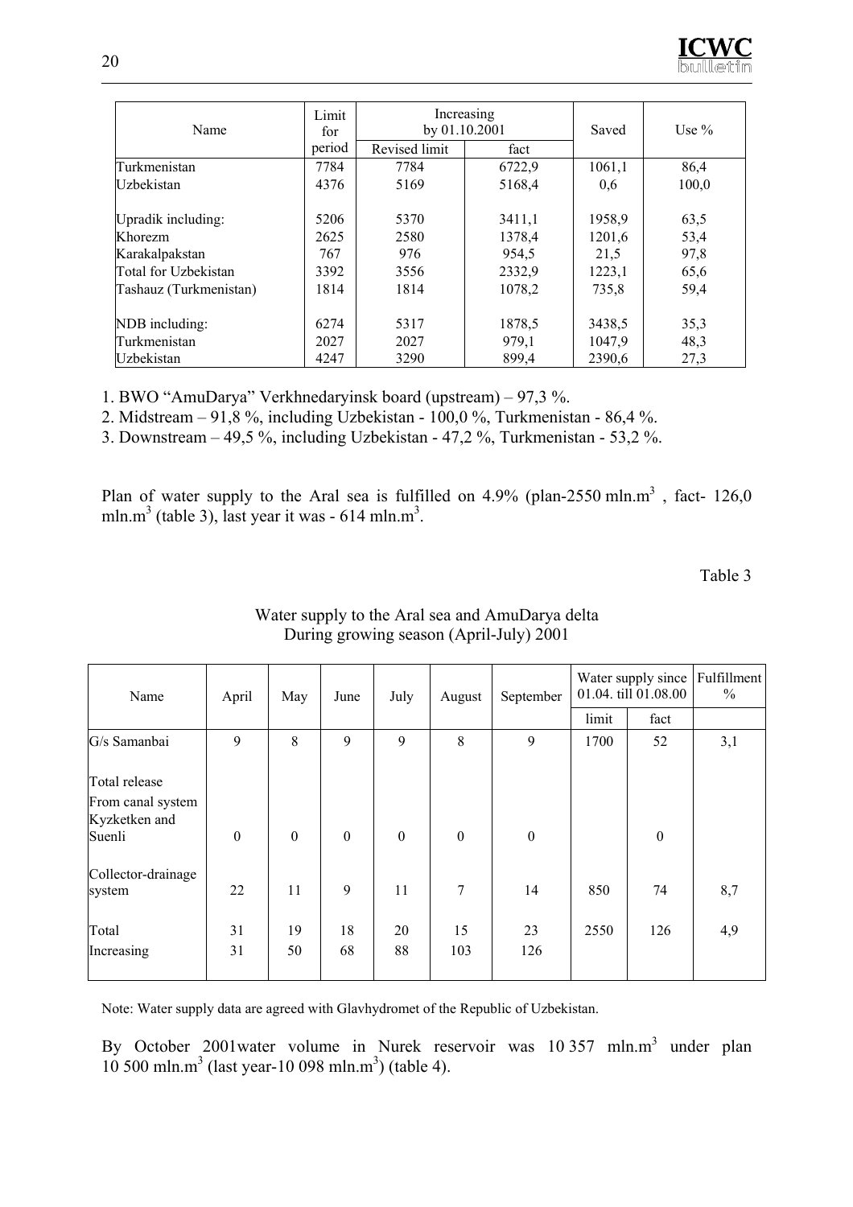| Name | Limit for period | Increasing by 01.10.2001 | | Saved | Use % |
|---|---|---|---|---|---|
| | | Revised limit | fact | | |
| Turkmenistan | 7784 | 7784 | 6722,9 | 1061,1 | 86,4 |
| Uzbekistan | 4376 | 5169 | 5168,4 | 0,6 | 100,0 |
| Upradik including: | 5206 | 5370 | 3411,1 | 1958,9 | 63,5 |
| Khorezm | 2625 | 2580 | 1378,4 | 1201,6 | 53,4 |
| Karakalpakstan | 767 | 976 | 954,5 | 21,5 | 97,8 |
| Total for Uzbekistan | 3392 | 3556 | 2332,9 | 1223,1 | 65,6 |
| Tashauz (Turkmenistan) | 1814 | 1814 | 1078,2 | 735,8 | 59,4 |
| NDB including: | 6274 | 5317 | 1878,5 | 3438,5 | 35,3 |
| Turkmenistan | 2027 | 2027 | 979,1 | 1047,9 | 48,3 |
| Uzbekistan | 4247 | 3290 | 899,4 | 2390,6 | 27,3 |

1. BWO "AmuDarya" Verkhnedaryinsk board (upstream) – 97,3 %.
2. Midstream – 91,8 %, including Uzbekistan - 100,0 %, Turkmenistan - 86,4 %.
3. Downstream – 49,5 %, including Uzbekistan - 47,2 %, Turkmenistan - 53,2 %.

Plan of water supply to the Aral sea is fulfilled on 4.9% (plan-2550 mln.m$^3$ , fact- 126,0 mln.m$^3$ (table 3), last year it was - 614 mln.m$^3$.

Table 3

Water supply to the Aral sea and AmuDarya delta
During growing season (April-July) 2001

| Name | April | May | June | July | August | September | Water supply since 01.04. till 01.08.00 | | Fulfillment % |
|---|---|---|---|---|---|---|---|---|---|
| | | | | | | | limit | fact | |
| G/s Samanbai | 9 | 8 | 9 | 9 | 8 | 9 | 1700 | 52 | 3,1 |
| Total release From canal system Kyzketken and Suenli | 0 | 0 | 0 | 0 | 0 | 0 | | 0 | |
| Collector-drainage system | 22 | 11 | 9 | 11 | 7 | 14 | 850 | 74 | 8,7 |
| Total | 31 | 19 | 18 | 20 | 15 | 23 | 2550 | 126 | 4,9 |
| Increasing | 31 | 50 | 68 | 88 | 103 | 126 | | | |

Note: Water supply data are agreed with Glavhydromet of the Republic of Uzbekistan.

By October 2001water volume in Nurek reservoir was 10 357 mln.m$^3$ under plan 10 500 mln.m$^3$ (last year-10 098 mln.m$^3$) (table 4).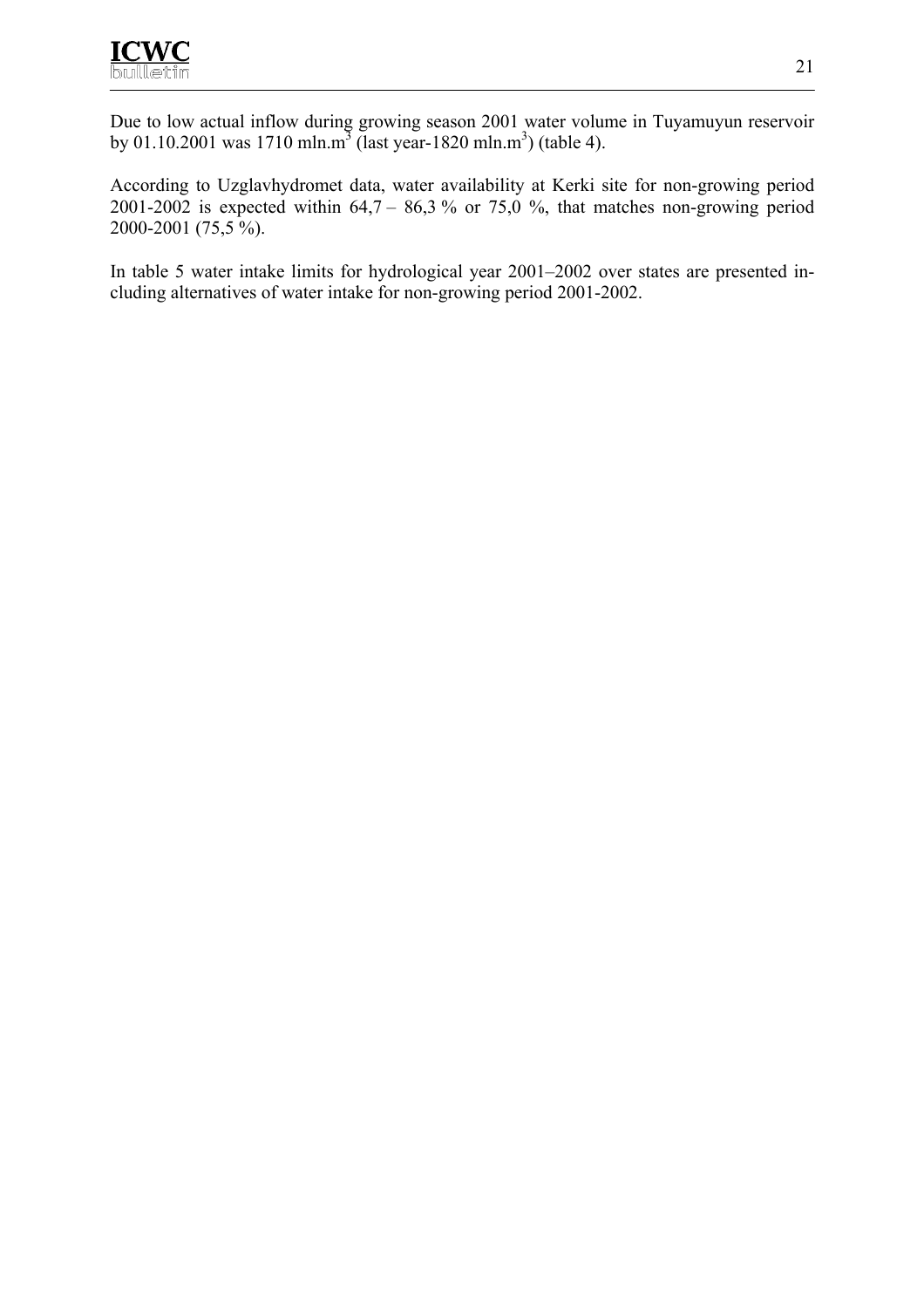Due to low actual inflow during growing season 2001 water volume in Tuyamuyun reservoir by 01.10.2001 was 1710 mln.$m^3$ (last year-1820 mln.$m^3$) (table 4).

According to Uzglavhydromet data, water availability at Kerki site for non-growing period 2001-2002 is expected within 64,7 – 86,3 % or 75,0 %, that matches non-growing period 2000-2001 (75,5 %).

In table 5 water intake limits for hydrological year 2001–2002 over states are presented including alternatives of water intake for non-growing period 2001-2002.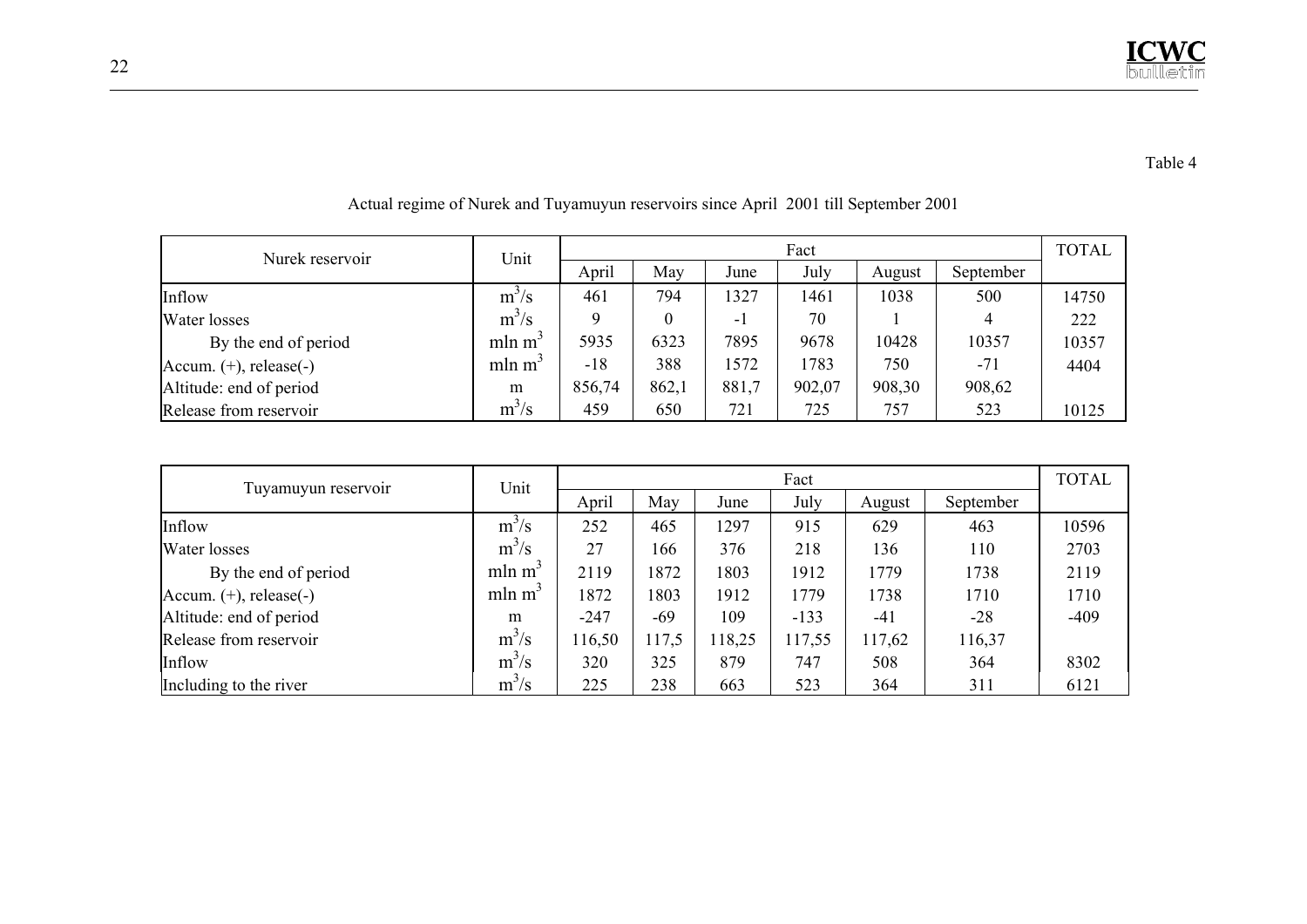Table 4

Actual regime of Nurek and Tuyamuyun reservoirs since April 2001 till September 2001

| Nurek reservoir | Unit | Fact | | | | | | TOTAL |
|---|---|---|---|---|---|---|---|---|
| | | April | May | June | July | August | September | |
| Inflow | $m^3/s$ | 461 | 794 | 1327 | 1461 | 1038 | 500 | 14750 |
| Water losses | $m^3/s$ | 9 | 0 | -1 | 70 | 1 | 4 | 222 |
| By the end of period | mln $m^3$ | 5935 | 6323 | 7895 | 9678 | 10428 | 10357 | 10357 |
| Accum. (+), release(-) | mln $m^3$ | -18 | 388 | 1572 | 1783 | 750 | -71 | 4404 |
| Altitude: end of period | m | 856,74 | 862,1 | 881,7 | 902,07 | 908,30 | 908,62 | |
| Release from reservoir | $m^3/s$ | 459 | 650 | 721 | 725 | 757 | 523 | 10125 |

| Tuyamuyun reservoir | Unit | Fact | | | | | | TOTAL |
|---|---|---|---|---|---|---|---|---|
| | | April | May | June | July | August | September | |
| Inflow | $m^3/s$ | 252 | 465 | 1297 | 915 | 629 | 463 | 10596 |
| Water losses | $m^3/s$ | 27 | 166 | 376 | 218 | 136 | 110 | 2703 |
| By the end of period | mln $m^3$ | 2119 | 1872 | 1803 | 1912 | 1779 | 1738 | 2119 |
| Accum. (+), release(-) | mln $m^3$ | 1872 | 1803 | 1912 | 1779 | 1738 | 1710 | 1710 |
| Altitude: end of period | m | -247 | -69 | 109 | -133 | -41 | -28 | -409 |
| Release from reservoir | $m^3/s$ | 116,50 | 117,5 | 118,25 | 117,55 | 117,62 | 116,37 | |
| Inflow | $m^3/s$ | 320 | 325 | 879 | 747 | 508 | 364 | 8302 |
| Including to the river | $m^3/s$ | 225 | 238 | 663 | 523 | 364 | 311 | 6121 |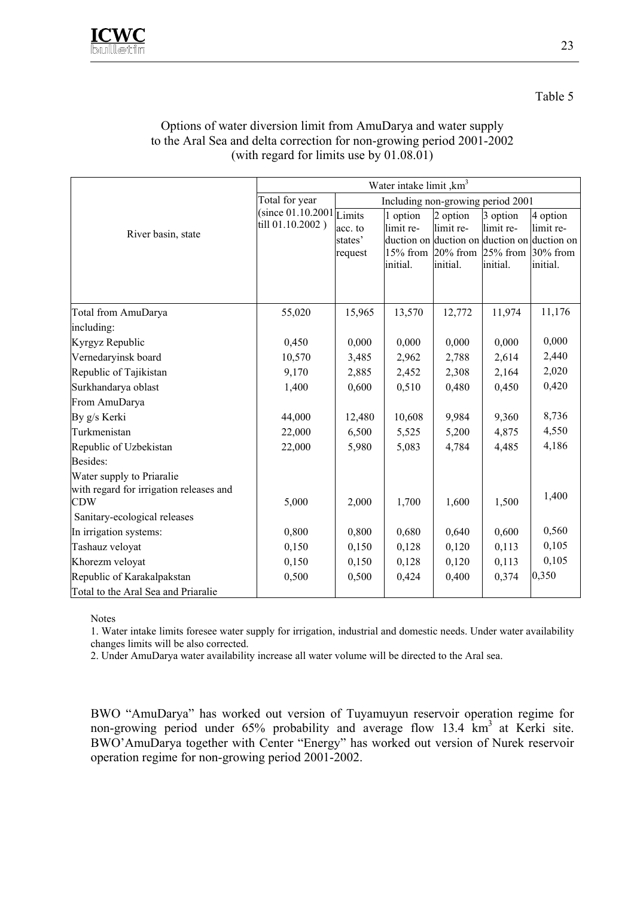Table 5

Options of water diversion limit from AmuDarya and water supply to the Aral Sea and delta correction for non-growing period 2001-2002 (with regard for limits use by 01.08.01)

| River basin, state | Water intake limit ,km$^3$ | | | | | |
|---|---|---|---|---|---|---|
| | Total for year (since 01.10.2001 till 01.10.2002 ) | Including non-growing period 2001 | | | | |
| | | Limits acc. to states' request | 1 option limit reduction on 15% from initial. | 2 option limit reduction on 20% from initial. | 3 option limit reduction on 25% from initial. | 4 option limit reduction on 30% from initial. |
| Total from AmuDarya | 55,020 | 15,965 | 13,570 | 12,772 | 11,974 | 11,176 |
| including: | | | | | | |
| Kyrgyz Republic | 0,450 | 0,000 | 0,000 | 0,000 | 0,000 | 0,000 |
| Vernedaryinsk board | 10,570 | 3,485 | 2,962 | 2,788 | 2,614 | 2,440 |
| Republic of Tajikistan | 9,170 | 2,885 | 2,452 | 2,308 | 2,164 | 2,020 |
| Surkhandarya oblast | 1,400 | 0,600 | 0,510 | 0,480 | 0,450 | 0,420 |
| From AmuDarya | | | | | | |
| By g/s Kerki | 44,000 | 12,480 | 10,608 | 9,984 | 9,360 | 8,736 |
| Turkmenistan | 22,000 | 6,500 | 5,525 | 5,200 | 4,875 | 4,550 |
| Republic of Uzbekistan | 22,000 | 5,980 | 5,083 | 4,784 | 4,485 | 4,186 |
| Besides: | | | | | | |
| Water supply to Priaralie with regard for irrigation releases and CDW | 5,000 | 2,000 | 1,700 | 1,600 | 1,500 | 1,400 |
| Sanitary-ecological releases | | | | | | |
| In irrigation systems: | 0,800 | 0,800 | 0,680 | 0,640 | 0,600 | 0,560 |
| Tashauz veloyat | 0,150 | 0,150 | 0,128 | 0,120 | 0,113 | 0,105 |
| Khorezm veloyat | 0,150 | 0,150 | 0,128 | 0,120 | 0,113 | 0,105 |
| Republic of Karakalpakstan | 0,500 | 0,500 | 0,424 | 0,400 | 0,374 | 0,350 |
| Total to the Aral Sea and Priaralie | | | | | | |

Notes

1. Water intake limits foresee water supply for irrigation, industrial and domestic needs. Under water availability changes limits will be also corrected.
2. Under AmuDarya water availability increase all water volume will be directed to the Aral sea.

BWO "AmuDarya" has worked out version of Tuyamuyun reservoir operation regime for non-growing period under 65% probability and average flow 13.4 km$^3$ at Kerki site. BWO'AmuDarya together with Center "Energy" has worked out version of Nurek reservoir operation regime for non-growing period 2001-2002.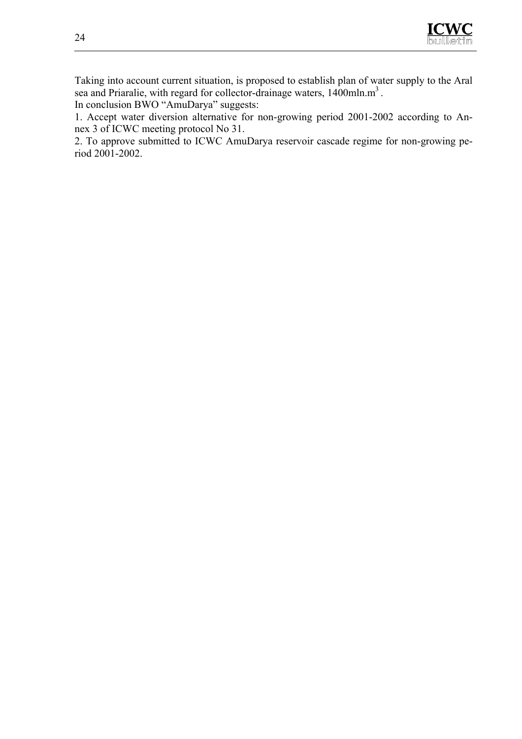Taking into account current situation, is proposed to establish plan of water supply to the Aral sea and Priaralie, with regard for collector-drainage waters, 1400mln.$m^3$.

In conclusion BWO "AmuDarya" suggests:

1. Accept water diversion alternative for non-growing period 2001-2002 according to Annex 3 of ICWC meeting protocol No 31.
2. To approve submitted to ICWC AmuDarya reservoir cascade regime for non-growing period 2001-2002.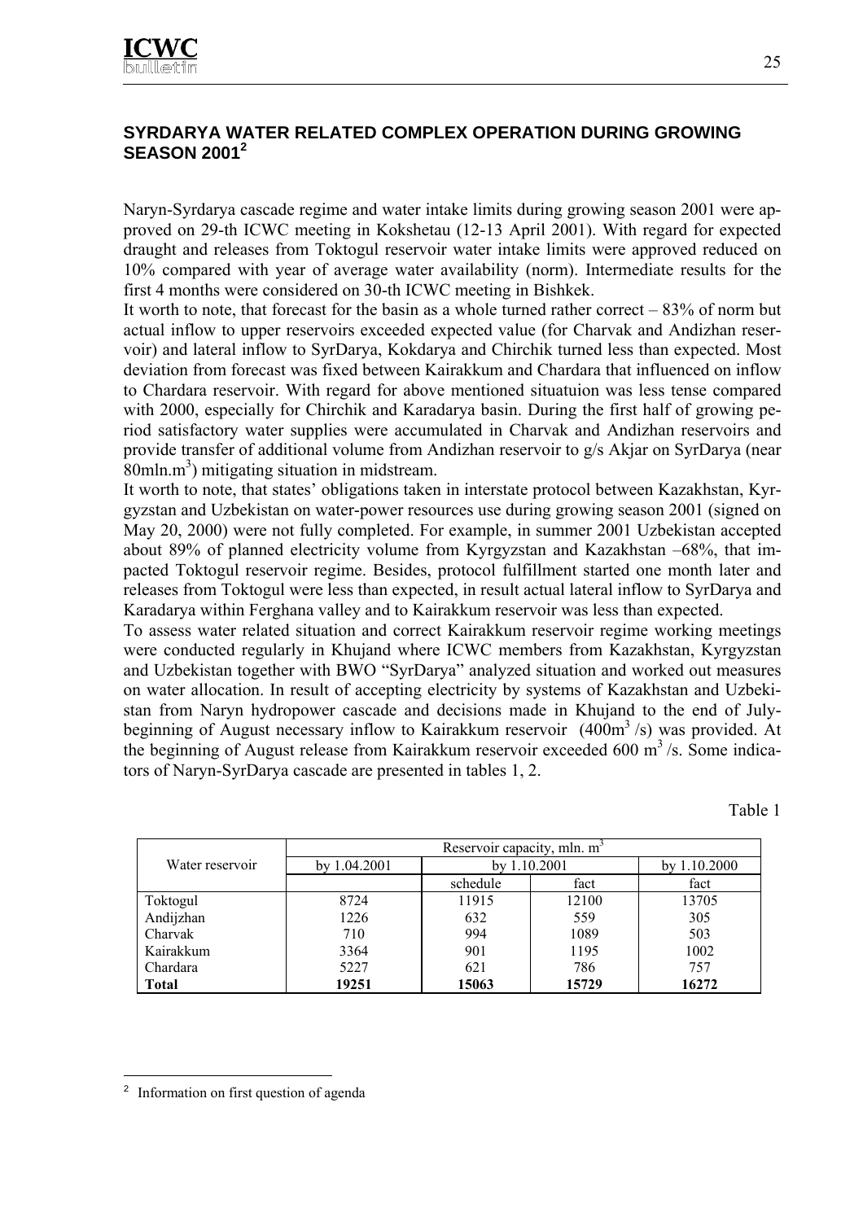## SYRDARYA WATER RELATED COMPLEX OPERATION DURING GROWING SEASON 2001[2]

Naryn-Syrdarya cascade regime and water intake limits during growing season 2001 were approved on 29-th ICWC meeting in Kokshetau (12-13 April 2001). With regard for expected draught and releases from Toktogul reservoir water intake limits were approved reduced on 10% compared with year of average water availability (norm). Intermediate results for the first 4 months were considered on 30-th ICWC meeting in Bishkek.

It worth to note, that forecast for the basin as a whole turned rather correct – 83% of norm but actual inflow to upper reservoirs exceeded expected value (for Charvak and Andizhan reservoir) and lateral inflow to SyrDarya, Kokdarya and Chirchik turned less than expected. Most deviation from forecast was fixed between Kairakkum and Chardara that influenced on inflow to Chardara reservoir. With regard for above mentioned situatuion was less tense compared with 2000, especially for Chirchik and Karadarya basin. During the first half of growing period satisfactory water supplies were accumulated in Charvak and Andizhan reservoirs and provide transfer of additional volume from Andizhan reservoir to g/s Akjar on SyrDarya (near 80mln.m$^3$) mitigating situation in midstream.

It worth to note, that states' obligations taken in interstate protocol between Kazakhstan, Kyrgyzstan and Uzbekistan on water-power resources use during growing season 2001 (signed on May 20, 2000) were not fully completed. For example, in summer 2001 Uzbekistan accepted about 89% of planned electricity volume from Kyrgyzstan and Kazakhstan –68%, that impacted Toktogul reservoir regime. Besides, protocol fulfillment started one month later and releases from Toktogul were less than expected, in result actual lateral inflow to SyrDarya and Karadarya within Ferghana valley and to Kairakkum reservoir was less than expected.

To assess water related situation and correct Kairakkum reservoir regime working meetings were conducted regularly in Khujand where ICWC members from Kazakhstan, Kyrgyzstan and Uzbekistan together with BWO "SyrDarya" analyzed situation and worked out measures on water allocation. In result of accepting electricity by systems of Kazakhstan and Uzbekistan from Naryn hydropower cascade and decisions made in Khujand to the end of July-beginning of August necessary inflow to Kairakkum reservoir (400m$^3$/s) was provided. At the beginning of August release from Kairakkum reservoir exceeded 600 m$^3$/s. Some indicators of Naryn-SyrDarya cascade are presented in tables 1, 2.

Table 1

| Water reservoir | Reservoir capacity, mln. m$^3$ | | | |
|---|---|---|---|---|
| | by 1.04.2001 | by 1.10.2001 | | by 1.10.2000 |
| | | schedule | fact | fact |
| Toktogul | 8724 | 11915 | 12100 | 13705 |
| Andijzhan | 1226 | 632 | 559 | 305 |
| Charvak | 710 | 994 | 1089 | 503 |
| Kairakkum | 3364 | 901 | 1195 | 1002 |
| Chardara | 5227 | 621 | 786 | 757 |
| **Total** | **19251** | **15063** | **15729** | **16272** |

[2] Information on first question of agenda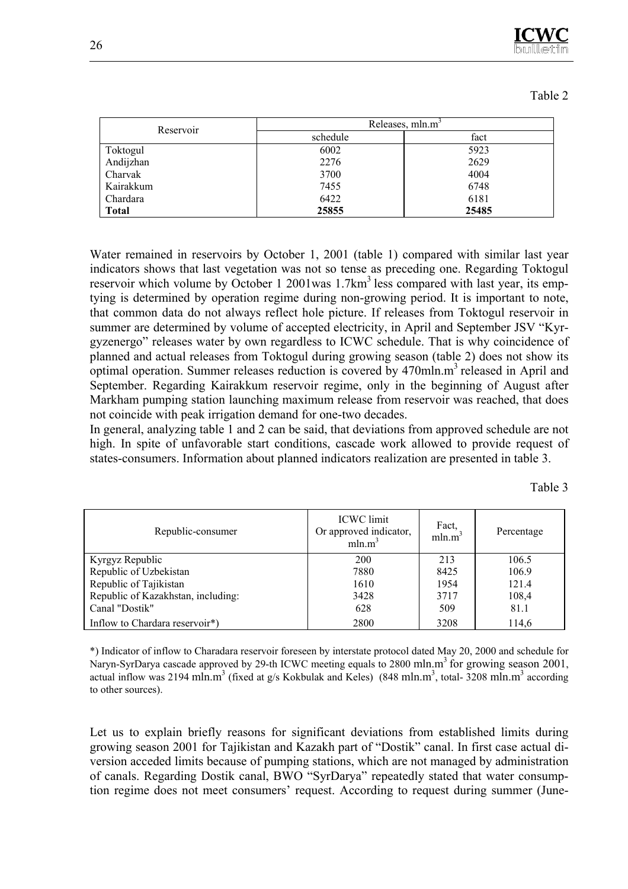Table 2

| Reservoir | Releases, mln.$m^3$ | |
|---|---|---|
| | schedule | fact |
| Toktogul | 6002 | 5923 |
| Andijzhan | 2276 | 2629 |
| Charvak | 3700 | 4004 |
| Kairakkum | 7455 | 6748 |
| Chardara | 6422 | 6181 |
| **Total** | **25855** | **25485** |

Water remained in reservoirs by October 1, 2001 (table 1) compared with similar last year indicators shows that last vegetation was not so tense as preceding one. Regarding Toktogul reservoir which volume by October 1 2001was 1.7$km^3$ less compared with last year, its emptying is determined by operation regime during non-growing period. It is important to note, that common data do not always reflect hole picture. If releases from Toktogul reservoir in summer are determined by volume of accepted electricity, in April and September JSV "Kyrgyzenergo" releases water by own regardless to ICWC schedule. That is why coincidence of planned and actual releases from Toktogul during growing season (table 2) does not show its optimal operation. Summer releases reduction is covered by 470mln.$m^3$ released in April and September. Regarding Kairakkum reservoir regime, only in the beginning of August after Markham pumping station launching maximum release from reservoir was reached, that does not coincide with peak irrigation demand for one-two decades.

In general, analyzing table 1 and 2 can be said, that deviations from approved schedule are not high. In spite of unfavorable start conditions, cascade work allowed to provide request of states-consumers. Information about planned indicators realization are presented in table 3.

Table 3

| Republic-consumer | ICWC limit Or approved indicator, mln.$m^3$ | Fact, mln.$m^3$ | Percentage |
|---|---|---|---|
| Kyrgyz Republic | 200 | 213 | 106.5 |
| Republic of Uzbekistan | 7880 | 8425 | 106.9 |
| Republic of Tajikistan | 1610 | 1954 | 121.4 |
| Republic of Kazakhstan, including: | 3428 | 3717 | 108,4 |
| Canal "Dostik" | 628 | 509 | 81.1 |
| Inflow to Chardara reservoir*) | 2800 | 3208 | 114,6 |

*) Indicator of inflow to Charadara reservoir foreseen by interstate protocol dated May 20, 2000 and schedule for Naryn-SyrDarya cascade approved by 29-th ICWC meeting equals to 2800 mln.$m^3$ for growing season 2001, actual inflow was 2194 mln.$m^3$ (fixed at g/s Kokbulak and Keles) (848 mln.$m^3$, total- 3208 mln.$m^3$ according to other sources).

Let us to explain briefly reasons for significant deviations from established limits during growing season 2001 for Tajikistan and Kazakh part of "Dostik" canal. In first case actual diversion acceded limits because of pumping stations, which are not managed by administration of canals. Regarding Dostik canal, BWO "SyrDarya" repeatedly stated that water consumption regime does not meet consumers' request. According to request during summer (June-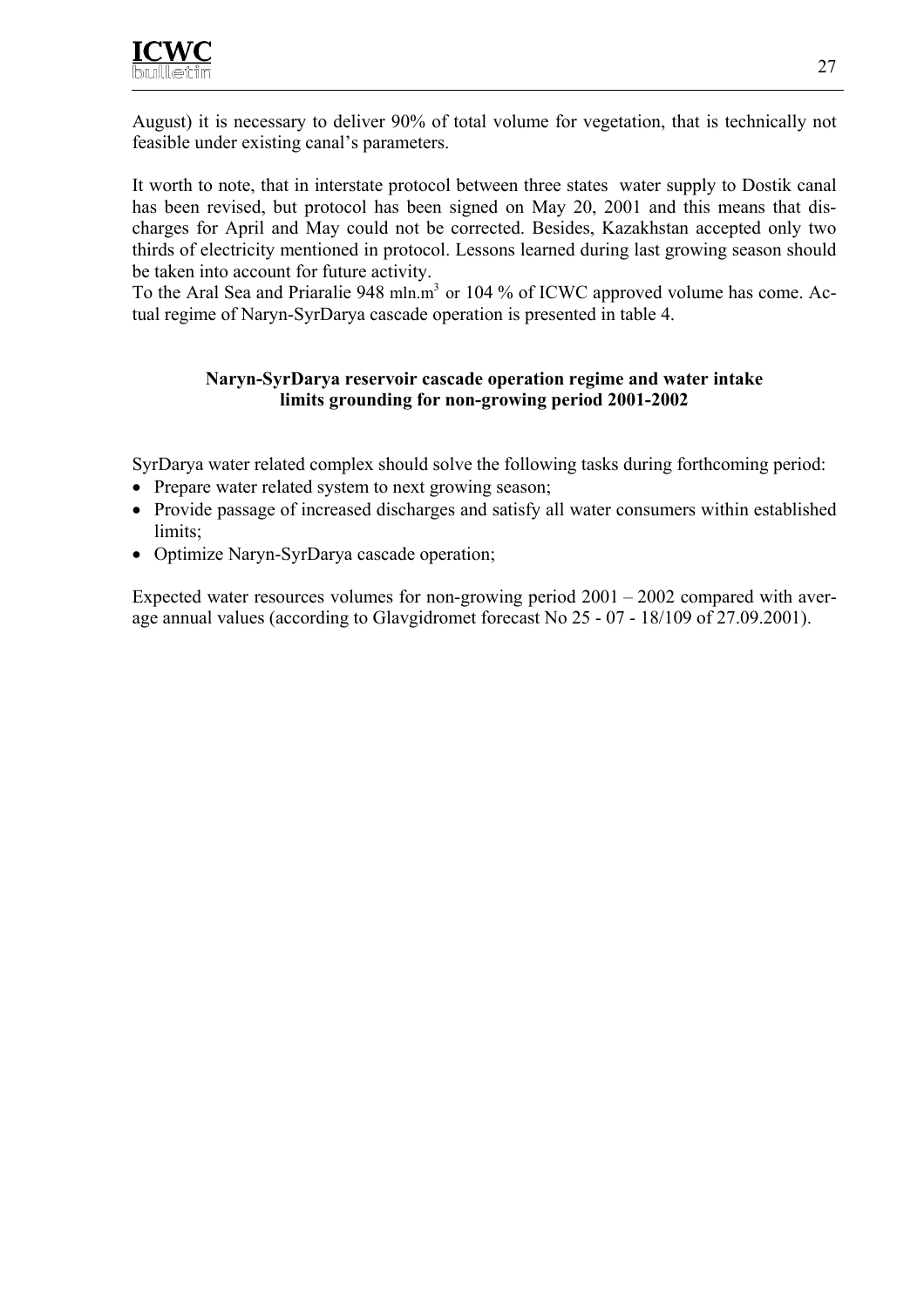August) it is necessary to deliver 90% of total volume for vegetation, that is technically not feasible under existing canal's parameters.

It worth to note, that in interstate protocol between three states water supply to Dostik canal has been revised, but protocol has been signed on May 20, 2001 and this means that discharges for April and May could not be corrected. Besides, Kazakhstan accepted only two thirds of electricity mentioned in protocol. Lessons learned during last growing season should be taken into account for future activity.
To the Aral Sea and Priaralie 948 mln.m$^3$ or 104 % of ICWC approved volume has come. Actual regime of Naryn-SyrDarya cascade operation is presented in table 4.

**Naryn-SyrDarya reservoir cascade operation regime and water intake limits grounding for non-growing period 2001-2002**

SyrDarya water related complex should solve the following tasks during forthcoming period:

- Prepare water related system to next growing season;
- Provide passage of increased discharges and satisfy all water consumers within established limits;
- Optimize Naryn-SyrDarya cascade operation;

Expected water resources volumes for non-growing period 2001 – 2002 compared with average annual values (according to Glavgidromet forecast No 25 - 07 - 18/109 of 27.09.2001).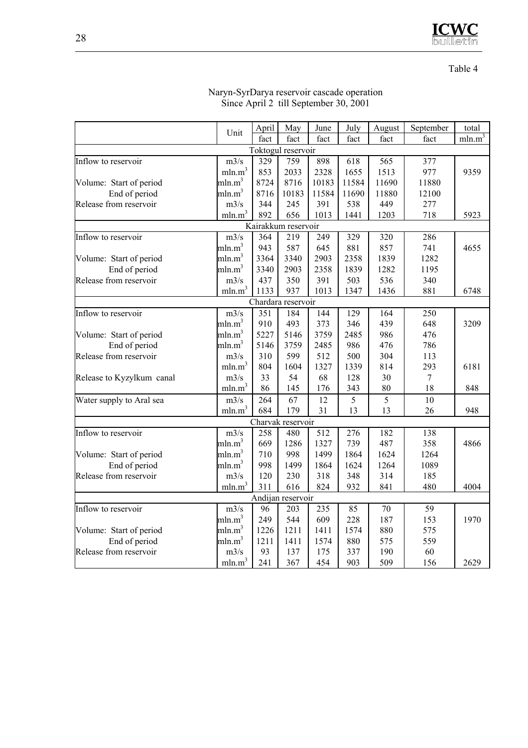Table 4

Naryn-SyrDarya reservoir cascade operation
Since April 2 till September 30, 2001

| | Unit | April | May | June | July | August | September | total |
|---|---|---|---|---|---|---|---|---|
| | | fact | fact | fact | fact | fact | fact | $mln.m^3$ |
| **Toktogul reservoir** | | | | | | | | |
| Inflow to reservoir | m3/s | 329 | 759 | 898 | 618 | 565 | 377 | |
| | $mln.m^3$ | 853 | 2033 | 2328 | 1655 | 1513 | 977 | 9359 |
| Volume: Start of period | $mln.m^3$ | 8724 | 8716 | 10183 | 11584 | 11690 | 11880 | |
| End of period | $mln.m^3$ | 8716 | 10183 | 11584 | 11690 | 11880 | 12100 | |
| Release from reservoir | m3/s | 344 | 245 | 391 | 538 | 449 | 277 | |
| | $mln.m^3$ | 892 | 656 | 1013 | 1441 | 1203 | 718 | 5923 |
| **Kairakkum reservoir** | | | | | | | | |
| Inflow to reservoir | m3/s | 364 | 219 | 249 | 329 | 320 | 286 | |
| | $mln.m^3$ | 943 | 587 | 645 | 881 | 857 | 741 | 4655 |
| Volume: Start of period | $mln.m^3$ | 3364 | 3340 | 2903 | 2358 | 1839 | 1282 | |
| End of period | $mln.m^3$ | 3340 | 2903 | 2358 | 1839 | 1282 | 1195 | |
| Release from reservoir | m3/s | 437 | 350 | 391 | 503 | 536 | 340 | |
| | $mln.m^3$ | 1133 | 937 | 1013 | 1347 | 1436 | 881 | 6748 |
| **Chardara reservoir** | | | | | | | | |
| Inflow to reservoir | m3/s | 351 | 184 | 144 | 129 | 164 | 250 | |
| | $mln.m^3$ | 910 | 493 | 373 | 346 | 439 | 648 | 3209 |
| Volume: Start of period | $mln.m^3$ | 5227 | 5146 | 3759 | 2485 | 986 | 476 | |
| End of period | $mln.m^3$ | 5146 | 3759 | 2485 | 986 | 476 | 786 | |
| Release from reservoir | m3/s | 310 | 599 | 512 | 500 | 304 | 113 | |
| | $mln.m^3$ | 804 | 1604 | 1327 | 1339 | 814 | 293 | 6181 |
| Release to Kyzylkum canal | m3/s | 33 | 54 | 68 | 128 | 30 | 7 | |
| | $mln.m^3$ | 86 | 145 | 176 | 343 | 80 | 18 | 848 |
| Water supply to Aral sea | m3/s | 264 | 67 | 12 | 5 | 5 | 10 | |
| | $mln.m^3$ | 684 | 179 | 31 | 13 | 13 | 26 | 948 |
| **Charvak reservoir** | | | | | | | | |
| Inflow to reservoir | m3/s | 258 | 480 | 512 | 276 | 182 | 138 | |
| | $mln.m^3$ | 669 | 1286 | 1327 | 739 | 487 | 358 | 4866 |
| Volume: Start of period | $mln.m^3$ | 710 | 998 | 1499 | 1864 | 1624 | 1264 | |
| End of period | $mln.m^3$ | 998 | 1499 | 1864 | 1624 | 1264 | 1089 | |
| Release from reservoir | m3/s | 120 | 230 | 318 | 348 | 314 | 185 | |
| | $mln.m^3$ | 311 | 616 | 824 | 932 | 841 | 480 | 4004 |
| **Andijan reservoir** | | | | | | | | |
| Inflow to reservoir | m3/s | 96 | 203 | 235 | 85 | 70 | 59 | |
| | $mln.m^3$ | 249 | 544 | 609 | 228 | 187 | 153 | 1970 |
| Volume: Start of period | $mln.m^3$ | 1226 | 1211 | 1411 | 1574 | 880 | 575 | |
| End of period | $mln.m^3$ | 1211 | 1411 | 1574 | 880 | 575 | 559 | |
| Release from reservoir | m3/s | 93 | 137 | 175 | 337 | 190 | 60 | |
| | $mln.m^3$ | 241 | 367 | 454 | 903 | 509 | 156 | 2629 |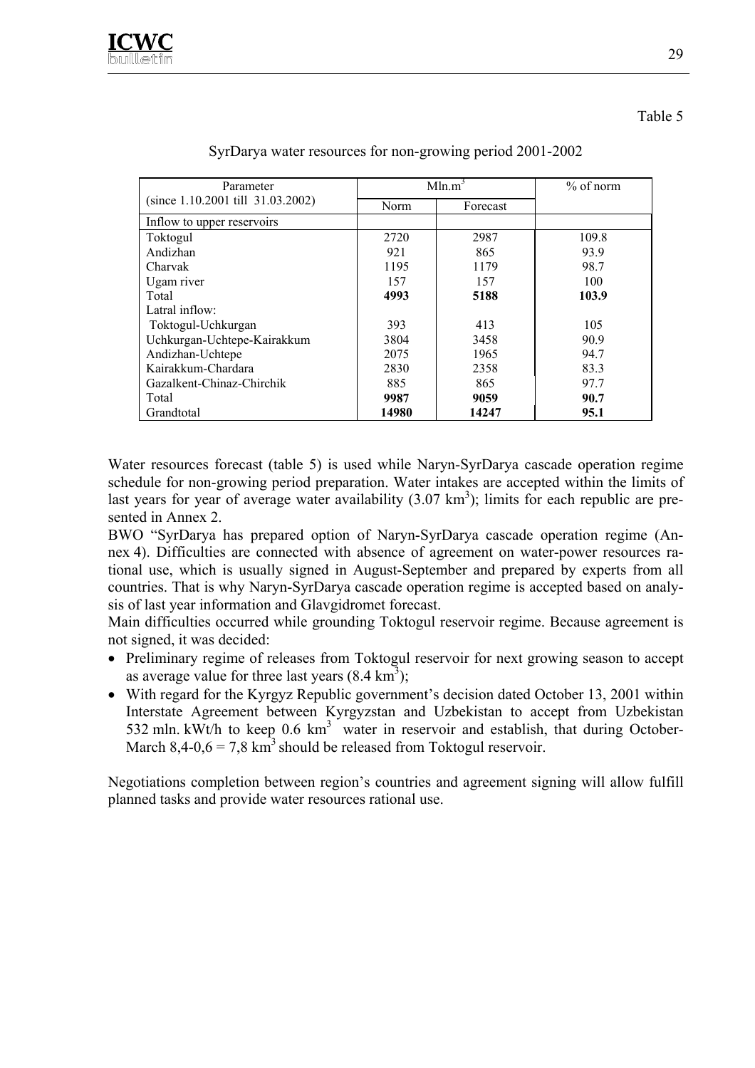Table 5

SyrDarya water resources for non-growing period 2001-2002

| Parameter (since 1.10.2001 till 31.03.2002) | Mln.$m^3$ | | % of norm |
|---|---|---|---|
| | Norm | Forecast | |
| Inflow to upper reservoirs | | | |
| Toktogul | 2720 | 2987 | 109.8 |
| Andizhan | 921 | 865 | 93.9 |
| Charvak | 1195 | 1179 | 98.7 |
| Ugam river | 157 | 157 | 100 |
| Total | **4993** | **5188** | **103.9** |
| Latral inflow: | | | |
| Toktogul-Uchkurgan | 393 | 413 | 105 |
| Uchkurgan-Uchtepe-Kairakkum | 3804 | 3458 | 90.9 |
| Andizhan-Uchtepe | 2075 | 1965 | 94.7 |
| Kairakkum-Chardara | 2830 | 2358 | 83.3 |
| Gazalkent-Chinaz-Chirchik | 885 | 865 | 97.7 |
| Total | **9987** | **9059** | **90.7** |
| Grandtotal | **14980** | **14247** | **95.1** |

Water resources forecast (table 5) is used while Naryn-SyrDarya cascade operation regime schedule for non-growing period preparation. Water intakes are accepted within the limits of last years for year of average water availability (3.07 $km^3$); limits for each republic are presented in Annex 2.

BWO "SyrDarya has prepared option of Naryn-SyrDarya cascade operation regime (Annex 4). Difficulties are connected with absence of agreement on water-power resources rational use, which is usually signed in August-September and prepared by experts from all countries. That is why Naryn-SyrDarya cascade operation regime is accepted based on analysis of last year information and Glavgidromet forecast.

Main difficulties occurred while grounding Toktogul reservoir regime. Because agreement is not signed, it was decided:

- Preliminary regime of releases from Toktogul reservoir for next growing season to accept as average value for three last years (8.4 $km^3$);
- With regard for the Kyrgyz Republic government's decision dated October 13, 2001 within Interstate Agreement between Kyrgyzstan and Uzbekistan to accept from Uzbekistan 532 mln. kWt/h to keep 0.6 $km^3$ water in reservoir and establish, that during October-March 8,4-0,6 = 7,8 $km^3$ should be released from Toktogul reservoir.

Negotiations completion between region's countries and agreement signing will allow fulfill planned tasks and provide water resources rational use.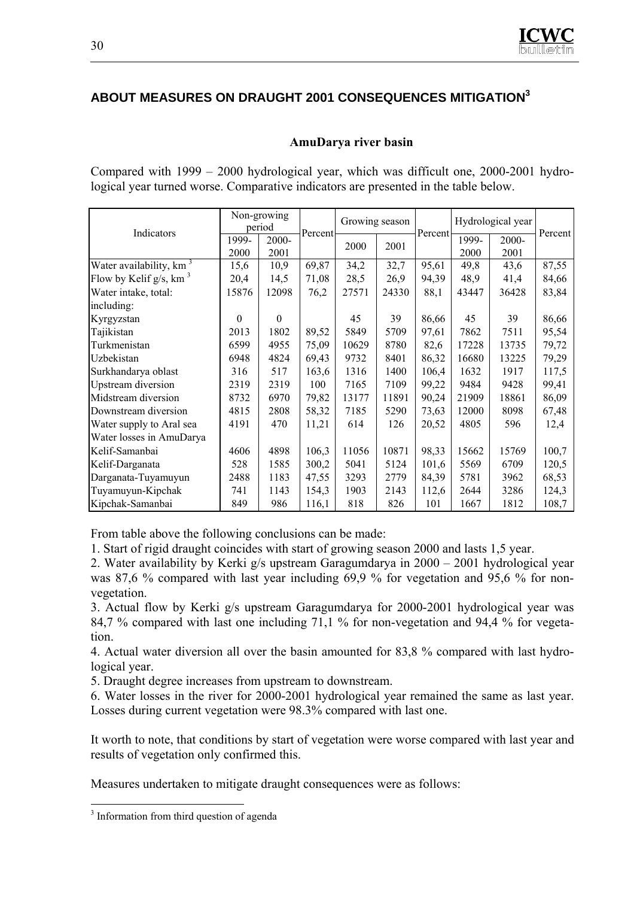## ABOUT MEASURES ON DRAUGHT 2001 CONSEQUENCES MITIGATION[3]

### AmuDarya river basin

Compared with 1999 – 2000 hydrological year, which was difficult one, 2000-2001 hydrological year turned worse. Comparative indicators are presented in the table below.

| Indicators | Non-growing period | | Percent | Growing season | | Percent | Hydrological year | | Percent |
|---|---|---|---|---|---|---|---|---|---|
| | 1999-2000 | 2000-2001 | | 2000 | 2001 | | 1999-2000 | 2000-2001 | |
| Water availability, km $^3$ | 15,6 | 10,9 | 69,87 | 34,2 | 32,7 | 95,61 | 49,8 | 43,6 | 87,55 |
| Flow by Kelif g/s, km $^3$ | 20,4 | 14,5 | 71,08 | 28,5 | 26,9 | 94,39 | 48,9 | 41,4 | 84,66 |
| Water intake, total: | 15876 | 12098 | 76,2 | 27571 | 24330 | 88,1 | 43447 | 36428 | 83,84 |
| including: | | | | | | | | | |
| Kyrgyzstan | 0 | 0 | | 45 | 39 | 86,66 | 45 | 39 | 86,66 |
| Tajikistan | 2013 | 1802 | 89,52 | 5849 | 5709 | 97,61 | 7862 | 7511 | 95,54 |
| Turkmenistan | 6599 | 4955 | 75,09 | 10629 | 8780 | 82,6 | 17228 | 13735 | 79,72 |
| Uzbekistan | 6948 | 4824 | 69,43 | 9732 | 8401 | 86,32 | 16680 | 13225 | 79,29 |
| Surkhandarya oblast | 316 | 517 | 163,6 | 1316 | 1400 | 106,4 | 1632 | 1917 | 117,5 |
| Upstream diversion | 2319 | 2319 | 100 | 7165 | 7109 | 99,22 | 9484 | 9428 | 99,41 |
| Midstream diversion | 8732 | 6970 | 79,82 | 13177 | 11891 | 90,24 | 21909 | 18861 | 86,09 |
| Downstream diversion | 4815 | 2808 | 58,32 | 7185 | 5290 | 73,63 | 12000 | 8098 | 67,48 |
| Water supply to Aral sea | 4191 | 470 | 11,21 | 614 | 126 | 20,52 | 4805 | 596 | 12,4 |
| Water losses in AmuDarya | | | | | | | | | |
| Kelif-Samanbai | 4606 | 4898 | 106,3 | 11056 | 10871 | 98,33 | 15662 | 15769 | 100,7 |
| Kelif-Darganata | 528 | 1585 | 300,2 | 5041 | 5124 | 101,6 | 5569 | 6709 | 120,5 |
| Darganata-Tuyamuyun | 2488 | 1183 | 47,55 | 3293 | 2779 | 84,39 | 5781 | 3962 | 68,53 |
| Tuyamuyun-Kipchak | 741 | 1143 | 154,3 | 1903 | 2143 | 112,6 | 2644 | 3286 | 124,3 |
| Kipchak-Samanbai | 849 | 986 | 116,1 | 818 | 826 | 101 | 1667 | 1812 | 108,7 |

From table above the following conclusions can be made:

1. Start of rigid draught coincides with start of growing season 2000 and lasts 1,5 year.
2. Water availability by Kerki g/s upstream Garagumdarya in 2000 – 2001 hydrological year was 87,6 % compared with last year including 69,9 % for vegetation and 95,6 % for non-vegetation.
3. Actual flow by Kerki g/s upstream Garagumdarya for 2000-2001 hydrological year was 84,7 % compared with last one including 71,1 % for non-vegetation and 94,4 % for vegetation.
4. Actual water diversion all over the basin amounted for 83,8 % compared with last hydrological year.
5. Draught degree increases from upstream to downstream.
6. Water losses in the river for 2000-2001 hydrological year remained the same as last year. Losses during current vegetation were 98.3% compared with last one.

It worth to note, that conditions by start of vegetation were worse compared with last year and results of vegetation only confirmed this.

Measures undertaken to mitigate draught consequences were as follows:

---

[3] Information from third question of agenda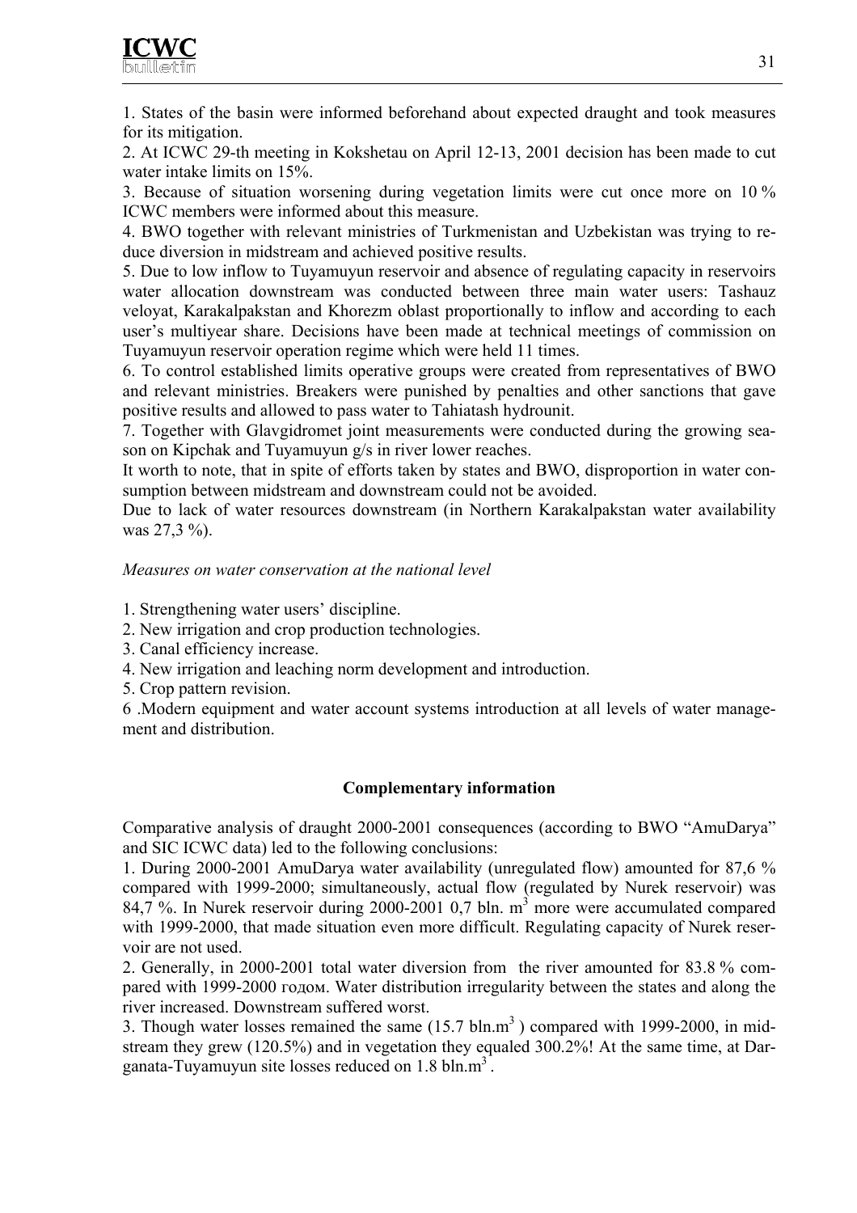1. States of the basin were informed beforehand about expected draught and took measures for its mitigation.
2. At ICWC 29-th meeting in Kokshetau on April 12-13, 2001 decision has been made to cut water intake limits on 15%.
3. Because of situation worsening during vegetation limits were cut once more on 10 % ICWC members were informed about this measure.
4. BWO together with relevant ministries of Turkmenistan and Uzbekistan was trying to reduce diversion in midstream and achieved positive results.
5. Due to low inflow to Tuyamuyun reservoir and absence of regulating capacity in reservoirs water allocation downstream was conducted between three main water users: Tashauz veloyat, Karakalpakstan and Khorezm oblast proportionally to inflow and according to each user's multiyear share. Decisions have been made at technical meetings of commission on Tuyamuyun reservoir operation regime which were held 11 times.
6. To control established limits operative groups were created from representatives of BWO and relevant ministries. Breakers were punished by penalties and other sanctions that gave positive results and allowed to pass water to Tahiatash hydrounit.
7. Together with Glavgidromet joint measurements were conducted during the growing season on Kipchak and Tuyamuyun g/s in river lower reaches.

It worth to note, that in spite of efforts taken by states and BWO, disproportion in water consumption between midstream and downstream could not be avoided.

Due to lack of water resources downstream (in Northern Karakalpakstan water availability was 27,3 %).

*Measures on water conservation at the national level*

1. Strengthening water users' discipline.
2. New irrigation and crop production technologies.
3. Canal efficiency increase.
4. New irrigation and leaching norm development and introduction.
5. Crop pattern revision.
6. Modern equipment and water account systems introduction at all levels of water management and distribution.

**Complementary information**

Comparative analysis of draught 2000-2001 consequences (according to BWO "AmuDarya" and SIC ICWC data) led to the following conclusions:

1. During 2000-2001 AmuDarya water availability (unregulated flow) amounted for 87,6 % compared with 1999-2000; simultaneously, actual flow (regulated by Nurek reservoir) was 84,7 %. In Nurek reservoir during 2000-2001 0,7 bln. $m^3$ more were accumulated compared with 1999-2000, that made situation even more difficult. Regulating capacity of Nurek reservoir are not used.
2. Generally, in 2000-2001 total water diversion from the river amounted for 83.8 % compared with 1999-2000 годом. Water distribution irregularity between the states and along the river increased. Downstream suffered worst.
3. Though water losses remained the same (15.7 bln.$m^3$) compared with 1999-2000, in midstream they grew (120.5%) and in vegetation they equaled 300.2%! At the same time, at Darganata-Tuyamuyun site losses reduced on 1.8 bln.$m^3$.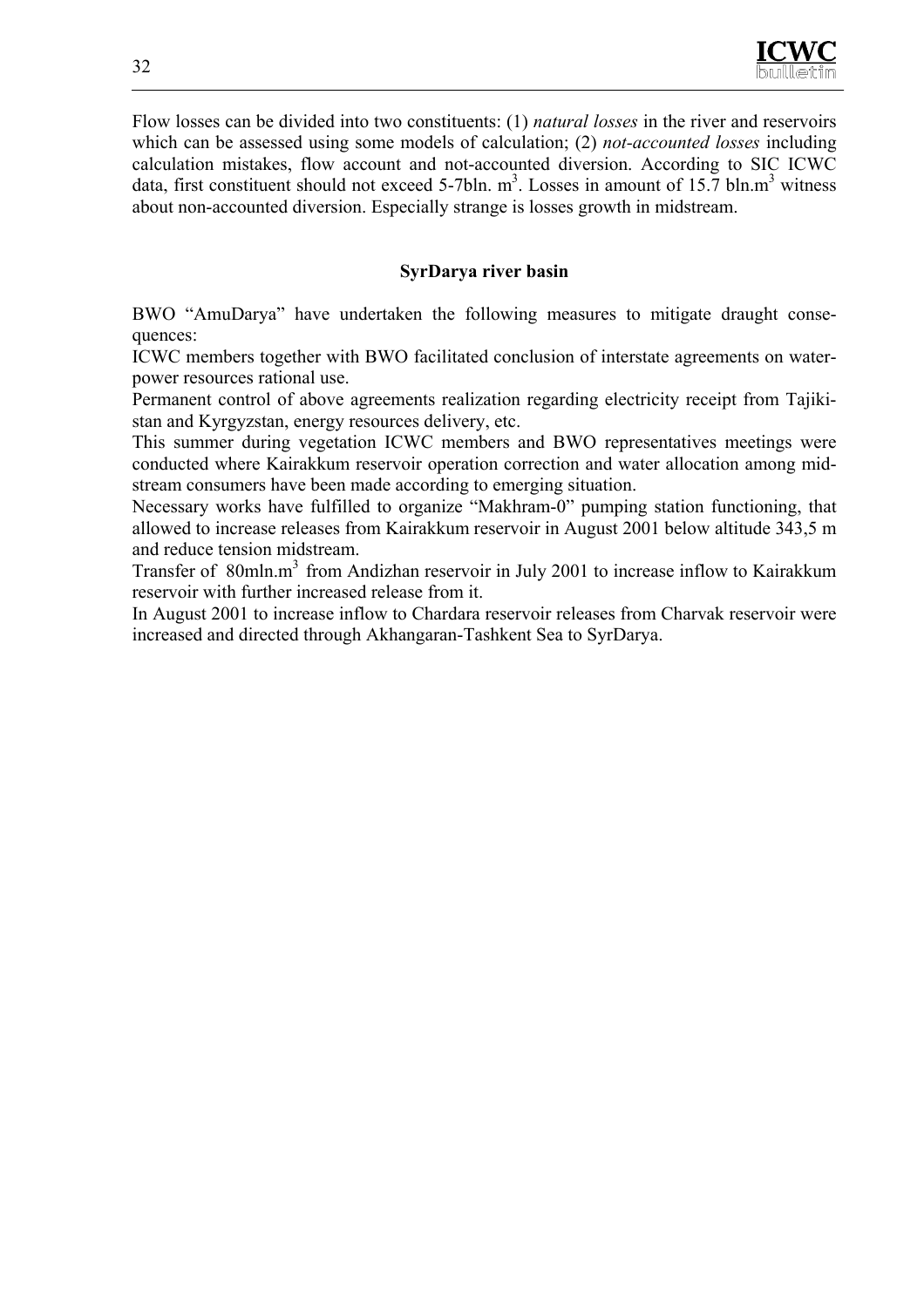Flow losses can be divided into two constituents: (1) *natural losses* in the river and reservoirs which can be assessed using some models of calculation; (2) *not-accounted losses* including calculation mistakes, flow account and not-accounted diversion. According to SIC ICWC data, first constituent should not exceed 5-7bln. $m^3$. Losses in amount of 15.7 bln.$m^3$ witness about non-accounted diversion. Especially strange is losses growth in midstream.

### SyrDarya river basin

BWO "AmuDarya" have undertaken the following measures to mitigate draught consequences:

ICWC members together with BWO facilitated conclusion of interstate agreements on water-power resources rational use.

Permanent control of above agreements realization regarding electricity receipt from Tajikistan and Kyrgyzstan, energy resources delivery, etc.

This summer during vegetation ICWC members and BWO representatives meetings were conducted where Kairakkum reservoir operation correction and water allocation among midstream consumers have been made according to emerging situation.

Necessary works have fulfilled to organize "Makhram-0" pumping station functioning, that allowed to increase releases from Kairakkum reservoir in August 2001 below altitude 343,5 m and reduce tension midstream.

Transfer of 80mln.$m^3$ from Andizhan reservoir in July 2001 to increase inflow to Kairakkum reservoir with further increased release from it.

In August 2001 to increase inflow to Chardara reservoir releases from Charvak reservoir were increased and directed through Akhangaran-Tashkent Sea to SyrDarya.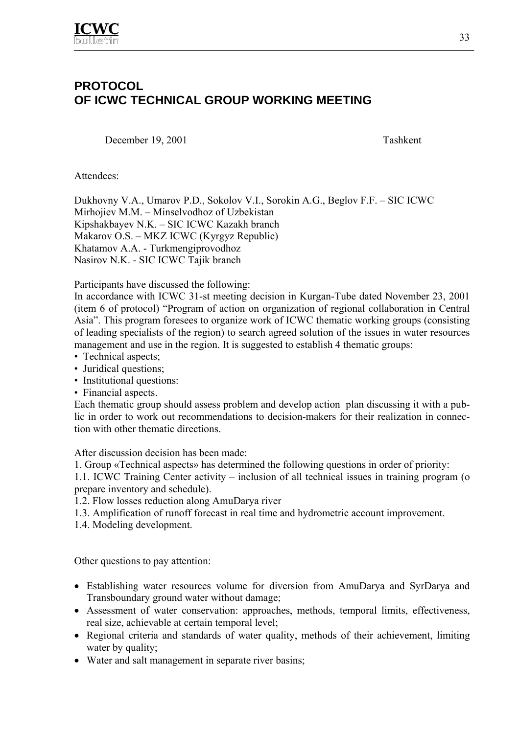# PROTOCOL
# OF ICWC TECHNICAL GROUP WORKING MEETING

December 19, 2001 Tashkent

Attendees:

Dukhovny V.A., Umarov P.D., Sokolov V.I., Sorokin A.G., Beglov F.F. – SIC ICWC
Mirhojiev M.M. – Minselvodhoz of Uzbekistan
Kipshakbayev N.K. – SIC ICWC Kazakh branch
Makarov O.S. – MKZ ICWC (Kyrgyz Republic)
Khatamov A.A. - Turkmengiprovodhoz
Nasirov N.K. - SIC ICWC Tajik branch

Participants have discussed the following:
In accordance with ICWC 31-st meeting decision in Kurgan-Tube dated November 23, 2001 (item 6 of protocol) "Program of action on organization of regional collaboration in Central Asia". This program foresees to organize work of ICWC thematic working groups (consisting of leading specialists of the region) to search agreed solution of the issues in water resources management and use in the region. It is suggested to establish 4 thematic groups:

- Technical aspects;
- Juridical questions;
- Institutional questions:
- Financial aspects.

Each thematic group should assess problem and develop action plan discussing it with a public in order to work out recommendations to decision-makers for their realization in connection with other thematic directions.

After discussion decision has been made:
1. Group «Technical aspects» has determined the following questions in order of priority:
1.1. ICWC Training Center activity – inclusion of all technical issues in training program (o prepare inventory and schedule).
1.2. Flow losses reduction along AmuDarya river
1.3. Amplification of runoff forecast in real time and hydrometric account improvement.
1.4. Modeling development.

Other questions to pay attention:

- Establishing water resources volume for diversion from AmuDarya and SyrDarya and Transboundary ground water without damage;
- Assessment of water conservation: approaches, methods, temporal limits, effectiveness, real size, achievable at certain temporal level;
- Regional criteria and standards of water quality, methods of their achievement, limiting water by quality;
- Water and salt management in separate river basins;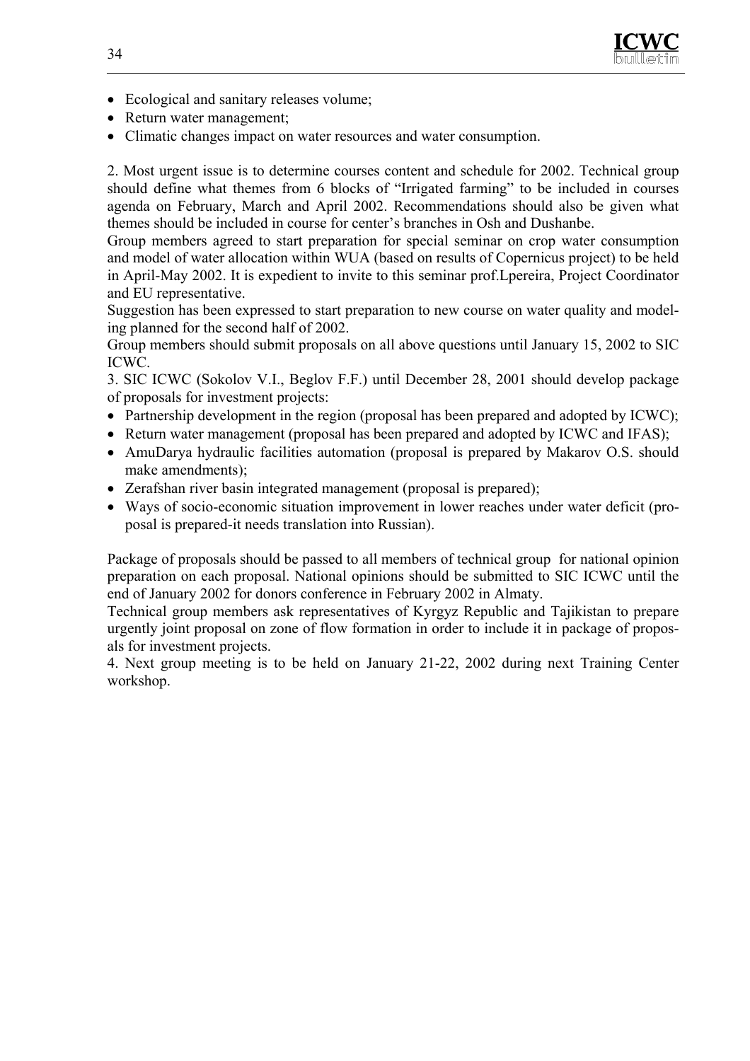- Ecological and sanitary releases volume;
- Return water management;
- Climatic changes impact on water resources and water consumption.

2. Most urgent issue is to determine courses content and schedule for 2002. Technical group should define what themes from 6 blocks of "Irrigated farming" to be included in courses agenda on February, March and April 2002. Recommendations should also be given what themes should be included in course for center's branches in Osh and Dushanbe.
Group members agreed to start preparation for special seminar on crop water consumption and model of water allocation within WUA (based on results of Copernicus project) to be held in April-May 2002. It is expedient to invite to this seminar prof.Lpereira, Project Coordinator and EU representative.
Suggestion has been expressed to start preparation to new course on water quality and modeling planned for the second half of 2002.
Group members should submit proposals on all above questions until January 15, 2002 to SIC ICWC.
3. SIC ICWC (Sokolov V.I., Beglov F.F.) until December 28, 2001 should develop package of proposals for investment projects:

- Partnership development in the region (proposal has been prepared and adopted by ICWC);
- Return water management (proposal has been prepared and adopted by ICWC and IFAS);
- AmuDarya hydraulic facilities automation (proposal is prepared by Makarov O.S. should make amendments);
- Zerafshan river basin integrated management (proposal is prepared);
- Ways of socio-economic situation improvement in lower reaches under water deficit (proposal is prepared-it needs translation into Russian).

Package of proposals should be passed to all members of technical group for national opinion preparation on each proposal. National opinions should be submitted to SIC ICWC until the end of January 2002 for donors conference in February 2002 in Almaty.
Technical group members ask representatives of Kyrgyz Republic and Tajikistan to prepare urgently joint proposal on zone of flow formation in order to include it in package of proposals for investment projects.
4. Next group meeting is to be held on January 21-22, 2002 during next Training Center workshop.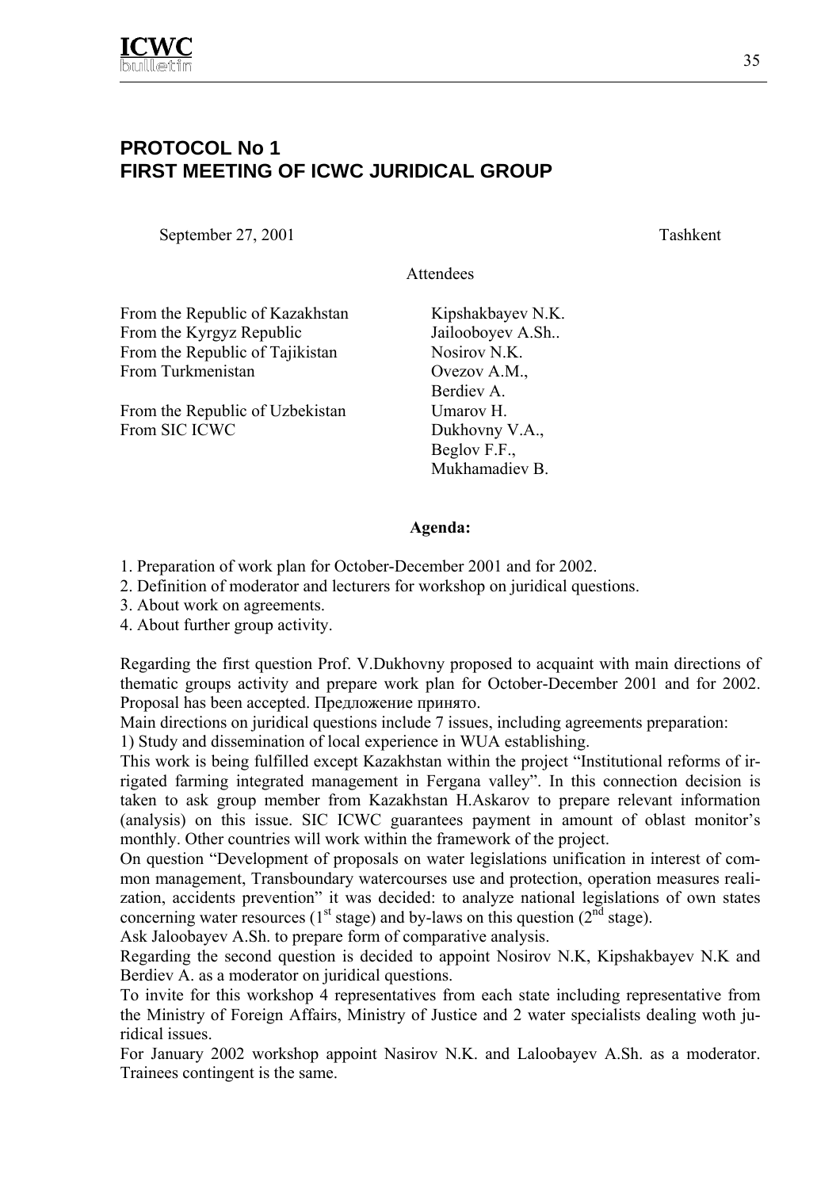## PROTOCOL No 1
## FIRST MEETING OF ICWC JURIDICAL GROUP

September 27, 2001 Tashkent

Attendees

| | |
|---|---|
| From the Republic of Kazakhstan | Kipshakbayev N.K. |
| From the Kyrgyz Republic | Jailooboyev A.Sh.. |
| From the Republic of Tajikistan | Nosirov N.K. |
| From Turkmenistan | Ovezov A.M., Berdiev A. |
| From the Republic of Uzbekistan | Umarov H. |
| From SIC ICWC | Dukhovny V.A., Beglov F.F., Mukhamadiev B. |

**Agenda:**

1. Preparation of work plan for October-December 2001 and for 2002.
2. Definition of moderator and lecturers for workshop on juridical questions.
3. About work on agreements.
4. About further group activity.

Regarding the first question Prof. V.Dukhovny proposed to acquaint with main directions of thematic groups activity and prepare work plan for October-December 2001 and for 2002. Proposal has been accepted. Предложение принято.

Main directions on juridical questions include 7 issues, including agreements preparation:

1) Study and dissemination of local experience in WUA establishing.

This work is being fulfilled except Kazakhstan within the project "Institutional reforms of irrigated farming integrated management in Fergana valley". In this connection decision is taken to ask group member from Kazakhstan H.Askarov to prepare relevant information (analysis) on this issue. SIC ICWC guarantees payment in amount of oblast monitor's monthly. Other countries will work within the framework of the project.

On question "Development of proposals on water legislations unification in interest of common management, Transboundary watercourses use and protection, operation measures realization, accidents prevention" it was decided: to analyze national legislations of own states concerning water resources (1st stage) and by-laws on this question (2nd stage).

Ask Jaloobayev A.Sh. to prepare form of comparative analysis.

Regarding the second question is decided to appoint Nosirov N.K, Kipshakbayev N.K and Berdiev A. as a moderator on juridical questions.

To invite for this workshop 4 representatives from each state including representative from the Ministry of Foreign Affairs, Ministry of Justice and 2 water specialists dealing woth juridical issues.

For January 2002 workshop appoint Nasirov N.K. and Laloobayev A.Sh. as a moderator. Trainees contingent is the same.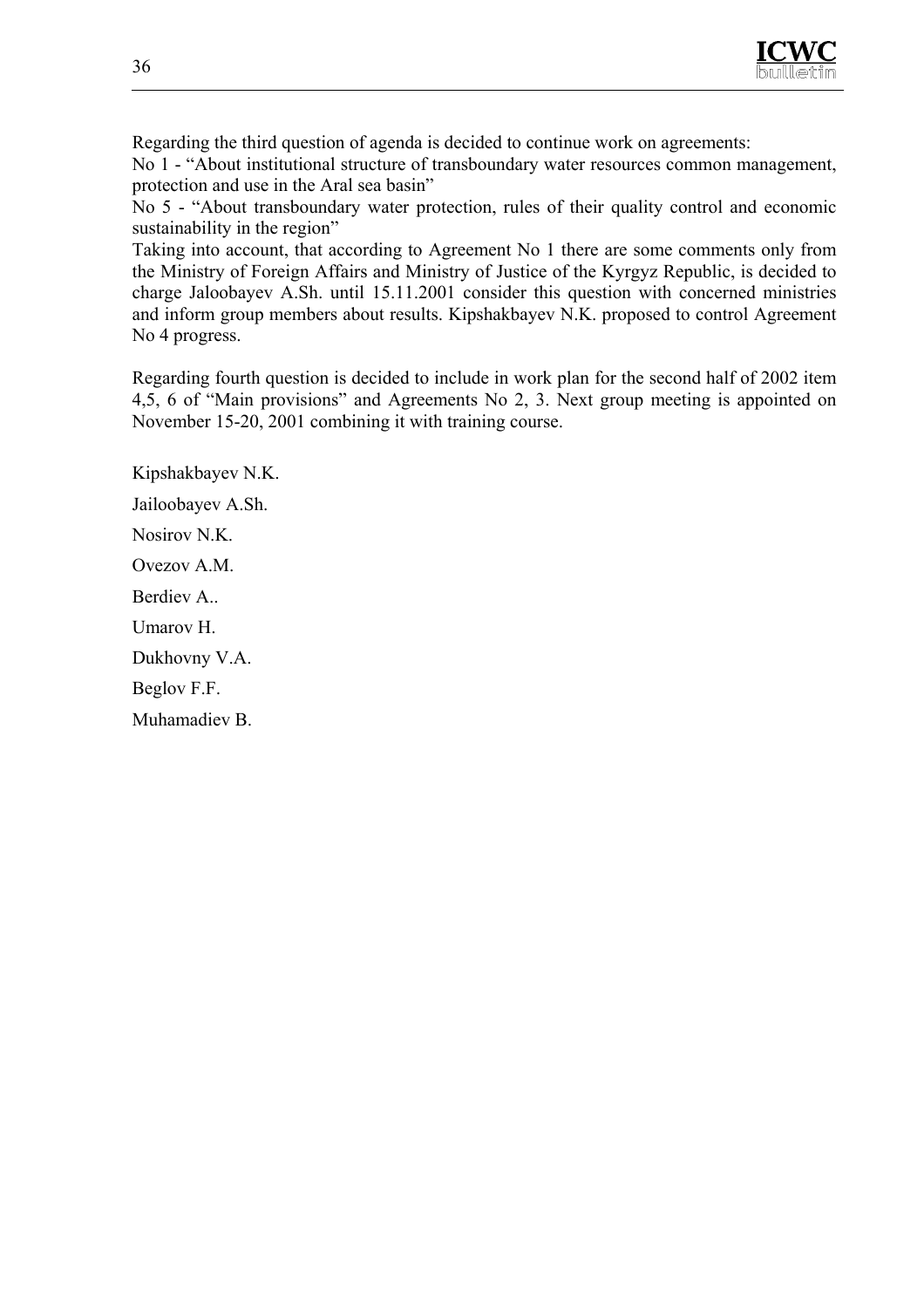Regarding the third question of agenda is decided to continue work on agreements:
No 1 - "About institutional structure of transboundary water resources common management, protection and use in the Aral sea basin"
No 5 - "About transboundary water protection, rules of their quality control and economic sustainability in the region"
Taking into account, that according to Agreement No 1 there are some comments only from the Ministry of Foreign Affairs and Ministry of Justice of the Kyrgyz Republic, is decided to charge Jaloobayev A.Sh. until 15.11.2001 consider this question with concerned ministries and inform group members about results. Kipshakbayev N.K. proposed to control Agreement No 4 progress.

Regarding fourth question is decided to include in work plan for the second half of 2002 item 4,5, 6 of "Main provisions" and Agreements No 2, 3. Next group meeting is appointed on November 15-20, 2001 combining it with training course.

Kipshakbayev N.K.

Jailoobayev A.Sh.

Nosirov N.K.

Ovezov A.M.

Berdiev A..

Umarov H.

Dukhovny V.A.

Beglov F.F.

Muhamadiev B.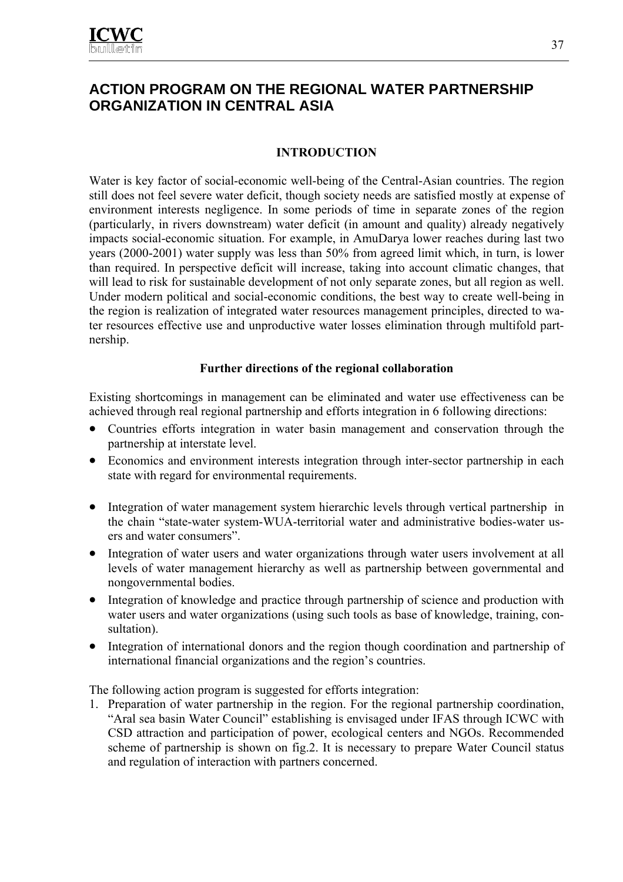# ACTION PROGRAM ON THE REGIONAL WATER PARTNERSHIP ORGANIZATION IN CENTRAL ASIA

## INTRODUCTION

Water is key factor of social-economic well-being of the Central-Asian countries. The region still does not feel severe water deficit, though society needs are satisfied mostly at expense of environment interests negligence. In some periods of time in separate zones of the region (particularly, in rivers downstream) water deficit (in amount and quality) already negatively impacts social-economic situation. For example, in AmuDarya lower reaches during last two years (2000-2001) water supply was less than 50% from agreed limit which, in turn, is lower than required. In perspective deficit will increase, taking into account climatic changes, that will lead to risk for sustainable development of not only separate zones, but all region as well. Under modern political and social-economic conditions, the best way to create well-being in the region is realization of integrated water resources management principles, directed to water resources effective use and unproductive water losses elimination through multifold partnership.

### Further directions of the regional collaboration

Existing shortcomings in management can be eliminated and water use effectiveness can be achieved through real regional partnership and efforts integration in 6 following directions:

- Countries efforts integration in water basin management and conservation through the partnership at interstate level.
- Economics and environment interests integration through inter-sector partnership in each state with regard for environmental requirements.
- Integration of water management system hierarchic levels through vertical partnership in the chain "state-water system-WUA-territorial water and administrative bodies-water users and water consumers".
- Integration of water users and water organizations through water users involvement at all levels of water management hierarchy as well as partnership between governmental and nongovernmental bodies.
- Integration of knowledge and practice through partnership of science and production with water users and water organizations (using such tools as base of knowledge, training, consultation).
- Integration of international donors and the region though coordination and partnership of international financial organizations and the region's countries.

The following action program is suggested for efforts integration:

1. Preparation of water partnership in the region. For the regional partnership coordination, "Aral sea basin Water Council" establishing is envisaged under IFAS through ICWC with CSD attraction and participation of power, ecological centers and NGOs. Recommended scheme of partnership is shown on fig.2. It is necessary to prepare Water Council status and regulation of interaction with partners concerned.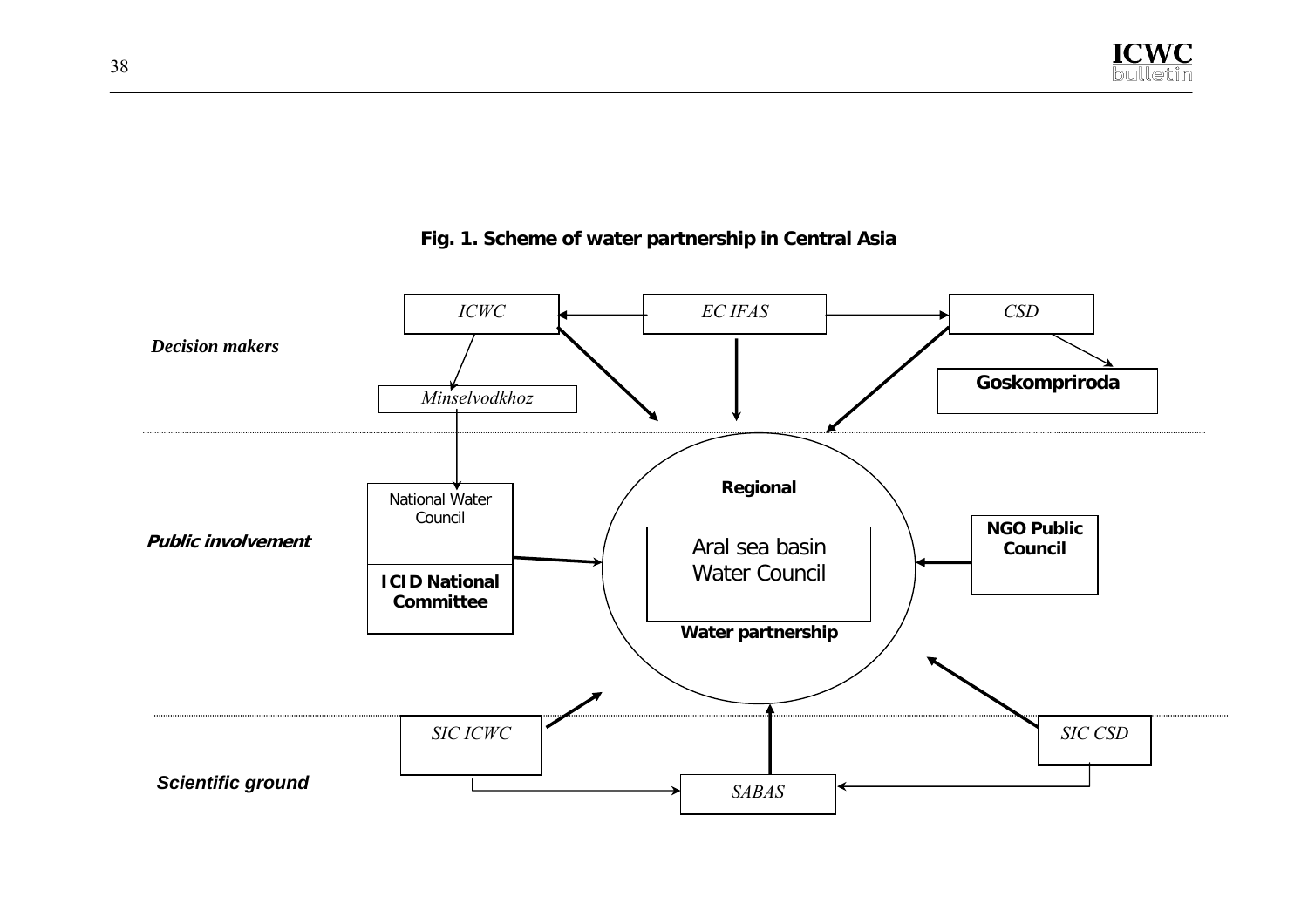**Fig. 1. Scheme of water partnership in Central Asia**

*Decision makers*

*ICWC* ← *EC IFAS* → *CSD*

*Minselvodkhoz*

**Goskompriroda**

**Public involvement**

National Water Council

**ICID National Committee**

**Regional**

Aral sea basin Water Council

**Water partnership**

**NGO Public Council**

***Scientific ground***

*SIC ICWC*

*SABAS*

*SIC CSD*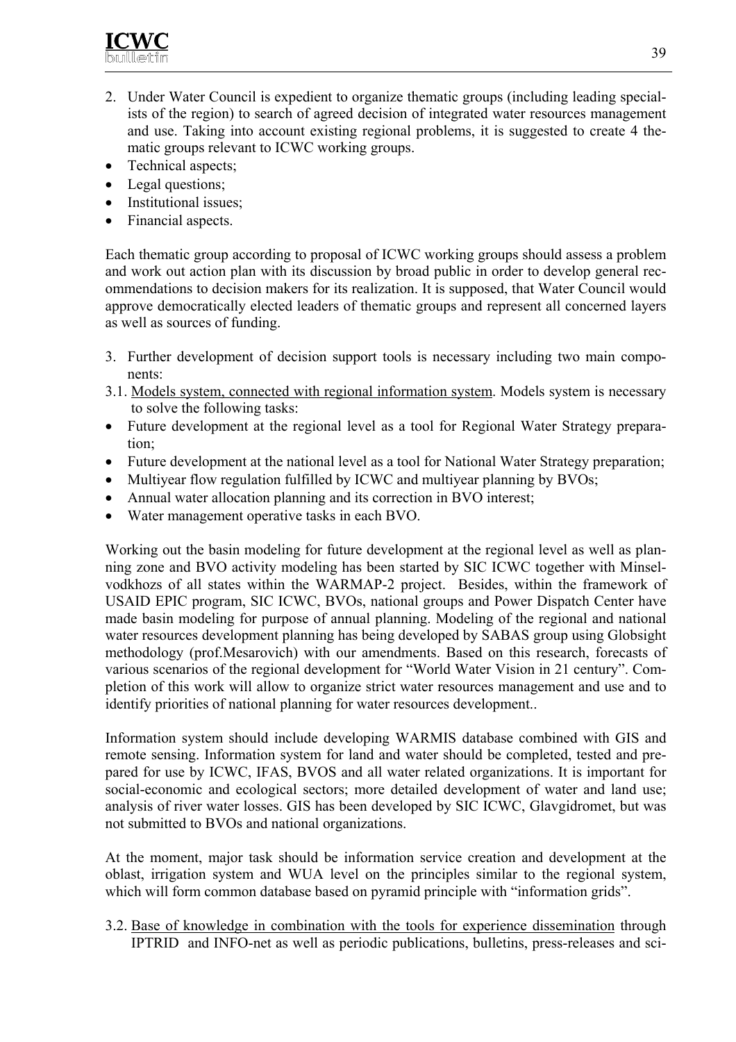2. Under Water Council is expedient to organize thematic groups (including leading specialists of the region) to search of agreed decision of integrated water resources management and use. Taking into account existing regional problems, it is suggested to create 4 thematic groups relevant to ICWC working groups.

- Technical aspects;
- Legal questions;
- Institutional issues;
- Financial aspects.

Each thematic group according to proposal of ICWC working groups should assess a problem and work out action plan with its discussion by broad public in order to develop general recommendations to decision makers for its realization. It is supposed, that Water Council would approve democratically elected leaders of thematic groups and represent all concerned layers as well as sources of funding.

3. Further development of decision support tools is necessary including two main components:

3.1. Models system, connected with regional information system. Models system is necessary to solve the following tasks:

- Future development at the regional level as a tool for Regional Water Strategy preparation;
- Future development at the national level as a tool for National Water Strategy preparation;
- Multiyear flow regulation fulfilled by ICWC and multiyear planning by BVOs;
- Annual water allocation planning and its correction in BVO interest;
- Water management operative tasks in each BVO.

Working out the basin modeling for future development at the regional level as well as planning zone and BVO activity modeling has been started by SIC ICWC together with Minselvodkhozs of all states within the WARMAP-2 project. Besides, within the framework of USAID EPIC program, SIC ICWC, BVOs, national groups and Power Dispatch Center have made basin modeling for purpose of annual planning. Modeling of the regional and national water resources development planning has being developed by SABAS group using Globsight methodology (prof.Mesarovich) with our amendments. Based on this research, forecasts of various scenarios of the regional development for "World Water Vision in 21 century". Completion of this work will allow to organize strict water resources management and use and to identify priorities of national planning for water resources development..

Information system should include developing WARMIS database combined with GIS and remote sensing. Information system for land and water should be completed, tested and prepared for use by ICWC, IFAS, BVOS and all water related organizations. It is important for social-economic and ecological sectors; more detailed development of water and land use; analysis of river water losses. GIS has been developed by SIC ICWC, Glavgidromet, but was not submitted to BVOs and national organizations.

At the moment, major task should be information service creation and development at the oblast, irrigation system and WUA level on the principles similar to the regional system, which will form common database based on pyramid principle with "information grids".

3.2. Base of knowledge in combination with the tools for experience dissemination through IPTRID and INFO-net as well as periodic publications, bulletins, press-releases and sci-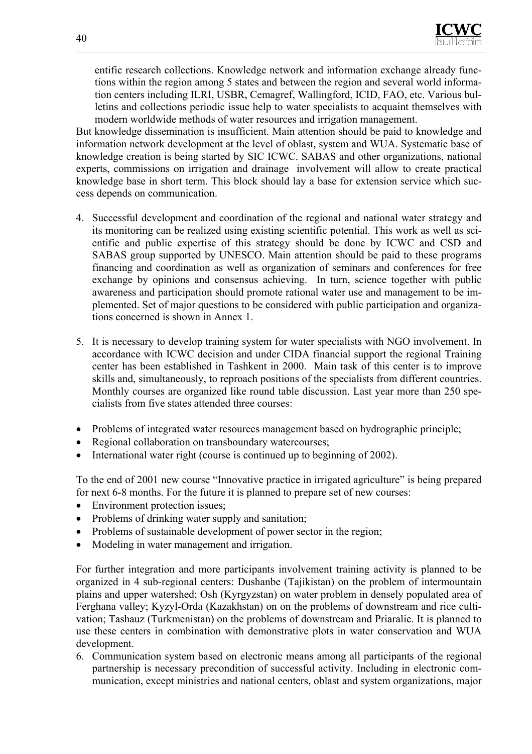entific research collections. Knowledge network and information exchange already functions within the region among 5 states and between the region and several world information centers including ILRI, USBR, Cemagref, Wallingford, ICID, FAO, etc. Various bulletins and collections periodic issue help to water specialists to acquaint themselves with modern worldwide methods of water resources and irrigation management.

But knowledge dissemination is insufficient. Main attention should be paid to knowledge and information network development at the level of oblast, system and WUA. Systematic base of knowledge creation is being started by SIC ICWC. SABAS and other organizations, national experts, commissions on irrigation and drainage involvement will allow to create practical knowledge base in short term. This block should lay a base for extension service which success depends on communication.

4. Successful development and coordination of the regional and national water strategy and its monitoring can be realized using existing scientific potential. This work as well as scientific and public expertise of this strategy should be done by ICWC and CSD and SABAS group supported by UNESCO. Main attention should be paid to these programs financing and coordination as well as organization of seminars and conferences for free exchange by opinions and consensus achieving. In turn, science together with public awareness and participation should promote rational water use and management to be implemented. Set of major questions to be considered with public participation and organizations concerned is shown in Annex 1.

5. It is necessary to develop training system for water specialists with NGO involvement. In accordance with ICWC decision and under CIDA financial support the regional Training center has been established in Tashkent in 2000. Main task of this center is to improve skills and, simultaneously, to reproach positions of the specialists from different countries. Monthly courses are organized like round table discussion. Last year more than 250 specialists from five states attended three courses:

- Problems of integrated water resources management based on hydrographic principle;
- Regional collaboration on transboundary watercourses;
- International water right (course is continued up to beginning of 2002).

To the end of 2001 new course “Innovative practice in irrigated agriculture” is being prepared for next 6-8 months. For the future it is planned to prepare set of new courses:

- Environment protection issues;
- Problems of drinking water supply and sanitation;
- Problems of sustainable development of power sector in the region;
- Modeling in water management and irrigation.

For further integration and more participants involvement training activity is planned to be organized in 4 sub-regional centers: Dushanbe (Tajikistan) on the problem of intermountain plains and upper watershed; Osh (Kyrgyzstan) on water problem in densely populated area of Ferghana valley; Kyzyl-Orda (Kazakhstan) on on the problems of downstream and rice cultivation; Tashauz (Turkmenistan) on the problems of downstream and Priaralie. It is planned to use these centers in combination with demonstrative plots in water conservation and WUA development.

6. Communication system based on electronic means among all participants of the regional partnership is necessary precondition of successful activity. Including in electronic communication, except ministries and national centers, oblast and system organizations, major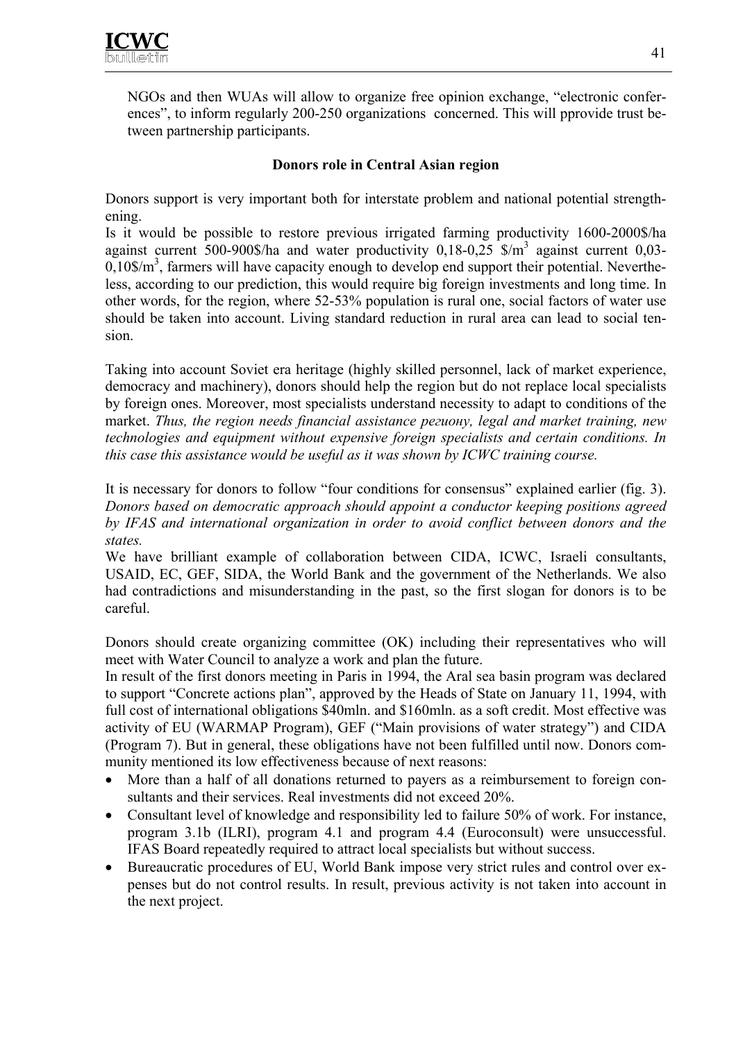NGOs and then WUAs will allow to organize free opinion exchange, "electronic conferences", to inform regularly 200-250 organizations concerned. This will pprovide trust between partnership participants.

**Donors role in Central Asian region**

Donors support is very important both for interstate problem and national potential strengthening.

Is it would be possible to restore previous irrigated farming productivity 1600-2000$/ha against current 500-900$/ha and water productivity 0,18-0,25 $/m$^3$ against current 0,03-0,10$/m$^3$, farmers will have capacity enough to develop end support their potential. Nevertheless, according to our prediction, this would require big foreign investments and long time. In other words, for the region, where 52-53% population is rural one, social factors of water use should be taken into account. Living standard reduction in rural area can lead to social tension.

Taking into account Soviet era heritage (highly skilled personnel, lack of market experience, democracy and machinery), donors should help the region but do not replace local specialists by foreign ones. Moreover, most specialists understand necessity to adapt to conditions of the market. *Thus, the region needs financial assistance региону, legal and market training, new technologies and equipment without expensive foreign specialists and certain conditions. In this case this assistance would be useful as it was shown by ICWC training course.*

It is necessary for donors to follow "four conditions for consensus" explained earlier (fig. 3). *Donors based on democratic approach should appoint a conductor keeping positions agreed by IFAS and international organization in order to avoid conflict between donors and the states.*

We have brilliant example of collaboration between CIDA, ICWC, Israeli consultants, USAID, EC, GEF, SIDA, the World Bank and the government of the Netherlands. We also had contradictions and misunderstanding in the past, so the first slogan for donors is to be careful.

Donors should create organizing committee (OK) including their representatives who will meet with Water Council to analyze a work and plan the future.

In result of the first donors meeting in Paris in 1994, the Aral sea basin program was declared to support "Concrete actions plan", approved by the Heads of State on January 11, 1994, with full cost of international obligations $40mln. and $160mln. as a soft credit. Most effective was activity of EU (WARMAP Program), GEF ("Main provisions of water strategy") and CIDA (Program 7). But in general, these obligations have not been fulfilled until now. Donors community mentioned its low effectiveness because of next reasons:

- More than a half of all donations returned to payers as a reimbursement to foreign consultants and their services. Real investments did not exceed 20%.
- Consultant level of knowledge and responsibility led to failure 50% of work. For instance, program 3.1b (ILRI), program 4.1 and program 4.4 (Euroconsult) were unsuccessful. IFAS Board repeatedly required to attract local specialists but without success.
- Bureaucratic procedures of EU, World Bank impose very strict rules and control over expenses but do not control results. In result, previous activity is not taken into account in the next project.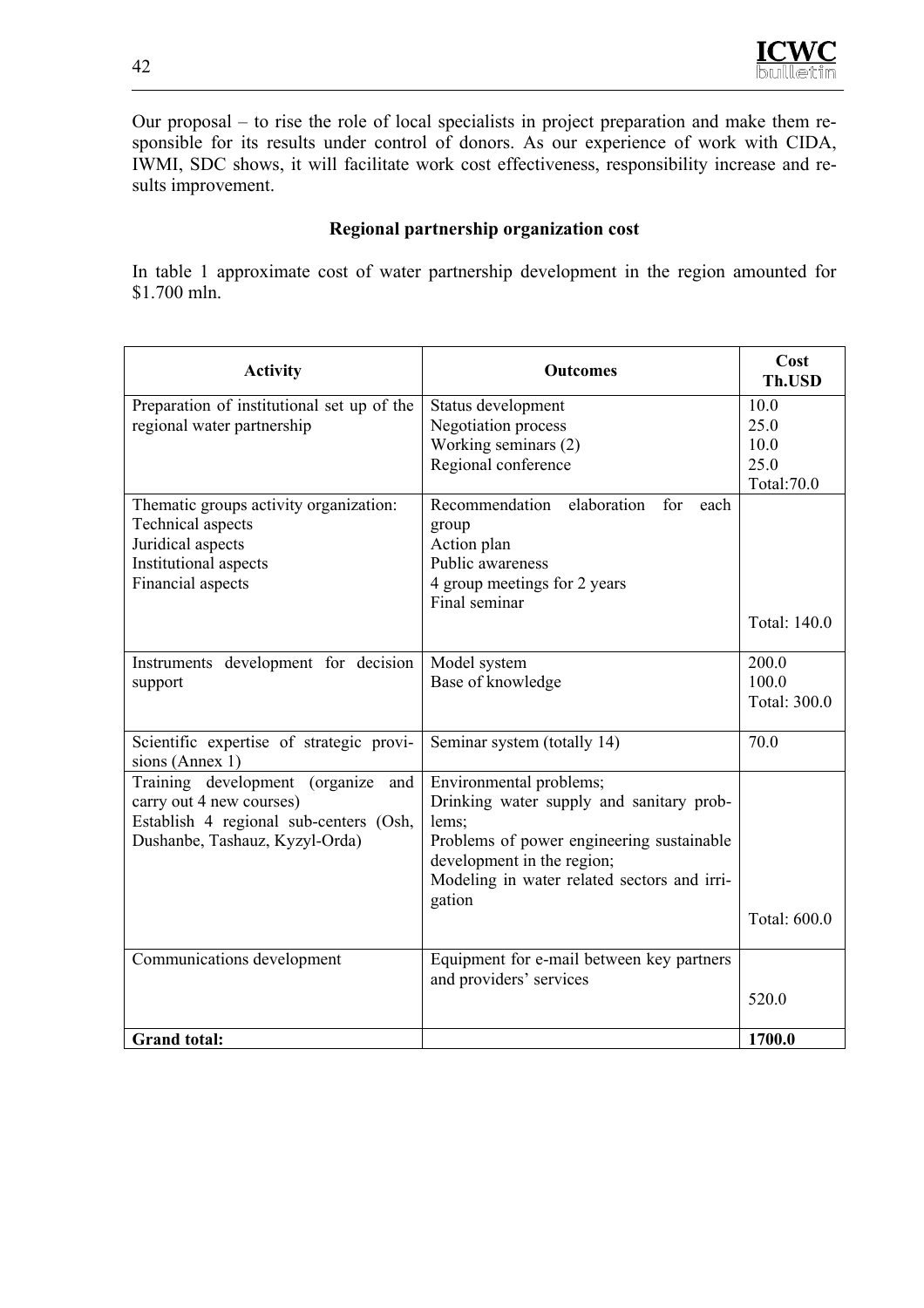Our proposal – to rise the role of local specialists in project preparation and make them responsible for its results under control of donors. As our experience of work with CIDA, IWMI, SDC shows, it will facilitate work cost effectiveness, responsibility increase and results improvement.

### Regional partnership organization cost

In table 1 approximate cost of water partnership development in the region amounted for $1.700 mln.

| Activity | Outcomes | Cost Th.USD |
|---|---|---|
| Preparation of institutional set up of the regional water partnership | Status development<br>Negotiation process<br>Working seminars (2)<br>Regional conference | 10.0<br>25.0<br>10.0<br>25.0<br>Total:70.0 |
| Thematic groups activity organization:<br>Technical aspects<br>Juridical aspects<br>Institutional aspects<br>Financial aspects | Recommendation elaboration for each group<br>Action plan<br>Public awareness<br>4 group meetings for 2 years<br>Final seminar | Total: 140.0 |
| Instruments development for decision support | Model system<br>Base of knowledge | 200.0<br>100.0<br>Total: 300.0 |
| Scientific expertise of strategic provisions (Annex 1) | Seminar system (totally 14) | 70.0 |
| Training development (organize and carry out 4 new courses)<br>Establish 4 regional sub-centers (Osh, Dushanbe, Tashauz, Kyzyl-Orda) | Environmental problems;<br>Drinking water supply and sanitary problems;<br>Problems of power engineering sustainable development in the region;<br>Modeling in water related sectors and irrigation | Total: 600.0 |
| Communications development | Equipment for e-mail between key partners and providers' services | 520.0 |
| **Grand total:** | | **1700.0** |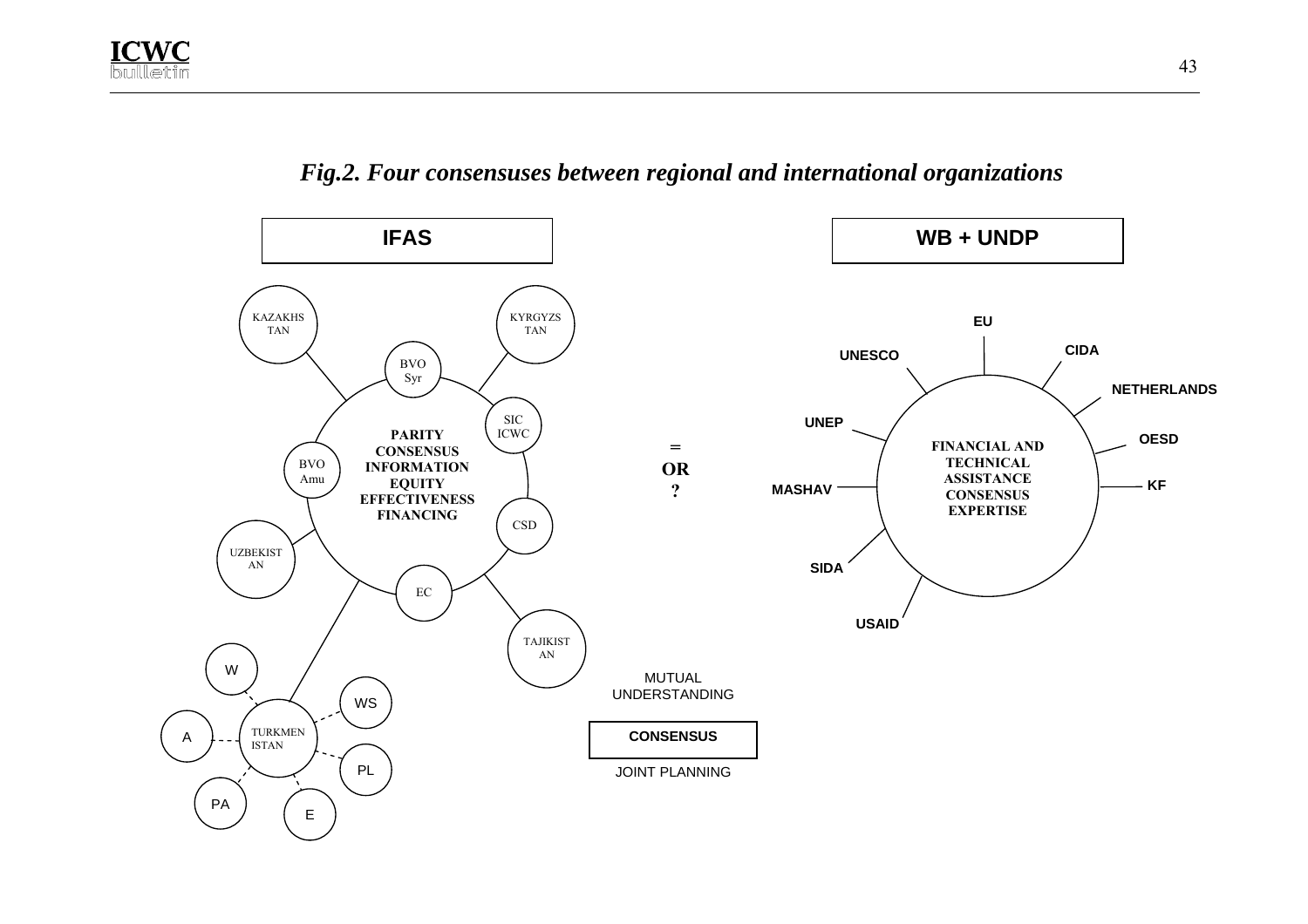*Fig.2. Four consensuses between regional and international organizations*

**IFAS**

KAZAKHSTAN

KYRGYZSTAN

BVO Syr

SIC ICWC

BVO Amu

CSD

UZBEKISTAN

EC

TAJIKISTAN

TURKMENISTAN

W

WS

A

PL

PA

E

**PARITY**
**CONSENSUS**
**INFORMATION**
**EQUITY**
**EFFECTIVENESS**
**FINANCING**

**=**
**OR**
**?**

**WB + UNDP**

EU

CIDA

UNESCO

NETHERLANDS

UNEP

OESD

MASHAV

KF

SIDA

USAID

**FINANCIAL AND**
**TECHNICAL**
**ASSISTANCE**
**CONSENSUS**
**EXPERTISE**

MUTUAL UNDERSTANDING

**CONSENSUS**

JOINT PLANNING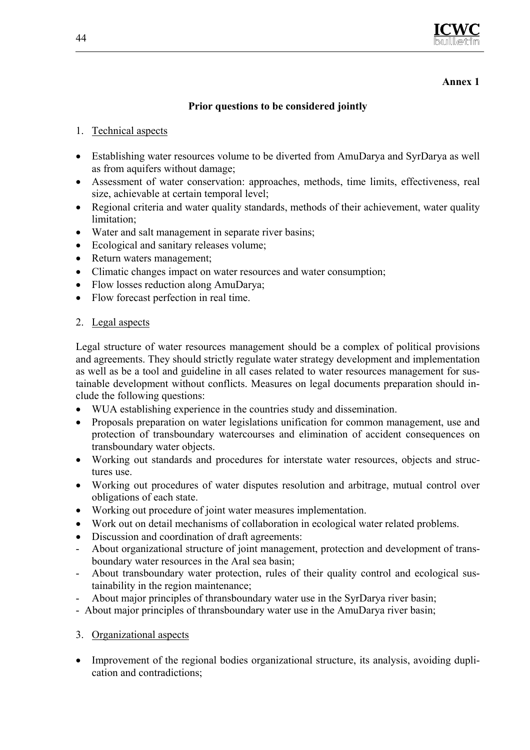**Annex 1**

## Prior questions to be considered jointly

1. Technical aspects

- Establishing water resources volume to be diverted from AmuDarya and SyrDarya as well as from aquifers without damage;
- Assessment of water conservation: approaches, methods, time limits, effectiveness, real size, achievable at certain temporal level;
- Regional criteria and water quality standards, methods of their achievement, water quality limitation;
- Water and salt management in separate river basins;
- Ecological and sanitary releases volume;
- Return waters management;
- Climatic changes impact on water resources and water consumption;
- Flow losses reduction along AmuDarya;
- Flow forecast perfection in real time.

2. Legal aspects

Legal structure of water resources management should be a complex of political provisions and agreements. They should strictly regulate water strategy development and implementation as well as be a tool and guideline in all cases related to water resources management for sustainable development without conflicts. Measures on legal documents preparation should include the following questions:

- WUA establishing experience in the countries study and dissemination.
- Proposals preparation on water legislations unification for common management, use and protection of transboundary watercourses and elimination of accident consequences on transboundary water objects.
- Working out standards and procedures for interstate water resources, objects and structures use.
- Working out procedures of water disputes resolution and arbitrage, mutual control over obligations of each state.
- Working out procedure of joint water measures implementation.
- Work out on detail mechanisms of collaboration in ecological water related problems.
- Discussion and coordination of draft agreements:
  - About organizational structure of joint management, protection and development of transboundary water resources in the Aral sea basin;
  - About transboundary water protection, rules of their quality control and ecological sustainability in the region maintenance;
  - About major principles of thransboundary water use in the SyrDarya river basin;
  - About major principles of thransboundary water use in the AmuDarya river basin;

3. Organizational aspects

- Improvement of the regional bodies organizational structure, its analysis, avoiding duplication and contradictions;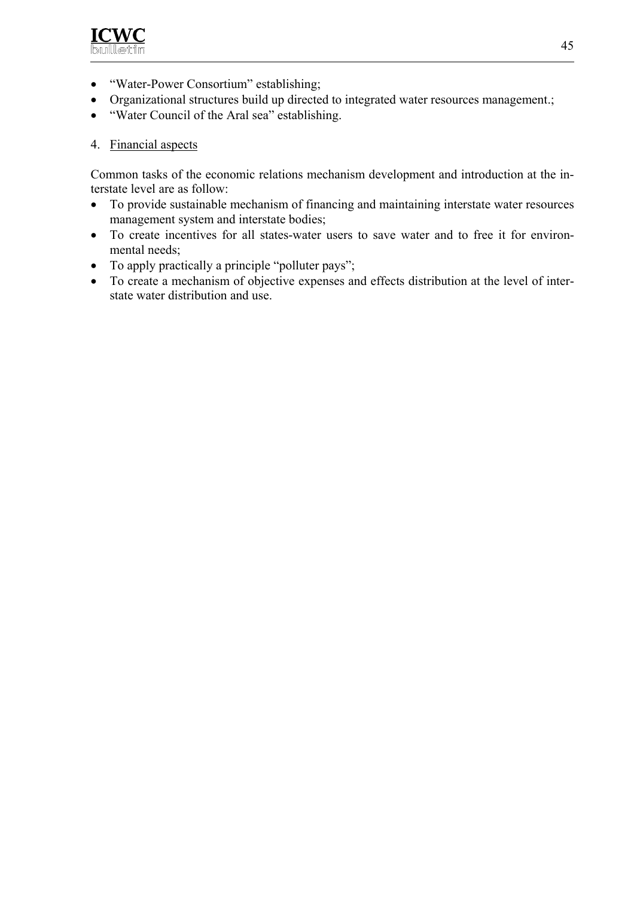- "Water-Power Consortium" establishing;
- Organizational structures build up directed to integrated water resources management.;
- "Water Council of the Aral sea" establishing.

4. Financial aspects

Common tasks of the economic relations mechanism development and introduction at the interstate level are as follow:

- To provide sustainable mechanism of financing and maintaining interstate water resources management system and interstate bodies;
- To create incentives for all states-water users to save water and to free it for environmental needs;
- To apply practically a principle "polluter pays";
- To create a mechanism of objective expenses and effects distribution at the level of interstate water distribution and use.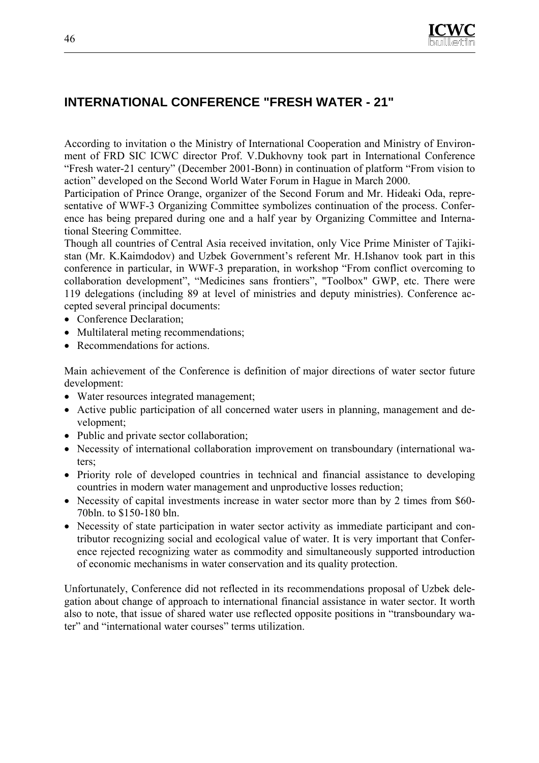## INTERNATIONAL CONFERENCE "FRESH WATER - 21"

According to invitation o the Ministry of International Cooperation and Ministry of Environment of FRD SIC ICWC director Prof. V.Dukhovny took part in International Conference "Fresh water-21 century" (December 2001-Bonn) in continuation of platform "From vision to action" developed on the Second World Water Forum in Hague in March 2000.

Participation of Prince Orange, organizer of the Second Forum and Mr. Hideaki Oda, representative of WWF-3 Organizing Committee symbolizes continuation of the process. Conference has being prepared during one and a half year by Organizing Committee and International Steering Committee.

Though all countries of Central Asia received invitation, only Vice Prime Minister of Tajikistan (Mr. K.Kaimdodov) and Uzbek Government's referent Mr. H.Ishanov took part in this conference in particular, in WWF-3 preparation, in workshop "From conflict overcoming to collaboration development", "Medicines sans frontiers", "Toolbox" GWP, etc. There were 119 delegations (including 89 at level of ministries and deputy ministries). Conference accepted several principal documents:

- Conference Declaration;
- Multilateral meting recommendations;
- Recommendations for actions.

Main achievement of the Conference is definition of major directions of water sector future development:

- Water resources integrated management;
- Active public participation of all concerned water users in planning, management and development;
- Public and private sector collaboration;
- Necessity of international collaboration improvement on transboundary (international waters;
- Priority role of developed countries in technical and financial assistance to developing countries in modern water management and unproductive losses reduction;
- Necessity of capital investments increase in water sector more than by 2 times from \$60-70bln. to \$150-180 bln.
- Necessity of state participation in water sector activity as immediate participant and contributor recognizing social and ecological value of water. It is very important that Conference rejected recognizing water as commodity and simultaneously supported introduction of economic mechanisms in water conservation and its quality protection.

Unfortunately, Conference did not reflected in its recommendations proposal of Uzbek delegation about change of approach to international financial assistance in water sector. It worth also to note, that issue of shared water use reflected opposite positions in "transboundary water" and "international water courses" terms utilization.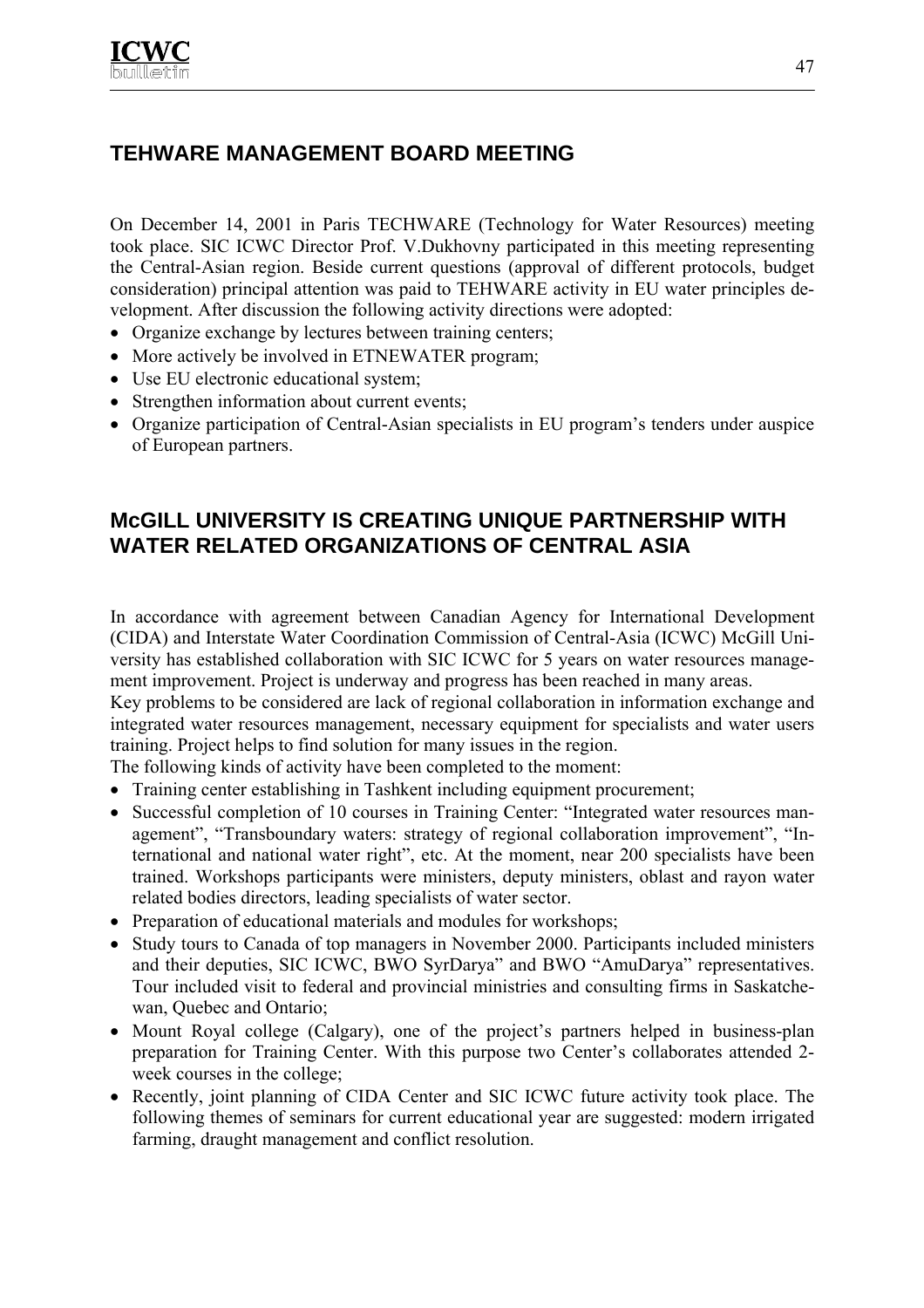## TEHWARE MANAGEMENT BOARD MEETING

On December 14, 2001 in Paris TECHWARE (Technology for Water Resources) meeting took place. SIC ICWC Director Prof. V.Dukhovny participated in this meeting representing the Central-Asian region. Beside current questions (approval of different protocols, budget consideration) principal attention was paid to TEHWARE activity in EU water principles development. After discussion the following activity directions were adopted:

- Organize exchange by lectures between training centers;
- More actively be involved in ETNEWATER program;
- Use EU electronic educational system;
- Strengthen information about current events;
- Organize participation of Central-Asian specialists in EU program's tenders under auspice of European partners.

## McGILL UNIVERSITY IS CREATING UNIQUE PARTNERSHIP WITH WATER RELATED ORGANIZATIONS OF CENTRAL ASIA

In accordance with agreement between Canadian Agency for International Development (CIDA) and Interstate Water Coordination Commission of Central-Asia (ICWC) McGill University has established collaboration with SIC ICWC for 5 years on water resources management improvement. Project is underway and progress has been reached in many areas.

Key problems to be considered are lack of regional collaboration in information exchange and integrated water resources management, necessary equipment for specialists and water users training. Project helps to find solution for many issues in the region.

The following kinds of activity have been completed to the moment:

- Training center establishing in Tashkent including equipment procurement;
- Successful completion of 10 courses in Training Center: "Integrated water resources management", "Transboundary waters: strategy of regional collaboration improvement", "International and national water right", etc. At the moment, near 200 specialists have been trained. Workshops participants were ministers, deputy ministers, oblast and rayon water related bodies directors, leading specialists of water sector.
- Preparation of educational materials and modules for workshops;
- Study tours to Canada of top managers in November 2000. Participants included ministers and their deputies, SIC ICWC, BWO SyrDarya" and BWO "AmuDarya" representatives. Tour included visit to federal and provincial ministries and consulting firms in Saskatchewan, Quebec and Ontario;
- Mount Royal college (Calgary), one of the project's partners helped in business-plan preparation for Training Center. With this purpose two Center's collaborates attended 2-week courses in the college;
- Recently, joint planning of CIDA Center and SIC ICWC future activity took place. The following themes of seminars for current educational year are suggested: modern irrigated farming, draught management and conflict resolution.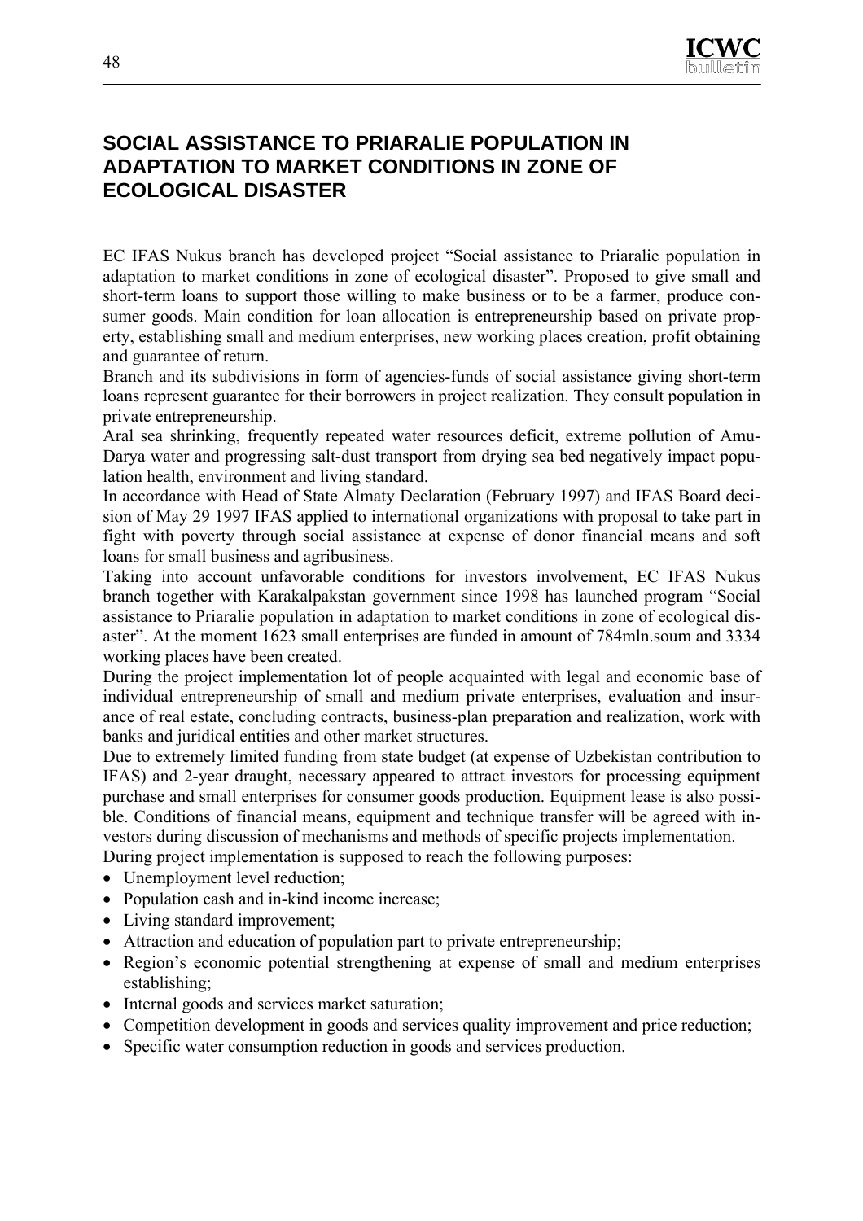# SOCIAL ASSISTANCE TO PRIARALIE POPULATION IN ADAPTATION TO MARKET CONDITIONS IN ZONE OF ECOLOGICAL DISASTER

EC IFAS Nukus branch has developed project "Social assistance to Priaralie population in adaptation to market conditions in zone of ecological disaster". Proposed to give small and short-term loans to support those willing to make business or to be a farmer, produce consumer goods. Main condition for loan allocation is entrepreneurship based on private property, establishing small and medium enterprises, new working places creation, profit obtaining and guarantee of return.

Branch and its subdivisions in form of agencies-funds of social assistance giving short-term loans represent guarantee for their borrowers in project realization. They consult population in private entrepreneurship.

Aral sea shrinking, frequently repeated water resources deficit, extreme pollution of Amu-Darya water and progressing salt-dust transport from drying sea bed negatively impact population health, environment and living standard.

In accordance with Head of State Almaty Declaration (February 1997) and IFAS Board decision of May 29 1997 IFAS applied to international organizations with proposal to take part in fight with poverty through social assistance at expense of donor financial means and soft loans for small business and agribusiness.

Taking into account unfavorable conditions for investors involvement, EC IFAS Nukus branch together with Karakalpakstan government since 1998 has launched program "Social assistance to Priaralie population in adaptation to market conditions in zone of ecological disaster". At the moment 1623 small enterprises are funded in amount of 784mln.soum and 3334 working places have been created.

During the project implementation lot of people acquainted with legal and economic base of individual entrepreneurship of small and medium private enterprises, evaluation and insurance of real estate, concluding contracts, business-plan preparation and realization, work with banks and juridical entities and other market structures.

Due to extremely limited funding from state budget (at expense of Uzbekistan contribution to IFAS) and 2-year draught, necessary appeared to attract investors for processing equipment purchase and small enterprises for consumer goods production. Equipment lease is also possible. Conditions of financial means, equipment and technique transfer will be agreed with investors during discussion of mechanisms and methods of specific projects implementation.

During project implementation is supposed to reach the following purposes:

- Unemployment level reduction;
- Population cash and in-kind income increase;
- Living standard improvement;
- Attraction and education of population part to private entrepreneurship;
- Region's economic potential strengthening at expense of small and medium enterprises establishing;
- Internal goods and services market saturation;
- Competition development in goods and services quality improvement and price reduction;
- Specific water consumption reduction in goods and services production.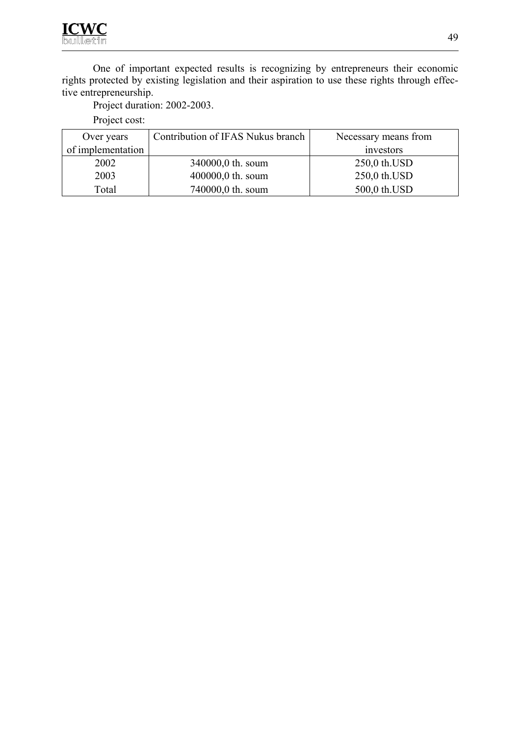One of important expected results is recognizing by entrepreneurs their economic rights protected by existing legislation and their aspiration to use these rights through effective entrepreneurship.

Project duration: 2002-2003.

Project cost:

| Over years of implementation | Contribution of IFAS Nukus branch | Necessary means from investors |
|---|---|---|
| 2002 | 340000,0 th. soum | 250,0 th.USD |
| 2003 | 400000,0 th. soum | 250,0 th.USD |
| Total | 740000,0 th. soum | 500,0 th.USD |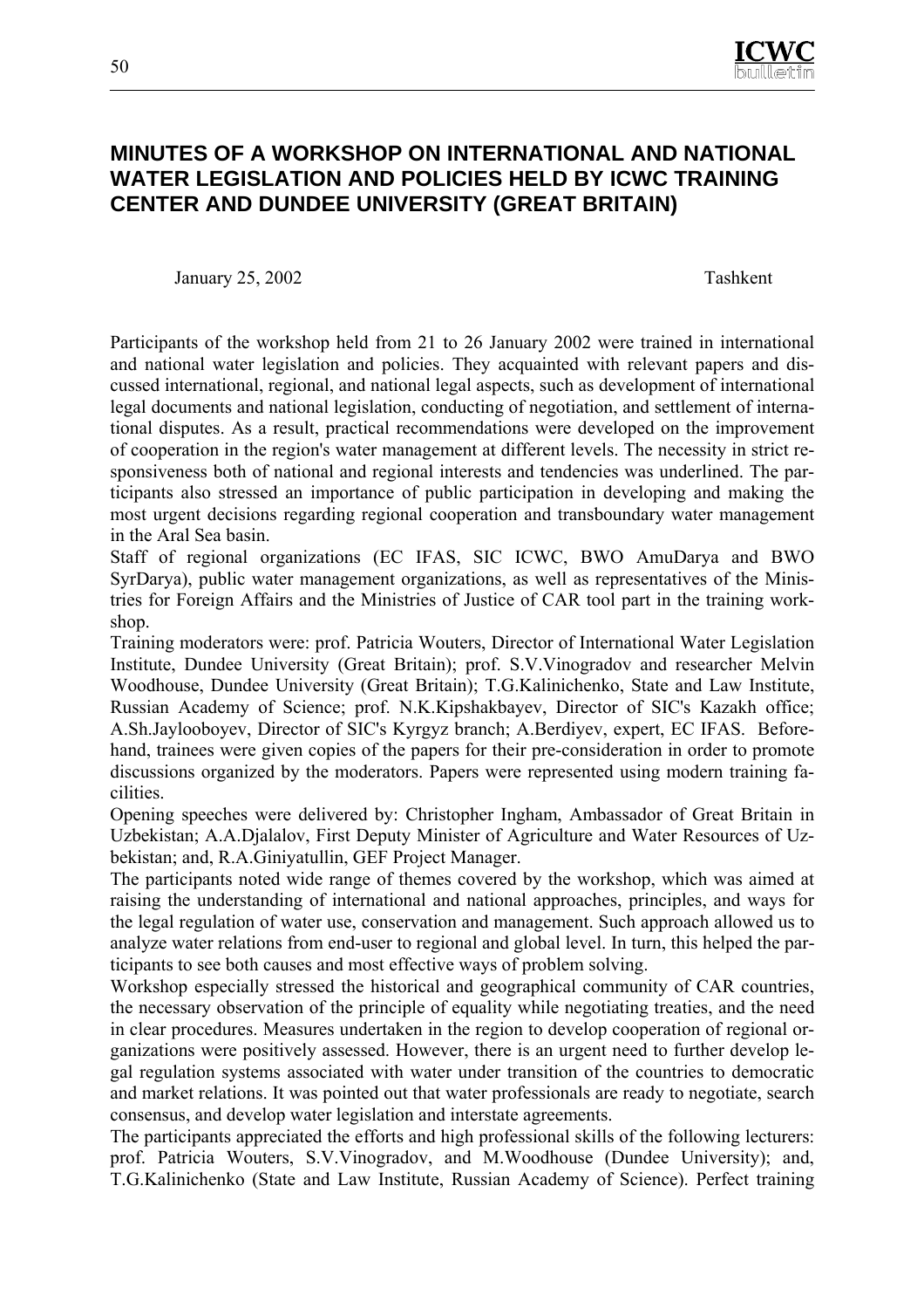# MINUTES OF A WORKSHOP ON INTERNATIONAL AND NATIONAL WATER LEGISLATION AND POLICIES HELD BY ICWC TRAINING CENTER AND DUNDEE UNIVERSITY (GREAT BRITAIN)

January 25, 2002 Tashkent

Participants of the workshop held from 21 to 26 January 2002 were trained in international and national water legislation and policies. They acquainted with relevant papers and discussed international, regional, and national legal aspects, such as development of international legal documents and national legislation, conducting of negotiation, and settlement of international disputes. As a result, practical recommendations were developed on the improvement of cooperation in the region's water management at different levels. The necessity in strict responsiveness both of national and regional interests and tendencies was underlined. The participants also stressed an importance of public participation in developing and making the most urgent decisions regarding regional cooperation and transboundary water management in the Aral Sea basin.

Staff of regional organizations (EC IFAS, SIC ICWC, BWO AmuDarya and BWO SyrDarya), public water management organizations, as well as representatives of the Ministries for Foreign Affairs and the Ministries of Justice of CAR tool part in the training workshop.

Training moderators were: prof. Patricia Wouters, Director of International Water Legislation Institute, Dundee University (Great Britain); prof. S.V.Vinogradov and researcher Melvin Woodhouse, Dundee University (Great Britain); T.G.Kalinichenko, State and Law Institute, Russian Academy of Science; prof. N.K.Kipshakbayev, Director of SIC's Kazakh office; A.Sh.Jaylooboyev, Director of SIC's Kyrgyz branch; A.Berdiyev, expert, EC IFAS. Beforehand, trainees were given copies of the papers for their pre-consideration in order to promote discussions organized by the moderators. Papers were represented using modern training facilities.

Opening speeches were delivered by: Christopher Ingham, Ambassador of Great Britain in Uzbekistan; A.A.Djalalov, First Deputy Minister of Agriculture and Water Resources of Uzbekistan; and, R.A.Giniyatullin, GEF Project Manager.

The participants noted wide range of themes covered by the workshop, which was aimed at raising the understanding of international and national approaches, principles, and ways for the legal regulation of water use, conservation and management. Such approach allowed us to analyze water relations from end-user to regional and global level. In turn, this helped the participants to see both causes and most effective ways of problem solving.

Workshop especially stressed the historical and geographical community of CAR countries, the necessary observation of the principle of equality while negotiating treaties, and the need in clear procedures. Measures undertaken in the region to develop cooperation of regional organizations were positively assessed. However, there is an urgent need to further develop legal regulation systems associated with water under transition of the countries to democratic and market relations. It was pointed out that water professionals are ready to negotiate, search consensus, and develop water legislation and interstate agreements.

The participants appreciated the efforts and high professional skills of the following lecturers: prof. Patricia Wouters, S.V.Vinogradov, and M.Woodhouse (Dundee University); and, T.G.Kalinichenko (State and Law Institute, Russian Academy of Science). Perfect training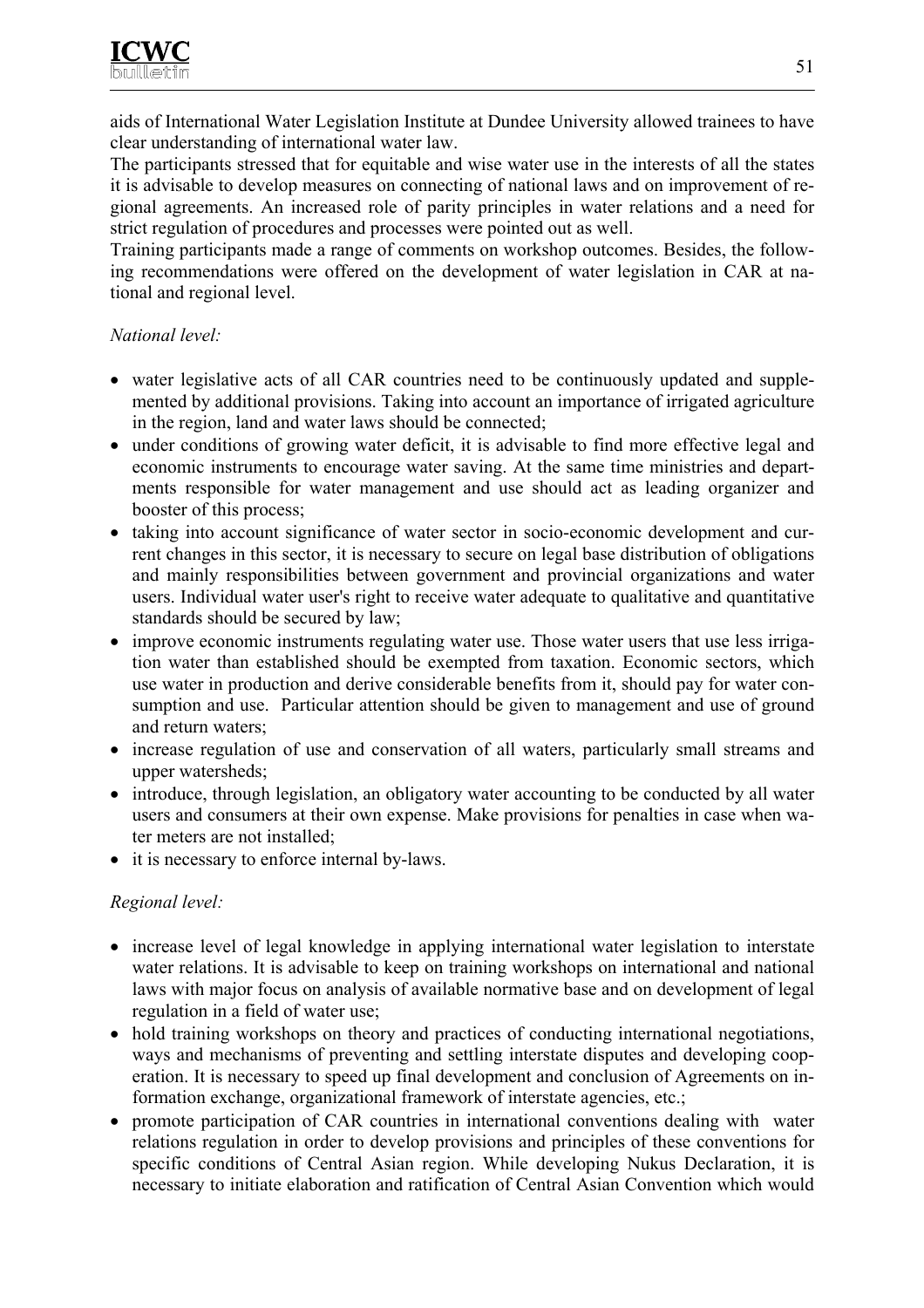aids of International Water Legislation Institute at Dundee University allowed trainees to have clear understanding of international water law.

The participants stressed that for equitable and wise water use in the interests of all the states it is advisable to develop measures on connecting of national laws and on improvement of regional agreements. An increased role of parity principles in water relations and a need for strict regulation of procedures and processes were pointed out as well.

Training participants made a range of comments on workshop outcomes. Besides, the following recommendations were offered on the development of water legislation in CAR at national and regional level.

*National level:*

- water legislative acts of all CAR countries need to be continuously updated and supplemented by additional provisions. Taking into account an importance of irrigated agriculture in the region, land and water laws should be connected;
- under conditions of growing water deficit, it is advisable to find more effective legal and economic instruments to encourage water saving. At the same time ministries and departments responsible for water management and use should act as leading organizer and booster of this process;
- taking into account significance of water sector in socio-economic development and current changes in this sector, it is necessary to secure on legal base distribution of obligations and mainly responsibilities between government and provincial organizations and water users. Individual water user's right to receive water adequate to qualitative and quantitative standards should be secured by law;
- improve economic instruments regulating water use. Those water users that use less irrigation water than established should be exempted from taxation. Economic sectors, which use water in production and derive considerable benefits from it, should pay for water consumption and use. Particular attention should be given to management and use of ground and return waters;
- increase regulation of use and conservation of all waters, particularly small streams and upper watersheds;
- introduce, through legislation, an obligatory water accounting to be conducted by all water users and consumers at their own expense. Make provisions for penalties in case when water meters are not installed;
- it is necessary to enforce internal by-laws.

*Regional level:*

- increase level of legal knowledge in applying international water legislation to interstate water relations. It is advisable to keep on training workshops on international and national laws with major focus on analysis of available normative base and on development of legal regulation in a field of water use;
- hold training workshops on theory and practices of conducting international negotiations, ways and mechanisms of preventing and settling interstate disputes and developing cooperation. It is necessary to speed up final development and conclusion of Agreements on information exchange, organizational framework of interstate agencies, etc.;
- promote participation of CAR countries in international conventions dealing with water relations regulation in order to develop provisions and principles of these conventions for specific conditions of Central Asian region. While developing Nukus Declaration, it is necessary to initiate elaboration and ratification of Central Asian Convention which would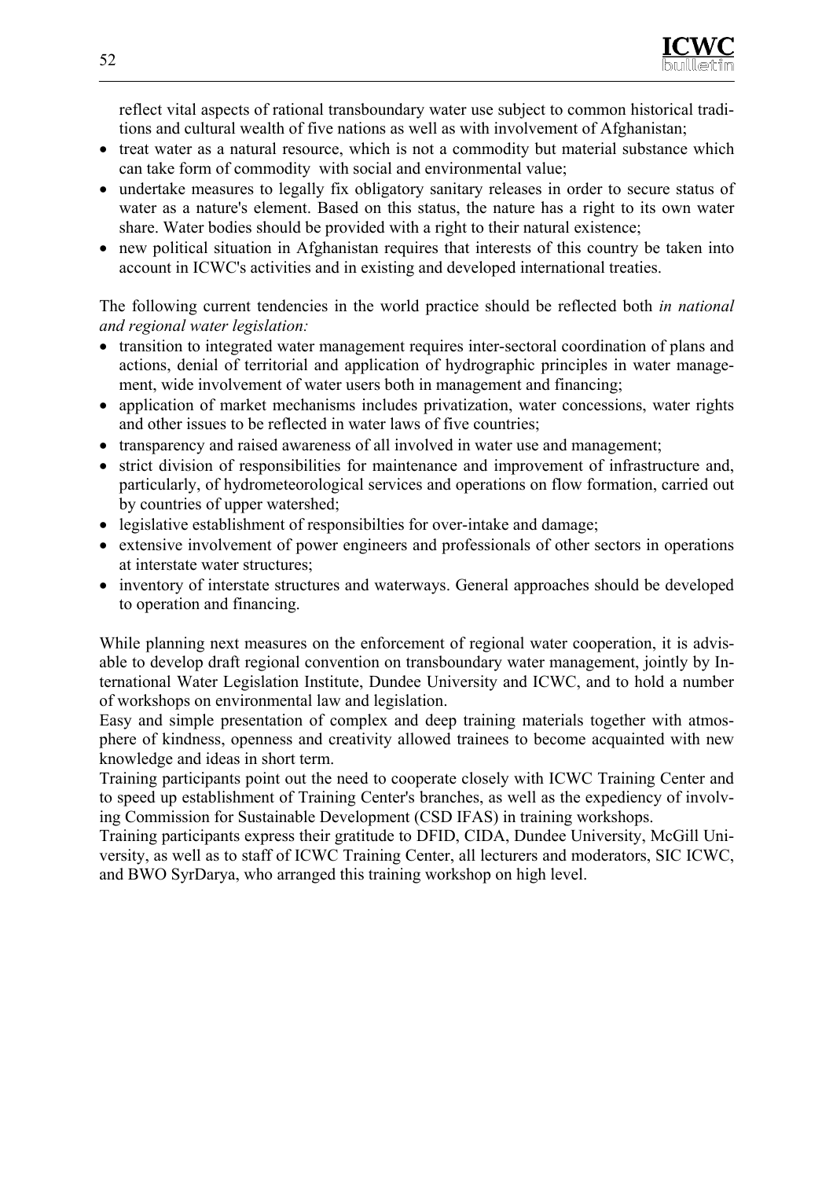reflect vital aspects of rational transboundary water use subject to common historical traditions and cultural wealth of five nations as well as with involvement of Afghanistan;

- treat water as a natural resource, which is not a commodity but material substance which can take form of commodity with social and environmental value;
- undertake measures to legally fix obligatory sanitary releases in order to secure status of water as a nature's element. Based on this status, the nature has a right to its own water share. Water bodies should be provided with a right to their natural existence;
- new political situation in Afghanistan requires that interests of this country be taken into account in ICWC's activities and in existing and developed international treaties.

The following current tendencies in the world practice should be reflected both *in national and regional water legislation:*

- transition to integrated water management requires inter-sectoral coordination of plans and actions, denial of territorial and application of hydrographic principles in water management, wide involvement of water users both in management and financing;
- application of market mechanisms includes privatization, water concessions, water rights and other issues to be reflected in water laws of five countries;
- transparency and raised awareness of all involved in water use and management;
- strict division of responsibilities for maintenance and improvement of infrastructure and, particularly, of hydrometeorological services and operations on flow formation, carried out by countries of upper watershed;
- legislative establishment of responsibilties for over-intake and damage;
- extensive involvement of power engineers and professionals of other sectors in operations at interstate water structures;
- inventory of interstate structures and waterways. General approaches should be developed to operation and financing.

While planning next measures on the enforcement of regional water cooperation, it is advisable to develop draft regional convention on transboundary water management, jointly by International Water Legislation Institute, Dundee University and ICWC, and to hold a number of workshops on environmental law and legislation.

Easy and simple presentation of complex and deep training materials together with atmosphere of kindness, openness and creativity allowed trainees to become acquainted with new knowledge and ideas in short term.

Training participants point out the need to cooperate closely with ICWC Training Center and to speed up establishment of Training Center's branches, as well as the expediency of involving Commission for Sustainable Development (CSD IFAS) in training workshops.

Training participants express their gratitude to DFID, CIDA, Dundee University, McGill University, as well as to staff of ICWC Training Center, all lecturers and moderators, SIC ICWC, and BWO SyrDarya, who arranged this training workshop on high level.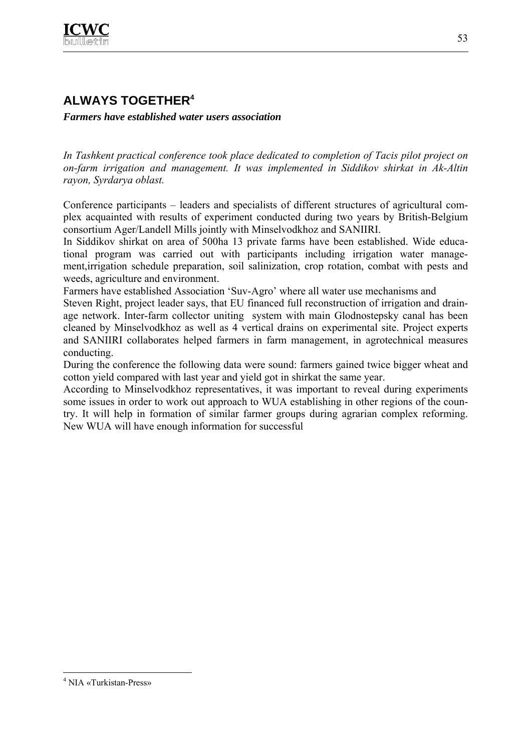## ALWAYS TOGETHER[4]

***Farmers have established water users association***

*In Tashkent practical conference took place dedicated to completion of Tacis pilot project on on-farm irrigation and management. It was implemented in Siddikov shirkat in Ak-Altin rayon, Syrdarya oblast.*

Conference participants – leaders and specialists of different structures of agricultural complex acquainted with results of experiment conducted during two years by British-Belgium consortium Ager/Landell Mills jointly with Minselvodkhoz and SANIIRI.

In Siddikov shirkat on area of 500ha 13 private farms have been established. Wide educational program was carried out with participants including irrigation water management,irrigation schedule preparation, soil salinization, crop rotation, combat with pests and weeds, agriculture and environment.

Farmers have established Association 'Suv-Agro' where all water use mechanisms and

Steven Right, project leader says, that EU financed full reconstruction of irrigation and drainage network. Inter-farm collector uniting system with main Glodnostepsky canal has been cleaned by Minselvodkhoz as well as 4 vertical drains on experimental site. Project experts and SANIIRI collaborates helped farmers in farm management, in agrotechnical measures conducting.

During the conference the following data were sound: farmers gained twice bigger wheat and cotton yield compared with last year and yield got in shirkat the same year.

According to Minselvodkhoz representatives, it was important to reveal during experiments some issues in order to work out approach to WUA establishing in other regions of the country. It will help in formation of similar farmer groups during agrarian complex reforming. New WUA will have enough information for successful

---

[4] NIA «Turkistan-Press»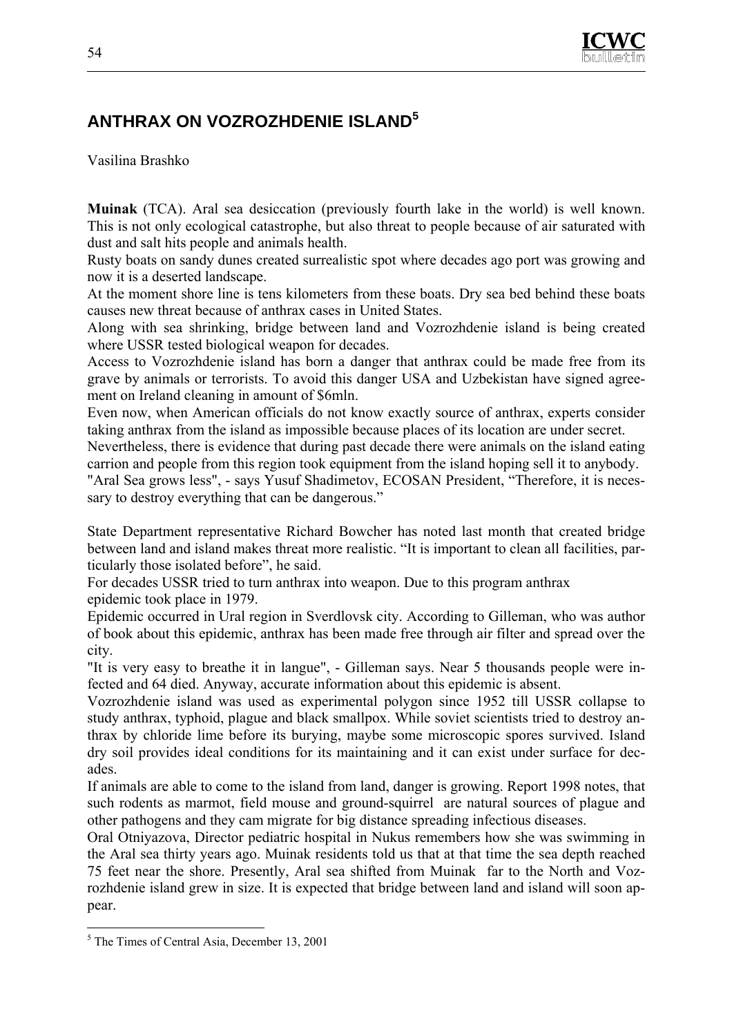## ANTHRAX ON VOZROZHDENIE ISLAND[5]

Vasilina Brashko

**Muinak** (TCA). Aral sea desiccation (previously fourth lake in the world) is well known. This is not only ecological catastrophe, but also threat to people because of air saturated with dust and salt hits people and animals health.

Rusty boats on sandy dunes created surrealistic spot where decades ago port was growing and now it is a deserted landscape.

At the moment shore line is tens kilometers from these boats. Dry sea bed behind these boats causes new threat because of anthrax cases in United States.

Along with sea shrinking, bridge between land and Vozrozhdenie island is being created where USSR tested biological weapon for decades.

Access to Vozrozhdenie island has born a danger that anthrax could be made free from its grave by animals or terrorists. To avoid this danger USA and Uzbekistan have signed agreement on Ireland cleaning in amount of $6mln.

Even now, when American officials do not know exactly source of anthrax, experts consider taking anthrax from the island as impossible because places of its location are under secret.

Nevertheless, there is evidence that during past decade there were animals on the island eating carrion and people from this region took equipment from the island hoping sell it to anybody.

"Aral Sea grows less", - says Yusuf Shadimetov, ECOSAN President, "Therefore, it is necessary to destroy everything that can be dangerous."

State Department representative Richard Bowcher has noted last month that created bridge between land and island makes threat more realistic. "It is important to clean all facilities, particularly those isolated before", he said.

For decades USSR tried to turn anthrax into weapon. Due to this program anthrax epidemic took place in 1979.

Epidemic occurred in Ural region in Sverdlovsk city. According to Gilleman, who was author of book about this epidemic, anthrax has been made free through air filter and spread over the city.

"It is very easy to breathe it in langue", - Gilleman says. Near 5 thousands people were infected and 64 died. Anyway, accurate information about this epidemic is absent.

Vozrozhdenie island was used as experimental polygon since 1952 till USSR collapse to study anthrax, typhoid, plague and black smallpox. While soviet scientists tried to destroy anthrax by chloride lime before its burying, maybe some microscopic spores survived. Island dry soil provides ideal conditions for its maintaining and it can exist under surface for decades.

If animals are able to come to the island from land, danger is growing. Report 1998 notes, that such rodents as marmot, field mouse and ground-squirrel are natural sources of plague and other pathogens and they cam migrate for big distance spreading infectious diseases.

Oral Otniyazova, Director pediatric hospital in Nukus remembers how she was swimming in the Aral sea thirty years ago. Muinak residents told us that at that time the sea depth reached 75 feet near the shore. Presently, Aral sea shifted from Muinak far to the North and Vozrozhdenie island grew in size. It is expected that bridge between land and island will soon appear.

---

[5] The Times of Central Asia, December 13, 2001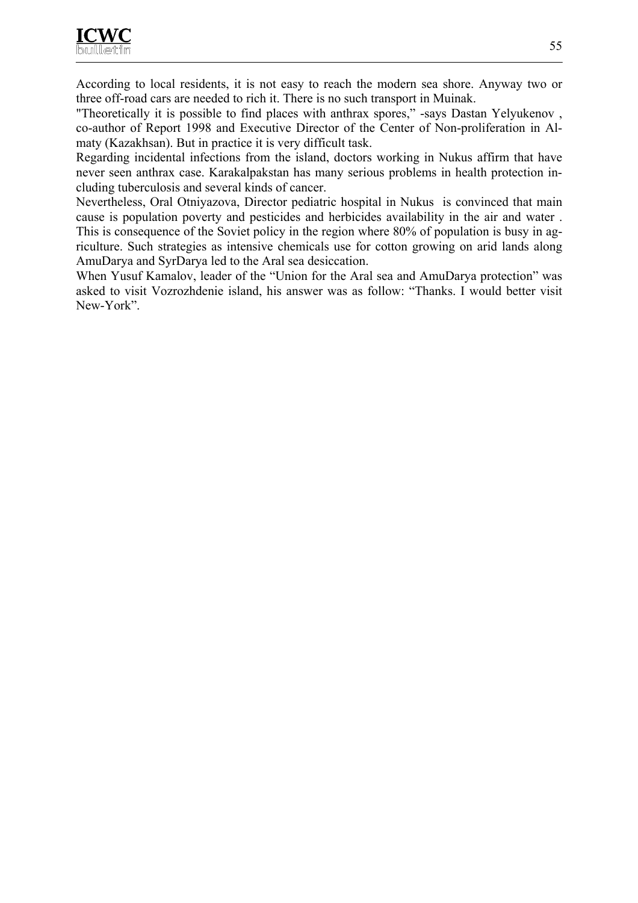According to local residents, it is not easy to reach the modern sea shore. Anyway two or three off-road cars are needed to rich it. There is no such transport in Muinak.

"Theoretically it is possible to find places with anthrax spores," -says Dastan Yelyukenov , co-author of Report 1998 and Executive Director of the Center of Non-proliferation in Almaty (Kazakhsan). But in practice it is very difficult task.

Regarding incidental infections from the island, doctors working in Nukus affirm that have never seen anthrax case. Karakalpakstan has many serious problems in health protection including tuberculosis and several kinds of cancer.

Nevertheless, Oral Otniyazova, Director pediatric hospital in Nukus is convinced that main cause is population poverty and pesticides and herbicides availability in the air and water . This is consequence of the Soviet policy in the region where 80% of population is busy in agriculture. Such strategies as intensive chemicals use for cotton growing on arid lands along AmuDarya and SyrDarya led to the Aral sea desiccation.

When Yusuf Kamalov, leader of the "Union for the Aral sea and AmuDarya protection" was asked to visit Vozrozhdenie island, his answer was as follow: "Thanks. I would better visit New-York".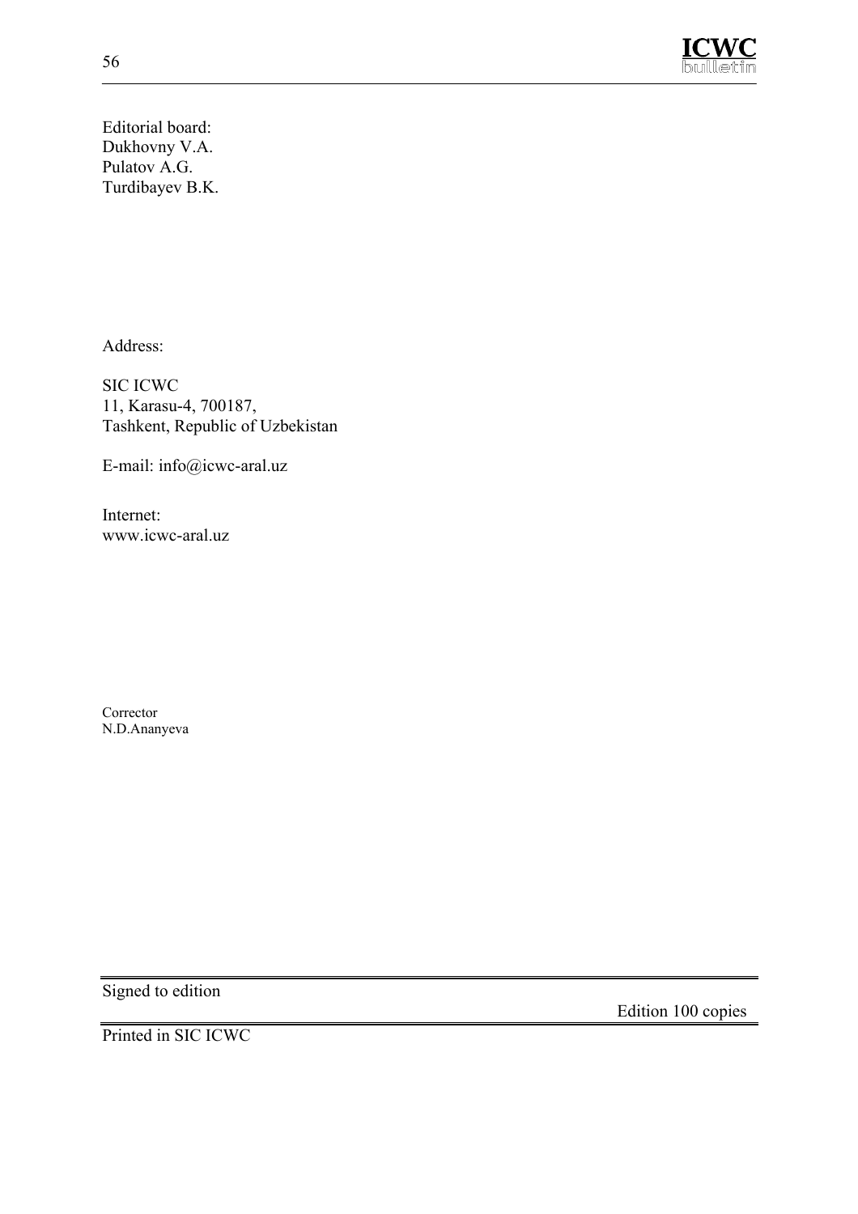Editorial board:
Dukhovny V.A.
Pulatov A.G.
Turdibayev B.K.

Address:

SIC ICWC
11, Karasu-4, 700187,
Tashkent, Republic of Uzbekistan

E-mail: info@icwc-aral.uz

Internet:
www.icwc-aral.uz

Corrector
N.D.Ananyeva

Signed to edition

Edition 100 copies

Printed in SIC ICWC